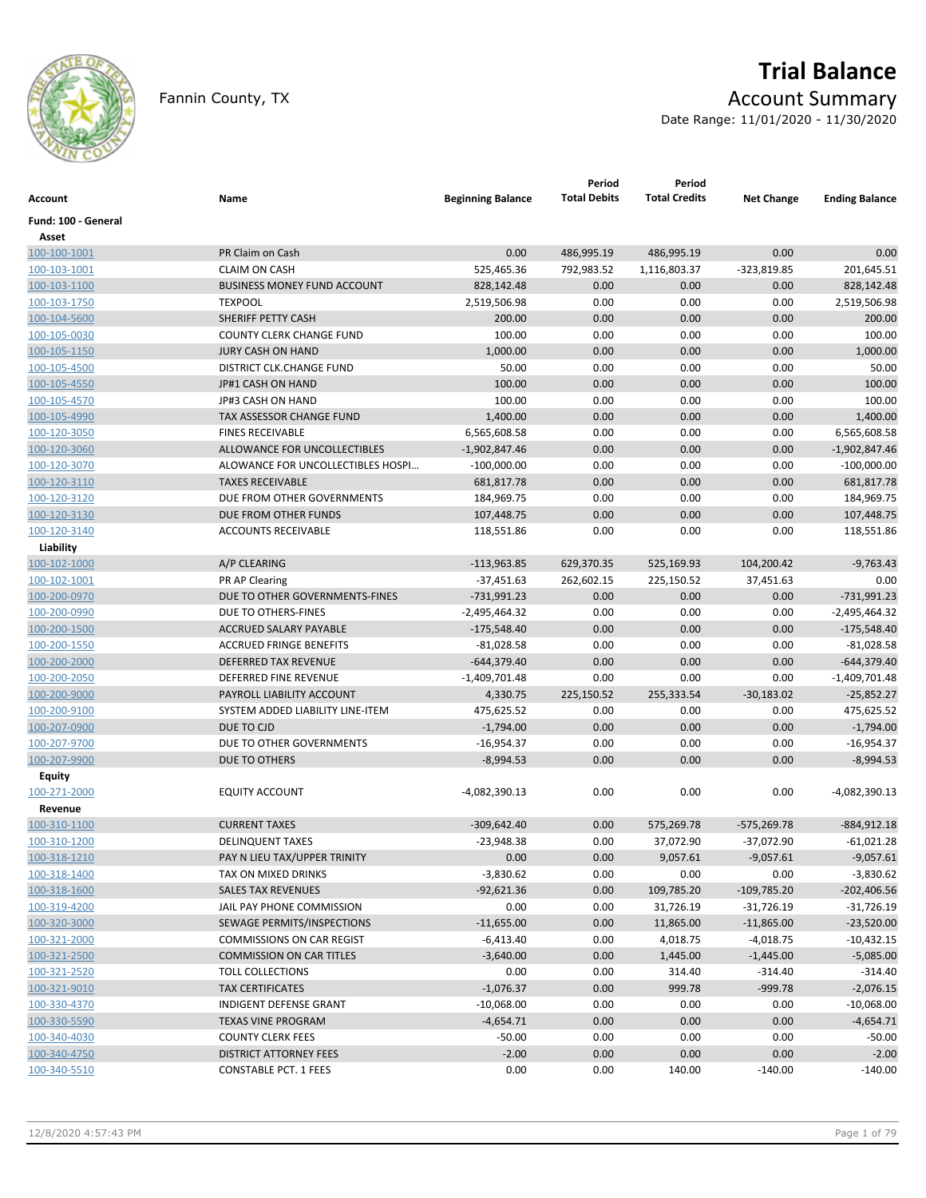# Trial Balance

Fannin County, TX

## Account Summary

Date Range: 11/01/2020 - 11/30/2020

| Account | Name | Beginning Balance | Period Total Debits | Period Total Credits | Net Change | Ending Balance |
|---|---|---|---|---|---|---|
| **Fund: 100 - General** | | | | | | |
| **Asset** | | | | | | |
| 100-100-1001 | PR Claim on Cash | 0.00 | 486,995.19 | 486,995.19 | 0.00 | 0.00 |
| 100-103-1001 | CLAIM ON CASH | 525,465.36 | 792,983.52 | 1,116,803.37 | -323,819.85 | 201,645.51 |
| 100-103-1100 | BUSINESS MONEY FUND ACCOUNT | 828,142.48 | 0.00 | 0.00 | 0.00 | 828,142.48 |
| 100-103-1750 | TEXPOOL | 2,519,506.98 | 0.00 | 0.00 | 0.00 | 2,519,506.98 |
| 100-104-5600 | SHERIFF PETTY CASH | 200.00 | 0.00 | 0.00 | 0.00 | 200.00 |
| 100-105-0030 | COUNTY CLERK CHANGE FUND | 100.00 | 0.00 | 0.00 | 0.00 | 100.00 |
| 100-105-1150 | JURY CASH ON HAND | 1,000.00 | 0.00 | 0.00 | 0.00 | 1,000.00 |
| 100-105-4500 | DISTRICT CLK.CHANGE FUND | 50.00 | 0.00 | 0.00 | 0.00 | 50.00 |
| 100-105-4550 | JP#1 CASH ON HAND | 100.00 | 0.00 | 0.00 | 0.00 | 100.00 |
| 100-105-4570 | JP#3 CASH ON HAND | 100.00 | 0.00 | 0.00 | 0.00 | 100.00 |
| 100-105-4990 | TAX ASSESSOR CHANGE FUND | 1,400.00 | 0.00 | 0.00 | 0.00 | 1,400.00 |
| 100-120-3050 | FINES RECEIVABLE | 6,565,608.58 | 0.00 | 0.00 | 0.00 | 6,565,608.58 |
| 100-120-3060 | ALLOWANCE FOR UNCOLLECTIBLES | -1,902,847.46 | 0.00 | 0.00 | 0.00 | -1,902,847.46 |
| 100-120-3070 | ALOWANCE FOR UNCOLLECTIBLES HOSPI… | -100,000.00 | 0.00 | 0.00 | 0.00 | -100,000.00 |
| 100-120-3110 | TAXES RECEIVABLE | 681,817.78 | 0.00 | 0.00 | 0.00 | 681,817.78 |
| 100-120-3120 | DUE FROM OTHER GOVERNMENTS | 184,969.75 | 0.00 | 0.00 | 0.00 | 184,969.75 |
| 100-120-3130 | DUE FROM OTHER FUNDS | 107,448.75 | 0.00 | 0.00 | 0.00 | 107,448.75 |
| 100-120-3140 | ACCOUNTS RECEIVABLE | 118,551.86 | 0.00 | 0.00 | 0.00 | 118,551.86 |
| **Liability** | | | | | | |
| 100-102-1000 | A/P CLEARING | -113,963.85 | 629,370.35 | 525,169.93 | 104,200.42 | -9,763.43 |
| 100-102-1001 | PR AP Clearing | -37,451.63 | 262,602.15 | 225,150.52 | 37,451.63 | 0.00 |
| 100-200-0970 | DUE TO OTHER GOVERNMENTS-FINES | -731,991.23 | 0.00 | 0.00 | 0.00 | -731,991.23 |
| 100-200-0990 | DUE TO OTHERS-FINES | -2,495,464.32 | 0.00 | 0.00 | 0.00 | -2,495,464.32 |
| 100-200-1500 | ACCRUED SALARY PAYABLE | -175,548.40 | 0.00 | 0.00 | 0.00 | -175,548.40 |
| 100-200-1550 | ACCRUED FRINGE BENEFITS | -81,028.58 | 0.00 | 0.00 | 0.00 | -81,028.58 |
| 100-200-2000 | DEFERRED TAX REVENUE | -644,379.40 | 0.00 | 0.00 | 0.00 | -644,379.40 |
| 100-200-2050 | DEFERRED FINE REVENUE | -1,409,701.48 | 0.00 | 0.00 | 0.00 | -1,409,701.48 |
| 100-200-9000 | PAYROLL LIABILITY ACCOUNT | 4,330.75 | 225,150.52 | 255,333.54 | -30,183.02 | -25,852.27 |
| 100-200-9100 | SYSTEM ADDED LIABILITY LINE-ITEM | 475,625.52 | 0.00 | 0.00 | 0.00 | 475,625.52 |
| 100-207-0900 | DUE TO CJD | -1,794.00 | 0.00 | 0.00 | 0.00 | -1,794.00 |
| 100-207-9700 | DUE TO OTHER GOVERNMENTS | -16,954.37 | 0.00 | 0.00 | 0.00 | -16,954.37 |
| 100-207-9900 | DUE TO OTHERS | -8,994.53 | 0.00 | 0.00 | 0.00 | -8,994.53 |
| **Equity** | | | | | | |
| 100-271-2000 | EQUITY ACCOUNT | -4,082,390.13 | 0.00 | 0.00 | 0.00 | -4,082,390.13 |
| **Revenue** | | | | | | |
| 100-310-1100 | CURRENT TAXES | -309,642.40 | 0.00 | 575,269.78 | -575,269.78 | -884,912.18 |
| 100-310-1200 | DELINQUENT TAXES | -23,948.38 | 0.00 | 37,072.90 | -37,072.90 | -61,021.28 |
| 100-318-1210 | PAY N LIEU TAX/UPPER TRINITY | 0.00 | 0.00 | 9,057.61 | -9,057.61 | -9,057.61 |
| 100-318-1400 | TAX ON MIXED DRINKS | -3,830.62 | 0.00 | 0.00 | 0.00 | -3,830.62 |
| 100-318-1600 | SALES TAX REVENUES | -92,621.36 | 0.00 | 109,785.20 | -109,785.20 | -202,406.56 |
| 100-319-4200 | JAIL PAY PHONE COMMISSION | 0.00 | 0.00 | 31,726.19 | -31,726.19 | -31,726.19 |
| 100-320-3000 | SEWAGE PERMITS/INSPECTIONS | -11,655.00 | 0.00 | 11,865.00 | -11,865.00 | -23,520.00 |
| 100-321-2000 | COMMISSIONS ON CAR REGIST | -6,413.40 | 0.00 | 4,018.75 | -4,018.75 | -10,432.15 |
| 100-321-2500 | COMMISSION ON CAR TITLES | -3,640.00 | 0.00 | 1,445.00 | -1,445.00 | -5,085.00 |
| 100-321-2520 | TOLL COLLECTIONS | 0.00 | 0.00 | 314.40 | -314.40 | -314.40 |
| 100-321-9010 | TAX CERTIFICATES | -1,076.37 | 0.00 | 999.78 | -999.78 | -2,076.15 |
| 100-330-4370 | INDIGENT DEFENSE GRANT | -10,068.00 | 0.00 | 0.00 | 0.00 | -10,068.00 |
| 100-330-5590 | TEXAS VINE PROGRAM | -4,654.71 | 0.00 | 0.00 | 0.00 | -4,654.71 |
| 100-340-4030 | COUNTY CLERK FEES | -50.00 | 0.00 | 0.00 | 0.00 | -50.00 |
| 100-340-4750 | DISTRICT ATTORNEY FEES | -2.00 | 0.00 | 0.00 | 0.00 | -2.00 |
| 100-340-5510 | CONSTABLE PCT. 1 FEES | 0.00 | 0.00 | 140.00 | -140.00 | -140.00 |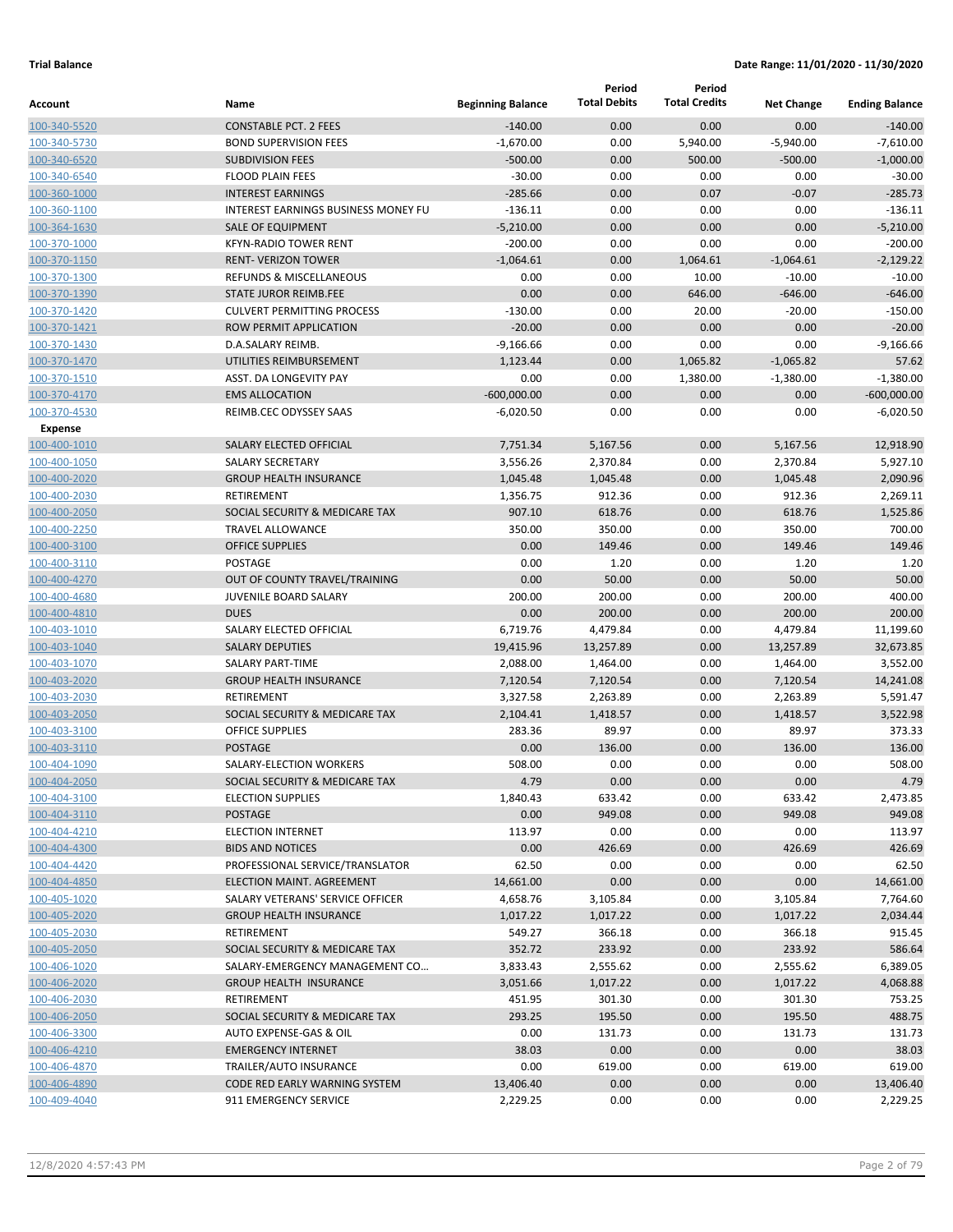**Trial Balance** **Date Range: 11/01/2020 - 11/30/2020**

| Account | Name | Beginning Balance | Period Total Debits | Period Total Credits | Net Change | Ending Balance |
|---|---|---|---|---|---|---|
| 100-340-5520 | CONSTABLE PCT. 2 FEES | -140.00 | 0.00 | 0.00 | 0.00 | -140.00 |
| 100-340-5730 | BOND SUPERVISION FEES | -1,670.00 | 0.00 | 5,940.00 | -5,940.00 | -7,610.00 |
| 100-340-6520 | SUBDIVISION FEES | -500.00 | 0.00 | 500.00 | -500.00 | -1,000.00 |
| 100-340-6540 | FLOOD PLAIN FEES | -30.00 | 0.00 | 0.00 | 0.00 | -30.00 |
| 100-360-1000 | INTEREST EARNINGS | -285.66 | 0.00 | 0.07 | -0.07 | -285.73 |
| 100-360-1100 | INTEREST EARNINGS BUSINESS MONEY FU | -136.11 | 0.00 | 0.00 | 0.00 | -136.11 |
| 100-364-1630 | SALE OF EQUIPMENT | -5,210.00 | 0.00 | 0.00 | 0.00 | -5,210.00 |
| 100-370-1000 | KFYN-RADIO TOWER RENT | -200.00 | 0.00 | 0.00 | 0.00 | -200.00 |
| 100-370-1150 | RENT- VERIZON TOWER | -1,064.61 | 0.00 | 1,064.61 | -1,064.61 | -2,129.22 |
| 100-370-1300 | REFUNDS & MISCELLANEOUS | 0.00 | 0.00 | 10.00 | -10.00 | -10.00 |
| 100-370-1390 | STATE JUROR REIMB.FEE | 0.00 | 0.00 | 646.00 | -646.00 | -646.00 |
| 100-370-1420 | CULVERT PERMITTING PROCESS | -130.00 | 0.00 | 20.00 | -20.00 | -150.00 |
| 100-370-1421 | ROW PERMIT APPLICATION | -20.00 | 0.00 | 0.00 | 0.00 | -20.00 |
| 100-370-1430 | D.A.SALARY REIMB. | -9,166.66 | 0.00 | 0.00 | 0.00 | -9,166.66 |
| 100-370-1470 | UTILITIES REIMBURSEMENT | 1,123.44 | 0.00 | 1,065.82 | -1,065.82 | 57.62 |
| 100-370-1510 | ASST. DA LONGEVITY PAY | 0.00 | 0.00 | 1,380.00 | -1,380.00 | -1,380.00 |
| 100-370-4170 | EMS ALLOCATION | -600,000.00 | 0.00 | 0.00 | 0.00 | -600,000.00 |
| 100-370-4530 | REIMB.CEC ODYSSEY SAAS | -6,020.50 | 0.00 | 0.00 | 0.00 | -6,020.50 |
| **Expense** | | | | | | |
| 100-400-1010 | SALARY ELECTED OFFICIAL | 7,751.34 | 5,167.56 | 0.00 | 5,167.56 | 12,918.90 |
| 100-400-1050 | SALARY SECRETARY | 3,556.26 | 2,370.84 | 0.00 | 2,370.84 | 5,927.10 |
| 100-400-2020 | GROUP HEALTH INSURANCE | 1,045.48 | 1,045.48 | 0.00 | 1,045.48 | 2,090.96 |
| 100-400-2030 | RETIREMENT | 1,356.75 | 912.36 | 0.00 | 912.36 | 2,269.11 |
| 100-400-2050 | SOCIAL SECURITY & MEDICARE TAX | 907.10 | 618.76 | 0.00 | 618.76 | 1,525.86 |
| 100-400-2250 | TRAVEL ALLOWANCE | 350.00 | 350.00 | 0.00 | 350.00 | 700.00 |
| 100-400-3100 | OFFICE SUPPLIES | 0.00 | 149.46 | 0.00 | 149.46 | 149.46 |
| 100-400-3110 | POSTAGE | 0.00 | 1.20 | 0.00 | 1.20 | 1.20 |
| 100-400-4270 | OUT OF COUNTY TRAVEL/TRAINING | 0.00 | 50.00 | 0.00 | 50.00 | 50.00 |
| 100-400-4680 | JUVENILE BOARD SALARY | 200.00 | 200.00 | 0.00 | 200.00 | 400.00 |
| 100-400-4810 | DUES | 0.00 | 200.00 | 0.00 | 200.00 | 200.00 |
| 100-403-1010 | SALARY ELECTED OFFICIAL | 6,719.76 | 4,479.84 | 0.00 | 4,479.84 | 11,199.60 |
| 100-403-1040 | SALARY DEPUTIES | 19,415.96 | 13,257.89 | 0.00 | 13,257.89 | 32,673.85 |
| 100-403-1070 | SALARY PART-TIME | 2,088.00 | 1,464.00 | 0.00 | 1,464.00 | 3,552.00 |
| 100-403-2020 | GROUP HEALTH INSURANCE | 7,120.54 | 7,120.54 | 0.00 | 7,120.54 | 14,241.08 |
| 100-403-2030 | RETIREMENT | 3,327.58 | 2,263.89 | 0.00 | 2,263.89 | 5,591.47 |
| 100-403-2050 | SOCIAL SECURITY & MEDICARE TAX | 2,104.41 | 1,418.57 | 0.00 | 1,418.57 | 3,522.98 |
| 100-403-3100 | OFFICE SUPPLIES | 283.36 | 89.97 | 0.00 | 89.97 | 373.33 |
| 100-403-3110 | POSTAGE | 0.00 | 136.00 | 0.00 | 136.00 | 136.00 |
| 100-404-1090 | SALARY-ELECTION WORKERS | 508.00 | 0.00 | 0.00 | 0.00 | 508.00 |
| 100-404-2050 | SOCIAL SECURITY & MEDICARE TAX | 4.79 | 0.00 | 0.00 | 0.00 | 4.79 |
| 100-404-3100 | ELECTION SUPPLIES | 1,840.43 | 633.42 | 0.00 | 633.42 | 2,473.85 |
| 100-404-3110 | POSTAGE | 0.00 | 949.08 | 0.00 | 949.08 | 949.08 |
| 100-404-4210 | ELECTION INTERNET | 113.97 | 0.00 | 0.00 | 0.00 | 113.97 |
| 100-404-4300 | BIDS AND NOTICES | 0.00 | 426.69 | 0.00 | 426.69 | 426.69 |
| 100-404-4420 | PROFESSIONAL SERVICE/TRANSLATOR | 62.50 | 0.00 | 0.00 | 0.00 | 62.50 |
| 100-404-4850 | ELECTION MAINT. AGREEMENT | 14,661.00 | 0.00 | 0.00 | 0.00 | 14,661.00 |
| 100-405-1020 | SALARY VETERANS' SERVICE OFFICER | 4,658.76 | 3,105.84 | 0.00 | 3,105.84 | 7,764.60 |
| 100-405-2020 | GROUP HEALTH INSURANCE | 1,017.22 | 1,017.22 | 0.00 | 1,017.22 | 2,034.44 |
| 100-405-2030 | RETIREMENT | 549.27 | 366.18 | 0.00 | 366.18 | 915.45 |
| 100-405-2050 | SOCIAL SECURITY & MEDICARE TAX | 352.72 | 233.92 | 0.00 | 233.92 | 586.64 |
| 100-406-1020 | SALARY-EMERGENCY MANAGEMENT CO... | 3,833.43 | 2,555.62 | 0.00 | 2,555.62 | 6,389.05 |
| 100-406-2020 | GROUP HEALTH INSURANCE | 3,051.66 | 1,017.22 | 0.00 | 1,017.22 | 4,068.88 |
| 100-406-2030 | RETIREMENT | 451.95 | 301.30 | 0.00 | 301.30 | 753.25 |
| 100-406-2050 | SOCIAL SECURITY & MEDICARE TAX | 293.25 | 195.50 | 0.00 | 195.50 | 488.75 |
| 100-406-3300 | AUTO EXPENSE-GAS & OIL | 0.00 | 131.73 | 0.00 | 131.73 | 131.73 |
| 100-406-4210 | EMERGENCY INTERNET | 38.03 | 0.00 | 0.00 | 0.00 | 38.03 |
| 100-406-4870 | TRAILER/AUTO INSURANCE | 0.00 | 619.00 | 0.00 | 619.00 | 619.00 |
| 100-406-4890 | CODE RED EARLY WARNING SYSTEM | 13,406.40 | 0.00 | 0.00 | 0.00 | 13,406.40 |
| 100-409-4040 | 911 EMERGENCY SERVICE | 2,229.25 | 0.00 | 0.00 | 0.00 | 2,229.25 |

12/8/2020 4:57:43 PM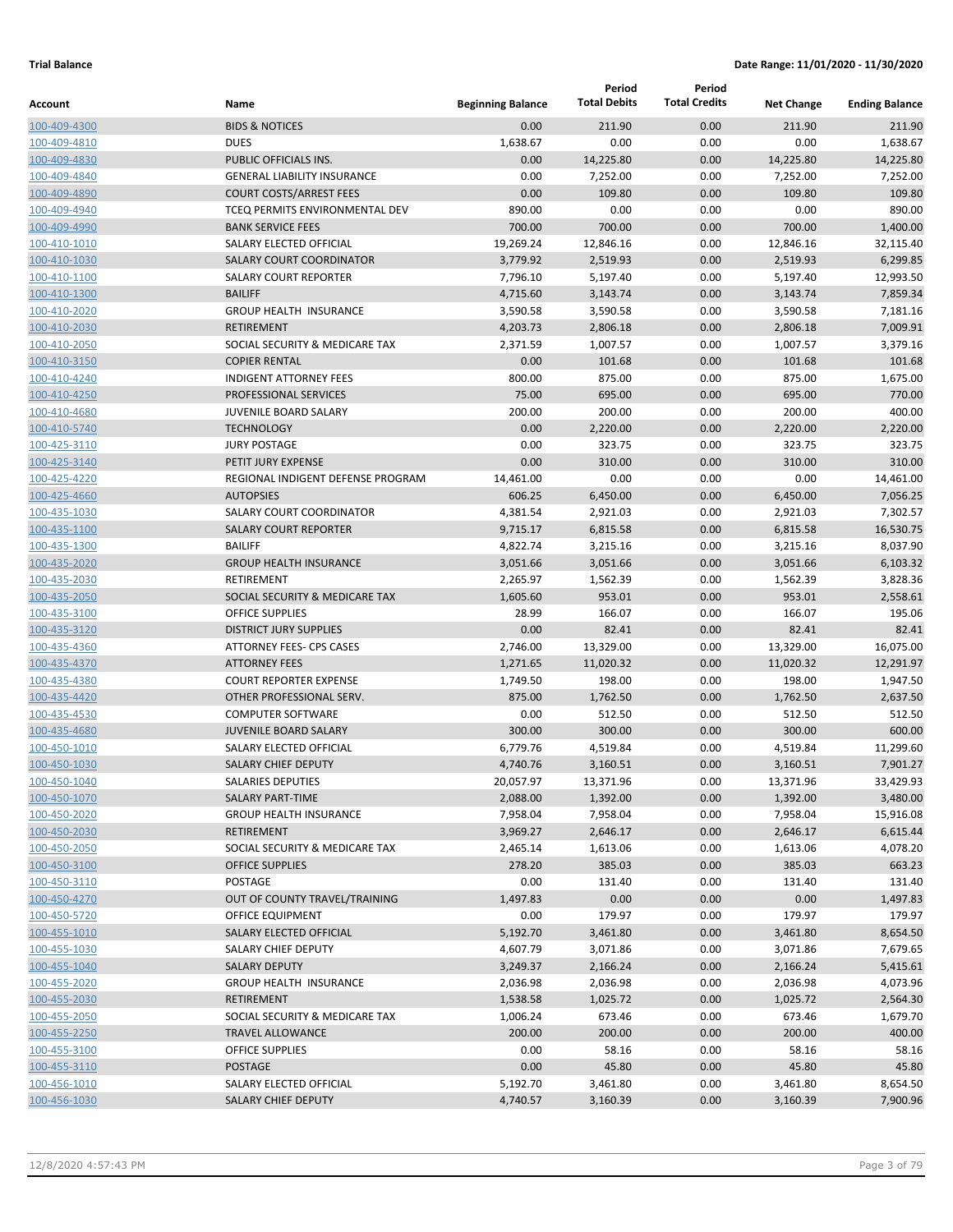**Trial Balance** **Date Range: 11/01/2020 - 11/30/2020**

| Account | Name | Beginning Balance | Period Total Debits | Period Total Credits | Net Change | Ending Balance |
|---|---|---|---|---|---|---|
| 100-409-4300 | BIDS & NOTICES | 0.00 | 211.90 | 0.00 | 211.90 | 211.90 |
| 100-409-4810 | DUES | 1,638.67 | 0.00 | 0.00 | 0.00 | 1,638.67 |
| 100-409-4830 | PUBLIC OFFICIALS INS. | 0.00 | 14,225.80 | 0.00 | 14,225.80 | 14,225.80 |
| 100-409-4840 | GENERAL LIABILITY INSURANCE | 0.00 | 7,252.00 | 0.00 | 7,252.00 | 7,252.00 |
| 100-409-4890 | COURT COSTS/ARREST FEES | 0.00 | 109.80 | 0.00 | 109.80 | 109.80 |
| 100-409-4940 | TCEQ PERMITS ENVIRONMENTAL DEV | 890.00 | 0.00 | 0.00 | 0.00 | 890.00 |
| 100-409-4990 | BANK SERVICE FEES | 700.00 | 700.00 | 0.00 | 700.00 | 1,400.00 |
| 100-410-1010 | SALARY ELECTED OFFICIAL | 19,269.24 | 12,846.16 | 0.00 | 12,846.16 | 32,115.40 |
| 100-410-1030 | SALARY COURT COORDINATOR | 3,779.92 | 2,519.93 | 0.00 | 2,519.93 | 6,299.85 |
| 100-410-1100 | SALARY COURT REPORTER | 7,796.10 | 5,197.40 | 0.00 | 5,197.40 | 12,993.50 |
| 100-410-1300 | BAILIFF | 4,715.60 | 3,143.74 | 0.00 | 3,143.74 | 7,859.34 |
| 100-410-2020 | GROUP HEALTH INSURANCE | 3,590.58 | 3,590.58 | 0.00 | 3,590.58 | 7,181.16 |
| 100-410-2030 | RETIREMENT | 4,203.73 | 2,806.18 | 0.00 | 2,806.18 | 7,009.91 |
| 100-410-2050 | SOCIAL SECURITY & MEDICARE TAX | 2,371.59 | 1,007.57 | 0.00 | 1,007.57 | 3,379.16 |
| 100-410-3150 | COPIER RENTAL | 0.00 | 101.68 | 0.00 | 101.68 | 101.68 |
| 100-410-4240 | INDIGENT ATTORNEY FEES | 800.00 | 875.00 | 0.00 | 875.00 | 1,675.00 |
| 100-410-4250 | PROFESSIONAL SERVICES | 75.00 | 695.00 | 0.00 | 695.00 | 770.00 |
| 100-410-4680 | JUVENILE BOARD SALARY | 200.00 | 200.00 | 0.00 | 200.00 | 400.00 |
| 100-410-5740 | TECHNOLOGY | 0.00 | 2,220.00 | 0.00 | 2,220.00 | 2,220.00 |
| 100-425-3110 | JURY POSTAGE | 0.00 | 323.75 | 0.00 | 323.75 | 323.75 |
| 100-425-3140 | PETIT JURY EXPENSE | 0.00 | 310.00 | 0.00 | 310.00 | 310.00 |
| 100-425-4220 | REGIONAL INDIGENT DEFENSE PROGRAM | 14,461.00 | 0.00 | 0.00 | 0.00 | 14,461.00 |
| 100-425-4660 | AUTOPSIES | 606.25 | 6,450.00 | 0.00 | 6,450.00 | 7,056.25 |
| 100-435-1030 | SALARY COURT COORDINATOR | 4,381.54 | 2,921.03 | 0.00 | 2,921.03 | 7,302.57 |
| 100-435-1100 | SALARY COURT REPORTER | 9,715.17 | 6,815.58 | 0.00 | 6,815.58 | 16,530.75 |
| 100-435-1300 | BAILIFF | 4,822.74 | 3,215.16 | 0.00 | 3,215.16 | 8,037.90 |
| 100-435-2020 | GROUP HEALTH INSURANCE | 3,051.66 | 3,051.66 | 0.00 | 3,051.66 | 6,103.32 |
| 100-435-2030 | RETIREMENT | 2,265.97 | 1,562.39 | 0.00 | 1,562.39 | 3,828.36 |
| 100-435-2050 | SOCIAL SECURITY & MEDICARE TAX | 1,605.60 | 953.01 | 0.00 | 953.01 | 2,558.61 |
| 100-435-3100 | OFFICE SUPPLIES | 28.99 | 166.07 | 0.00 | 166.07 | 195.06 |
| 100-435-3120 | DISTRICT JURY SUPPLIES | 0.00 | 82.41 | 0.00 | 82.41 | 82.41 |
| 100-435-4360 | ATTORNEY FEES- CPS CASES | 2,746.00 | 13,329.00 | 0.00 | 13,329.00 | 16,075.00 |
| 100-435-4370 | ATTORNEY FEES | 1,271.65 | 11,020.32 | 0.00 | 11,020.32 | 12,291.97 |
| 100-435-4380 | COURT REPORTER EXPENSE | 1,749.50 | 198.00 | 0.00 | 198.00 | 1,947.50 |
| 100-435-4420 | OTHER PROFESSIONAL SERV. | 875.00 | 1,762.50 | 0.00 | 1,762.50 | 2,637.50 |
| 100-435-4530 | COMPUTER SOFTWARE | 0.00 | 512.50 | 0.00 | 512.50 | 512.50 |
| 100-435-4680 | JUVENILE BOARD SALARY | 300.00 | 300.00 | 0.00 | 300.00 | 600.00 |
| 100-450-1010 | SALARY ELECTED OFFICIAL | 6,779.76 | 4,519.84 | 0.00 | 4,519.84 | 11,299.60 |
| 100-450-1030 | SALARY CHIEF DEPUTY | 4,740.76 | 3,160.51 | 0.00 | 3,160.51 | 7,901.27 |
| 100-450-1040 | SALARIES DEPUTIES | 20,057.97 | 13,371.96 | 0.00 | 13,371.96 | 33,429.93 |
| 100-450-1070 | SALARY PART-TIME | 2,088.00 | 1,392.00 | 0.00 | 1,392.00 | 3,480.00 |
| 100-450-2020 | GROUP HEALTH INSURANCE | 7,958.04 | 7,958.04 | 0.00 | 7,958.04 | 15,916.08 |
| 100-450-2030 | RETIREMENT | 3,969.27 | 2,646.17 | 0.00 | 2,646.17 | 6,615.44 |
| 100-450-2050 | SOCIAL SECURITY & MEDICARE TAX | 2,465.14 | 1,613.06 | 0.00 | 1,613.06 | 4,078.20 |
| 100-450-3100 | OFFICE SUPPLIES | 278.20 | 385.03 | 0.00 | 385.03 | 663.23 |
| 100-450-3110 | POSTAGE | 0.00 | 131.40 | 0.00 | 131.40 | 131.40 |
| 100-450-4270 | OUT OF COUNTY TRAVEL/TRAINING | 1,497.83 | 0.00 | 0.00 | 0.00 | 1,497.83 |
| 100-450-5720 | OFFICE EQUIPMENT | 0.00 | 179.97 | 0.00 | 179.97 | 179.97 |
| 100-455-1010 | SALARY ELECTED OFFICIAL | 5,192.70 | 3,461.80 | 0.00 | 3,461.80 | 8,654.50 |
| 100-455-1030 | SALARY CHIEF DEPUTY | 4,607.79 | 3,071.86 | 0.00 | 3,071.86 | 7,679.65 |
| 100-455-1040 | SALARY DEPUTY | 3,249.37 | 2,166.24 | 0.00 | 2,166.24 | 5,415.61 |
| 100-455-2020 | GROUP HEALTH INSURANCE | 2,036.98 | 2,036.98 | 0.00 | 2,036.98 | 4,073.96 |
| 100-455-2030 | RETIREMENT | 1,538.58 | 1,025.72 | 0.00 | 1,025.72 | 2,564.30 |
| 100-455-2050 | SOCIAL SECURITY & MEDICARE TAX | 1,006.24 | 673.46 | 0.00 | 673.46 | 1,679.70 |
| 100-455-2250 | TRAVEL ALLOWANCE | 200.00 | 200.00 | 0.00 | 200.00 | 400.00 |
| 100-455-3100 | OFFICE SUPPLIES | 0.00 | 58.16 | 0.00 | 58.16 | 58.16 |
| 100-455-3110 | POSTAGE | 0.00 | 45.80 | 0.00 | 45.80 | 45.80 |
| 100-456-1010 | SALARY ELECTED OFFICIAL | 5,192.70 | 3,461.80 | 0.00 | 3,461.80 | 8,654.50 |
| 100-456-1030 | SALARY CHIEF DEPUTY | 4,740.57 | 3,160.39 | 0.00 | 3,160.39 | 7,900.96 |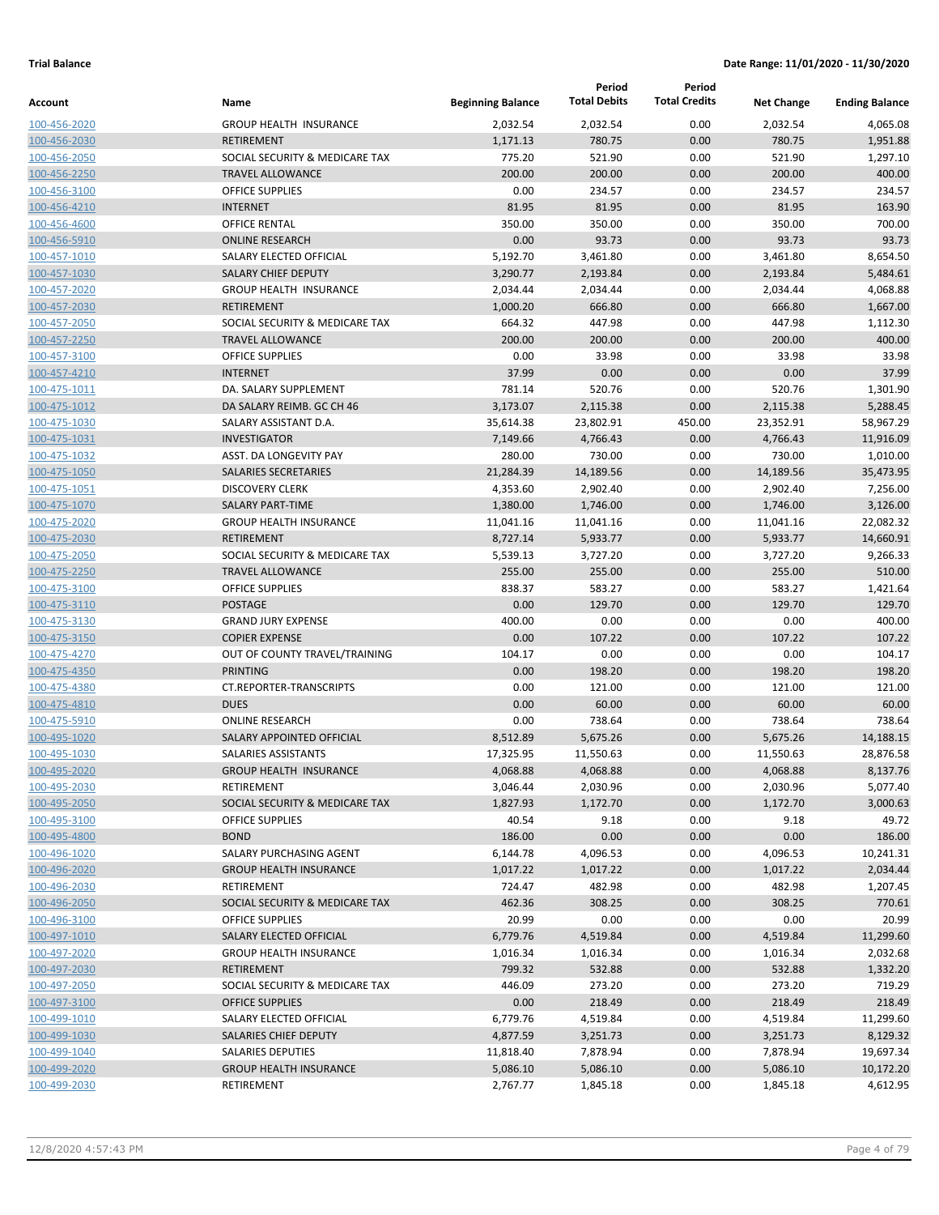**Trial Balance** **Date Range: 11/01/2020 - 11/30/2020**

| Account | Name | Beginning Balance | Period Total Debits | Period Total Credits | Net Change | Ending Balance |
|---|---|---|---|---|---|---|
| 100-456-2020 | GROUP HEALTH INSURANCE | 2,032.54 | 2,032.54 | 0.00 | 2,032.54 | 4,065.08 |
| 100-456-2030 | RETIREMENT | 1,171.13 | 780.75 | 0.00 | 780.75 | 1,951.88 |
| 100-456-2050 | SOCIAL SECURITY & MEDICARE TAX | 775.20 | 521.90 | 0.00 | 521.90 | 1,297.10 |
| 100-456-2250 | TRAVEL ALLOWANCE | 200.00 | 200.00 | 0.00 | 200.00 | 400.00 |
| 100-456-3100 | OFFICE SUPPLIES | 0.00 | 234.57 | 0.00 | 234.57 | 234.57 |
| 100-456-4210 | INTERNET | 81.95 | 81.95 | 0.00 | 81.95 | 163.90 |
| 100-456-4600 | OFFICE RENTAL | 350.00 | 350.00 | 0.00 | 350.00 | 700.00 |
| 100-456-5910 | ONLINE RESEARCH | 0.00 | 93.73 | 0.00 | 93.73 | 93.73 |
| 100-457-1010 | SALARY ELECTED OFFICIAL | 5,192.70 | 3,461.80 | 0.00 | 3,461.80 | 8,654.50 |
| 100-457-1030 | SALARY CHIEF DEPUTY | 3,290.77 | 2,193.84 | 0.00 | 2,193.84 | 5,484.61 |
| 100-457-2020 | GROUP HEALTH INSURANCE | 2,034.44 | 2,034.44 | 0.00 | 2,034.44 | 4,068.88 |
| 100-457-2030 | RETIREMENT | 1,000.20 | 666.80 | 0.00 | 666.80 | 1,667.00 |
| 100-457-2050 | SOCIAL SECURITY & MEDICARE TAX | 664.32 | 447.98 | 0.00 | 447.98 | 1,112.30 |
| 100-457-2250 | TRAVEL ALLOWANCE | 200.00 | 200.00 | 0.00 | 200.00 | 400.00 |
| 100-457-3100 | OFFICE SUPPLIES | 0.00 | 33.98 | 0.00 | 33.98 | 33.98 |
| 100-457-4210 | INTERNET | 37.99 | 0.00 | 0.00 | 0.00 | 37.99 |
| 100-475-1011 | DA. SALARY SUPPLEMENT | 781.14 | 520.76 | 0.00 | 520.76 | 1,301.90 |
| 100-475-1012 | DA SALARY REIMB. GC CH 46 | 3,173.07 | 2,115.38 | 0.00 | 2,115.38 | 5,288.45 |
| 100-475-1030 | SALARY ASSISTANT D.A. | 35,614.38 | 23,802.91 | 450.00 | 23,352.91 | 58,967.29 |
| 100-475-1031 | INVESTIGATOR | 7,149.66 | 4,766.43 | 0.00 | 4,766.43 | 11,916.09 |
| 100-475-1032 | ASST. DA LONGEVITY PAY | 280.00 | 730.00 | 0.00 | 730.00 | 1,010.00 |
| 100-475-1050 | SALARIES SECRETARIES | 21,284.39 | 14,189.56 | 0.00 | 14,189.56 | 35,473.95 |
| 100-475-1051 | DISCOVERY CLERK | 4,353.60 | 2,902.40 | 0.00 | 2,902.40 | 7,256.00 |
| 100-475-1070 | SALARY PART-TIME | 1,380.00 | 1,746.00 | 0.00 | 1,746.00 | 3,126.00 |
| 100-475-2020 | GROUP HEALTH INSURANCE | 11,041.16 | 11,041.16 | 0.00 | 11,041.16 | 22,082.32 |
| 100-475-2030 | RETIREMENT | 8,727.14 | 5,933.77 | 0.00 | 5,933.77 | 14,660.91 |
| 100-475-2050 | SOCIAL SECURITY & MEDICARE TAX | 5,539.13 | 3,727.20 | 0.00 | 3,727.20 | 9,266.33 |
| 100-475-2250 | TRAVEL ALLOWANCE | 255.00 | 255.00 | 0.00 | 255.00 | 510.00 |
| 100-475-3100 | OFFICE SUPPLIES | 838.37 | 583.27 | 0.00 | 583.27 | 1,421.64 |
| 100-475-3110 | POSTAGE | 0.00 | 129.70 | 0.00 | 129.70 | 129.70 |
| 100-475-3130 | GRAND JURY EXPENSE | 400.00 | 0.00 | 0.00 | 0.00 | 400.00 |
| 100-475-3150 | COPIER EXPENSE | 0.00 | 107.22 | 0.00 | 107.22 | 107.22 |
| 100-475-4270 | OUT OF COUNTY TRAVEL/TRAINING | 104.17 | 0.00 | 0.00 | 0.00 | 104.17 |
| 100-475-4350 | PRINTING | 0.00 | 198.20 | 0.00 | 198.20 | 198.20 |
| 100-475-4380 | CT.REPORTER-TRANSCRIPTS | 0.00 | 121.00 | 0.00 | 121.00 | 121.00 |
| 100-475-4810 | DUES | 0.00 | 60.00 | 0.00 | 60.00 | 60.00 |
| 100-475-5910 | ONLINE RESEARCH | 0.00 | 738.64 | 0.00 | 738.64 | 738.64 |
| 100-495-1020 | SALARY APPOINTED OFFICIAL | 8,512.89 | 5,675.26 | 0.00 | 5,675.26 | 14,188.15 |
| 100-495-1030 | SALARIES ASSISTANTS | 17,325.95 | 11,550.63 | 0.00 | 11,550.63 | 28,876.58 |
| 100-495-2020 | GROUP HEALTH INSURANCE | 4,068.88 | 4,068.88 | 0.00 | 4,068.88 | 8,137.76 |
| 100-495-2030 | RETIREMENT | 3,046.44 | 2,030.96 | 0.00 | 2,030.96 | 5,077.40 |
| 100-495-2050 | SOCIAL SECURITY & MEDICARE TAX | 1,827.93 | 1,172.70 | 0.00 | 1,172.70 | 3,000.63 |
| 100-495-3100 | OFFICE SUPPLIES | 40.54 | 9.18 | 0.00 | 9.18 | 49.72 |
| 100-495-4800 | BOND | 186.00 | 0.00 | 0.00 | 0.00 | 186.00 |
| 100-496-1020 | SALARY PURCHASING AGENT | 6,144.78 | 4,096.53 | 0.00 | 4,096.53 | 10,241.31 |
| 100-496-2020 | GROUP HEALTH INSURANCE | 1,017.22 | 1,017.22 | 0.00 | 1,017.22 | 2,034.44 |
| 100-496-2030 | RETIREMENT | 724.47 | 482.98 | 0.00 | 482.98 | 1,207.45 |
| 100-496-2050 | SOCIAL SECURITY & MEDICARE TAX | 462.36 | 308.25 | 0.00 | 308.25 | 770.61 |
| 100-496-3100 | OFFICE SUPPLIES | 20.99 | 0.00 | 0.00 | 0.00 | 20.99 |
| 100-497-1010 | SALARY ELECTED OFFICIAL | 6,779.76 | 4,519.84 | 0.00 | 4,519.84 | 11,299.60 |
| 100-497-2020 | GROUP HEALTH INSURANCE | 1,016.34 | 1,016.34 | 0.00 | 1,016.34 | 2,032.68 |
| 100-497-2030 | RETIREMENT | 799.32 | 532.88 | 0.00 | 532.88 | 1,332.20 |
| 100-497-2050 | SOCIAL SECURITY & MEDICARE TAX | 446.09 | 273.20 | 0.00 | 273.20 | 719.29 |
| 100-497-3100 | OFFICE SUPPLIES | 0.00 | 218.49 | 0.00 | 218.49 | 218.49 |
| 100-499-1010 | SALARY ELECTED OFFICIAL | 6,779.76 | 4,519.84 | 0.00 | 4,519.84 | 11,299.60 |
| 100-499-1030 | SALARIES CHIEF DEPUTY | 4,877.59 | 3,251.73 | 0.00 | 3,251.73 | 8,129.32 |
| 100-499-1040 | SALARIES DEPUTIES | 11,818.40 | 7,878.94 | 0.00 | 7,878.94 | 19,697.34 |
| 100-499-2020 | GROUP HEALTH INSURANCE | 5,086.10 | 5,086.10 | 0.00 | 5,086.10 | 10,172.20 |
| 100-499-2030 | RETIREMENT | 2,767.77 | 1,845.18 | 0.00 | 1,845.18 | 4,612.95 |

12/8/2020 4:57:43 PM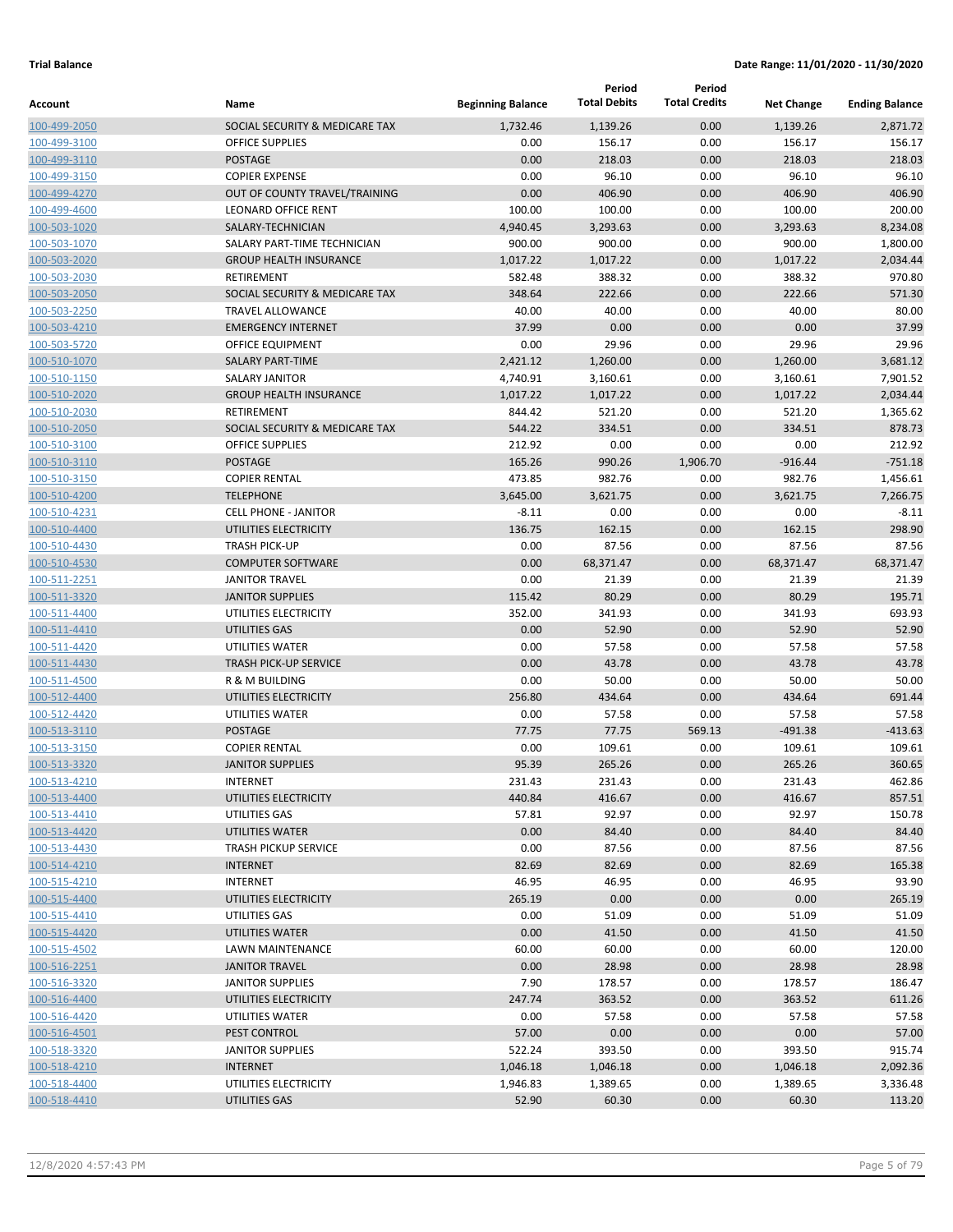**Trial Balance** **Date Range: 11/01/2020 - 11/30/2020**

| Account | Name | Beginning Balance | Period Total Debits | Period Total Credits | Net Change | Ending Balance |
|---|---|---|---|---|---|---|
| 100-499-2050 | SOCIAL SECURITY & MEDICARE TAX | 1,732.46 | 1,139.26 | 0.00 | 1,139.26 | 2,871.72 |
| 100-499-3100 | OFFICE SUPPLIES | 0.00 | 156.17 | 0.00 | 156.17 | 156.17 |
| 100-499-3110 | POSTAGE | 0.00 | 218.03 | 0.00 | 218.03 | 218.03 |
| 100-499-3150 | COPIER EXPENSE | 0.00 | 96.10 | 0.00 | 96.10 | 96.10 |
| 100-499-4270 | OUT OF COUNTY TRAVEL/TRAINING | 0.00 | 406.90 | 0.00 | 406.90 | 406.90 |
| 100-499-4600 | LEONARD OFFICE RENT | 100.00 | 100.00 | 0.00 | 100.00 | 200.00 |
| 100-503-1020 | SALARY-TECHNICIAN | 4,940.45 | 3,293.63 | 0.00 | 3,293.63 | 8,234.08 |
| 100-503-1070 | SALARY PART-TIME TECHNICIAN | 900.00 | 900.00 | 0.00 | 900.00 | 1,800.00 |
| 100-503-2020 | GROUP HEALTH INSURANCE | 1,017.22 | 1,017.22 | 0.00 | 1,017.22 | 2,034.44 |
| 100-503-2030 | RETIREMENT | 582.48 | 388.32 | 0.00 | 388.32 | 970.80 |
| 100-503-2050 | SOCIAL SECURITY & MEDICARE TAX | 348.64 | 222.66 | 0.00 | 222.66 | 571.30 |
| 100-503-2250 | TRAVEL ALLOWANCE | 40.00 | 40.00 | 0.00 | 40.00 | 80.00 |
| 100-503-4210 | EMERGENCY INTERNET | 37.99 | 0.00 | 0.00 | 0.00 | 37.99 |
| 100-503-5720 | OFFICE EQUIPMENT | 0.00 | 29.96 | 0.00 | 29.96 | 29.96 |
| 100-510-1070 | SALARY PART-TIME | 2,421.12 | 1,260.00 | 0.00 | 1,260.00 | 3,681.12 |
| 100-510-1150 | SALARY JANITOR | 4,740.91 | 3,160.61 | 0.00 | 3,160.61 | 7,901.52 |
| 100-510-2020 | GROUP HEALTH INSURANCE | 1,017.22 | 1,017.22 | 0.00 | 1,017.22 | 2,034.44 |
| 100-510-2030 | RETIREMENT | 844.42 | 521.20 | 0.00 | 521.20 | 1,365.62 |
| 100-510-2050 | SOCIAL SECURITY & MEDICARE TAX | 544.22 | 334.51 | 0.00 | 334.51 | 878.73 |
| 100-510-3100 | OFFICE SUPPLIES | 212.92 | 0.00 | 0.00 | 0.00 | 212.92 |
| 100-510-3110 | POSTAGE | 165.26 | 990.26 | 1,906.70 | -916.44 | -751.18 |
| 100-510-3150 | COPIER RENTAL | 473.85 | 982.76 | 0.00 | 982.76 | 1,456.61 |
| 100-510-4200 | TELEPHONE | 3,645.00 | 3,621.75 | 0.00 | 3,621.75 | 7,266.75 |
| 100-510-4231 | CELL PHONE - JANITOR | -8.11 | 0.00 | 0.00 | 0.00 | -8.11 |
| 100-510-4400 | UTILITIES ELECTRICITY | 136.75 | 162.15 | 0.00 | 162.15 | 298.90 |
| 100-510-4430 | TRASH PICK-UP | 0.00 | 87.56 | 0.00 | 87.56 | 87.56 |
| 100-510-4530 | COMPUTER SOFTWARE | 0.00 | 68,371.47 | 0.00 | 68,371.47 | 68,371.47 |
| 100-511-2251 | JANITOR TRAVEL | 0.00 | 21.39 | 0.00 | 21.39 | 21.39 |
| 100-511-3320 | JANITOR SUPPLIES | 115.42 | 80.29 | 0.00 | 80.29 | 195.71 |
| 100-511-4400 | UTILITIES ELECTRICITY | 352.00 | 341.93 | 0.00 | 341.93 | 693.93 |
| 100-511-4410 | UTILITIES GAS | 0.00 | 52.90 | 0.00 | 52.90 | 52.90 |
| 100-511-4420 | UTILITIES WATER | 0.00 | 57.58 | 0.00 | 57.58 | 57.58 |
| 100-511-4430 | TRASH PICK-UP SERVICE | 0.00 | 43.78 | 0.00 | 43.78 | 43.78 |
| 100-511-4500 | R & M BUILDING | 0.00 | 50.00 | 0.00 | 50.00 | 50.00 |
| 100-512-4400 | UTILITIES ELECTRICITY | 256.80 | 434.64 | 0.00 | 434.64 | 691.44 |
| 100-512-4420 | UTILITIES WATER | 0.00 | 57.58 | 0.00 | 57.58 | 57.58 |
| 100-513-3110 | POSTAGE | 77.75 | 77.75 | 569.13 | -491.38 | -413.63 |
| 100-513-3150 | COPIER RENTAL | 0.00 | 109.61 | 0.00 | 109.61 | 109.61 |
| 100-513-3320 | JANITOR SUPPLIES | 95.39 | 265.26 | 0.00 | 265.26 | 360.65 |
| 100-513-4210 | INTERNET | 231.43 | 231.43 | 0.00 | 231.43 | 462.86 |
| 100-513-4400 | UTILITIES ELECTRICITY | 440.84 | 416.67 | 0.00 | 416.67 | 857.51 |
| 100-513-4410 | UTILITIES GAS | 57.81 | 92.97 | 0.00 | 92.97 | 150.78 |
| 100-513-4420 | UTILITIES WATER | 0.00 | 84.40 | 0.00 | 84.40 | 84.40 |
| 100-513-4430 | TRASH PICKUP SERVICE | 0.00 | 87.56 | 0.00 | 87.56 | 87.56 |
| 100-514-4210 | INTERNET | 82.69 | 82.69 | 0.00 | 82.69 | 165.38 |
| 100-515-4210 | INTERNET | 46.95 | 46.95 | 0.00 | 46.95 | 93.90 |
| 100-515-4400 | UTILITIES ELECTRICITY | 265.19 | 0.00 | 0.00 | 0.00 | 265.19 |
| 100-515-4410 | UTILITIES GAS | 0.00 | 51.09 | 0.00 | 51.09 | 51.09 |
| 100-515-4420 | UTILITIES WATER | 0.00 | 41.50 | 0.00 | 41.50 | 41.50 |
| 100-515-4502 | LAWN MAINTENANCE | 60.00 | 60.00 | 0.00 | 60.00 | 120.00 |
| 100-516-2251 | JANITOR TRAVEL | 0.00 | 28.98 | 0.00 | 28.98 | 28.98 |
| 100-516-3320 | JANITOR SUPPLIES | 7.90 | 178.57 | 0.00 | 178.57 | 186.47 |
| 100-516-4400 | UTILITIES ELECTRICITY | 247.74 | 363.52 | 0.00 | 363.52 | 611.26 |
| 100-516-4420 | UTILITIES WATER | 0.00 | 57.58 | 0.00 | 57.58 | 57.58 |
| 100-516-4501 | PEST CONTROL | 57.00 | 0.00 | 0.00 | 0.00 | 57.00 |
| 100-518-3320 | JANITOR SUPPLIES | 522.24 | 393.50 | 0.00 | 393.50 | 915.74 |
| 100-518-4210 | INTERNET | 1,046.18 | 1,046.18 | 0.00 | 1,046.18 | 2,092.36 |
| 100-518-4400 | UTILITIES ELECTRICITY | 1,946.83 | 1,389.65 | 0.00 | 1,389.65 | 3,336.48 |
| 100-518-4410 | UTILITIES GAS | 52.90 | 60.30 | 0.00 | 60.30 | 113.20 |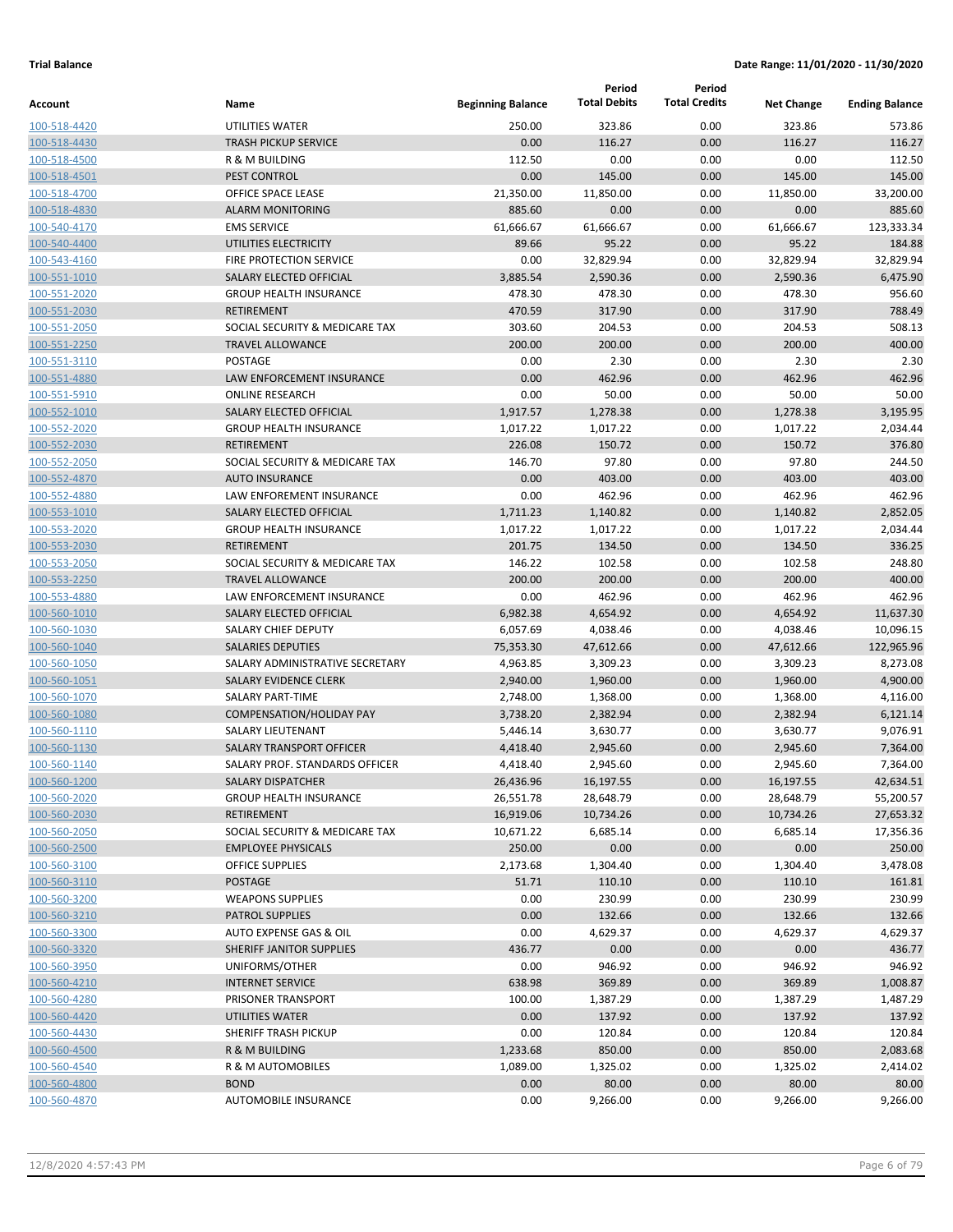**Trial Balance** **Date Range: 11/01/2020 - 11/30/2020**

| Account | Name | Beginning Balance | Period Total Debits | Period Total Credits | Net Change | Ending Balance |
|---|---|---|---|---|---|---|
| 100-518-4420 | UTILITIES WATER | 250.00 | 323.86 | 0.00 | 323.86 | 573.86 |
| 100-518-4430 | TRASH PICKUP SERVICE | 0.00 | 116.27 | 0.00 | 116.27 | 116.27 |
| 100-518-4500 | R & M BUILDING | 112.50 | 0.00 | 0.00 | 0.00 | 112.50 |
| 100-518-4501 | PEST CONTROL | 0.00 | 145.00 | 0.00 | 145.00 | 145.00 |
| 100-518-4700 | OFFICE SPACE LEASE | 21,350.00 | 11,850.00 | 0.00 | 11,850.00 | 33,200.00 |
| 100-518-4830 | ALARM MONITORING | 885.60 | 0.00 | 0.00 | 0.00 | 885.60 |
| 100-540-4170 | EMS SERVICE | 61,666.67 | 61,666.67 | 0.00 | 61,666.67 | 123,333.34 |
| 100-540-4400 | UTILITIES ELECTRICITY | 89.66 | 95.22 | 0.00 | 95.22 | 184.88 |
| 100-543-4160 | FIRE PROTECTION SERVICE | 0.00 | 32,829.94 | 0.00 | 32,829.94 | 32,829.94 |
| 100-551-1010 | SALARY ELECTED OFFICIAL | 3,885.54 | 2,590.36 | 0.00 | 2,590.36 | 6,475.90 |
| 100-551-2020 | GROUP HEALTH INSURANCE | 478.30 | 478.30 | 0.00 | 478.30 | 956.60 |
| 100-551-2030 | RETIREMENT | 470.59 | 317.90 | 0.00 | 317.90 | 788.49 |
| 100-551-2050 | SOCIAL SECURITY & MEDICARE TAX | 303.60 | 204.53 | 0.00 | 204.53 | 508.13 |
| 100-551-2250 | TRAVEL ALLOWANCE | 200.00 | 200.00 | 0.00 | 200.00 | 400.00 |
| 100-551-3110 | POSTAGE | 0.00 | 2.30 | 0.00 | 2.30 | 2.30 |
| 100-551-4880 | LAW ENFORCEMENT INSURANCE | 0.00 | 462.96 | 0.00 | 462.96 | 462.96 |
| 100-551-5910 | ONLINE RESEARCH | 0.00 | 50.00 | 0.00 | 50.00 | 50.00 |
| 100-552-1010 | SALARY ELECTED OFFICIAL | 1,917.57 | 1,278.38 | 0.00 | 1,278.38 | 3,195.95 |
| 100-552-2020 | GROUP HEALTH INSURANCE | 1,017.22 | 1,017.22 | 0.00 | 1,017.22 | 2,034.44 |
| 100-552-2030 | RETIREMENT | 226.08 | 150.72 | 0.00 | 150.72 | 376.80 |
| 100-552-2050 | SOCIAL SECURITY & MEDICARE TAX | 146.70 | 97.80 | 0.00 | 97.80 | 244.50 |
| 100-552-4870 | AUTO INSURANCE | 0.00 | 403.00 | 0.00 | 403.00 | 403.00 |
| 100-552-4880 | LAW ENFOREMENT INSURANCE | 0.00 | 462.96 | 0.00 | 462.96 | 462.96 |
| 100-553-1010 | SALARY ELECTED OFFICIAL | 1,711.23 | 1,140.82 | 0.00 | 1,140.82 | 2,852.05 |
| 100-553-2020 | GROUP HEALTH INSURANCE | 1,017.22 | 1,017.22 | 0.00 | 1,017.22 | 2,034.44 |
| 100-553-2030 | RETIREMENT | 201.75 | 134.50 | 0.00 | 134.50 | 336.25 |
| 100-553-2050 | SOCIAL SECURITY & MEDICARE TAX | 146.22 | 102.58 | 0.00 | 102.58 | 248.80 |
| 100-553-2250 | TRAVEL ALLOWANCE | 200.00 | 200.00 | 0.00 | 200.00 | 400.00 |
| 100-553-4880 | LAW ENFORCEMENT INSURANCE | 0.00 | 462.96 | 0.00 | 462.96 | 462.96 |
| 100-560-1010 | SALARY ELECTED OFFICIAL | 6,982.38 | 4,654.92 | 0.00 | 4,654.92 | 11,637.30 |
| 100-560-1030 | SALARY CHIEF DEPUTY | 6,057.69 | 4,038.46 | 0.00 | 4,038.46 | 10,096.15 |
| 100-560-1040 | SALARIES DEPUTIES | 75,353.30 | 47,612.66 | 0.00 | 47,612.66 | 122,965.96 |
| 100-560-1050 | SALARY ADMINISTRATIVE SECRETARY | 4,963.85 | 3,309.23 | 0.00 | 3,309.23 | 8,273.08 |
| 100-560-1051 | SALARY EVIDENCE CLERK | 2,940.00 | 1,960.00 | 0.00 | 1,960.00 | 4,900.00 |
| 100-560-1070 | SALARY PART-TIME | 2,748.00 | 1,368.00 | 0.00 | 1,368.00 | 4,116.00 |
| 100-560-1080 | COMPENSATION/HOLIDAY PAY | 3,738.20 | 2,382.94 | 0.00 | 2,382.94 | 6,121.14 |
| 100-560-1110 | SALARY LIEUTENANT | 5,446.14 | 3,630.77 | 0.00 | 3,630.77 | 9,076.91 |
| 100-560-1130 | SALARY TRANSPORT OFFICER | 4,418.40 | 2,945.60 | 0.00 | 2,945.60 | 7,364.00 |
| 100-560-1140 | SALARY PROF. STANDARDS OFFICER | 4,418.40 | 2,945.60 | 0.00 | 2,945.60 | 7,364.00 |
| 100-560-1200 | SALARY DISPATCHER | 26,436.96 | 16,197.55 | 0.00 | 16,197.55 | 42,634.51 |
| 100-560-2020 | GROUP HEALTH INSURANCE | 26,551.78 | 28,648.79 | 0.00 | 28,648.79 | 55,200.57 |
| 100-560-2030 | RETIREMENT | 16,919.06 | 10,734.26 | 0.00 | 10,734.26 | 27,653.32 |
| 100-560-2050 | SOCIAL SECURITY & MEDICARE TAX | 10,671.22 | 6,685.14 | 0.00 | 6,685.14 | 17,356.36 |
| 100-560-2500 | EMPLOYEE PHYSICALS | 250.00 | 0.00 | 0.00 | 0.00 | 250.00 |
| 100-560-3100 | OFFICE SUPPLIES | 2,173.68 | 1,304.40 | 0.00 | 1,304.40 | 3,478.08 |
| 100-560-3110 | POSTAGE | 51.71 | 110.10 | 0.00 | 110.10 | 161.81 |
| 100-560-3200 | WEAPONS SUPPLIES | 0.00 | 230.99 | 0.00 | 230.99 | 230.99 |
| 100-560-3210 | PATROL SUPPLIES | 0.00 | 132.66 | 0.00 | 132.66 | 132.66 |
| 100-560-3300 | AUTO EXPENSE GAS & OIL | 0.00 | 4,629.37 | 0.00 | 4,629.37 | 4,629.37 |
| 100-560-3320 | SHERIFF JANITOR SUPPLIES | 436.77 | 0.00 | 0.00 | 0.00 | 436.77 |
| 100-560-3950 | UNIFORMS/OTHER | 0.00 | 946.92 | 0.00 | 946.92 | 946.92 |
| 100-560-4210 | INTERNET SERVICE | 638.98 | 369.89 | 0.00 | 369.89 | 1,008.87 |
| 100-560-4280 | PRISONER TRANSPORT | 100.00 | 1,387.29 | 0.00 | 1,387.29 | 1,487.29 |
| 100-560-4420 | UTILITIES WATER | 0.00 | 137.92 | 0.00 | 137.92 | 137.92 |
| 100-560-4430 | SHERIFF TRASH PICKUP | 0.00 | 120.84 | 0.00 | 120.84 | 120.84 |
| 100-560-4500 | R & M BUILDING | 1,233.68 | 850.00 | 0.00 | 850.00 | 2,083.68 |
| 100-560-4540 | R & M AUTOMOBILES | 1,089.00 | 1,325.02 | 0.00 | 1,325.02 | 2,414.02 |
| 100-560-4800 | BOND | 0.00 | 80.00 | 0.00 | 80.00 | 80.00 |
| 100-560-4870 | AUTOMOBILE INSURANCE | 0.00 | 9,266.00 | 0.00 | 9,266.00 | 9,266.00 |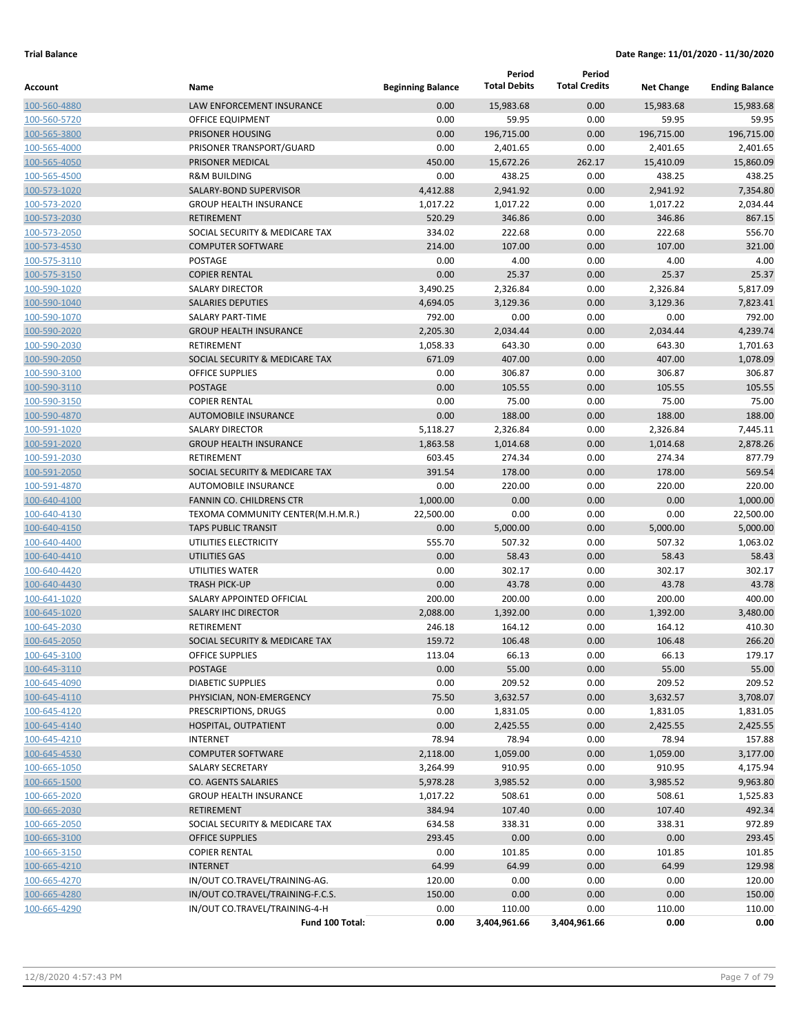**Trial Balance** **Date Range: 11/01/2020 - 11/30/2020**

| Account | Name | Beginning Balance | Period Total Debits | Period Total Credits | Net Change | Ending Balance |
|---|---|---|---|---|---|---|
| 100-560-4880 | LAW ENFORCEMENT INSURANCE | 0.00 | 15,983.68 | 0.00 | 15,983.68 | 15,983.68 |
| 100-560-5720 | OFFICE EQUIPMENT | 0.00 | 59.95 | 0.00 | 59.95 | 59.95 |
| 100-565-3800 | PRISONER HOUSING | 0.00 | 196,715.00 | 0.00 | 196,715.00 | 196,715.00 |
| 100-565-4000 | PRISONER TRANSPORT/GUARD | 0.00 | 2,401.65 | 0.00 | 2,401.65 | 2,401.65 |
| 100-565-4050 | PRISONER MEDICAL | 450.00 | 15,672.26 | 262.17 | 15,410.09 | 15,860.09 |
| 100-565-4500 | R&M BUILDING | 0.00 | 438.25 | 0.00 | 438.25 | 438.25 |
| 100-573-1020 | SALARY-BOND SUPERVISOR | 4,412.88 | 2,941.92 | 0.00 | 2,941.92 | 7,354.80 |
| 100-573-2020 | GROUP HEALTH INSURANCE | 1,017.22 | 1,017.22 | 0.00 | 1,017.22 | 2,034.44 |
| 100-573-2030 | RETIREMENT | 520.29 | 346.86 | 0.00 | 346.86 | 867.15 |
| 100-573-2050 | SOCIAL SECURITY & MEDICARE TAX | 334.02 | 222.68 | 0.00 | 222.68 | 556.70 |
| 100-573-4530 | COMPUTER SOFTWARE | 214.00 | 107.00 | 0.00 | 107.00 | 321.00 |
| 100-575-3110 | POSTAGE | 0.00 | 4.00 | 0.00 | 4.00 | 4.00 |
| 100-575-3150 | COPIER RENTAL | 0.00 | 25.37 | 0.00 | 25.37 | 25.37 |
| 100-590-1020 | SALARY DIRECTOR | 3,490.25 | 2,326.84 | 0.00 | 2,326.84 | 5,817.09 |
| 100-590-1040 | SALARIES DEPUTIES | 4,694.05 | 3,129.36 | 0.00 | 3,129.36 | 7,823.41 |
| 100-590-1070 | SALARY PART-TIME | 792.00 | 0.00 | 0.00 | 0.00 | 792.00 |
| 100-590-2020 | GROUP HEALTH INSURANCE | 2,205.30 | 2,034.44 | 0.00 | 2,034.44 | 4,239.74 |
| 100-590-2030 | RETIREMENT | 1,058.33 | 643.30 | 0.00 | 643.30 | 1,701.63 |
| 100-590-2050 | SOCIAL SECURITY & MEDICARE TAX | 671.09 | 407.00 | 0.00 | 407.00 | 1,078.09 |
| 100-590-3100 | OFFICE SUPPLIES | 0.00 | 306.87 | 0.00 | 306.87 | 306.87 |
| 100-590-3110 | POSTAGE | 0.00 | 105.55 | 0.00 | 105.55 | 105.55 |
| 100-590-3150 | COPIER RENTAL | 0.00 | 75.00 | 0.00 | 75.00 | 75.00 |
| 100-590-4870 | AUTOMOBILE INSURANCE | 0.00 | 188.00 | 0.00 | 188.00 | 188.00 |
| 100-591-1020 | SALARY DIRECTOR | 5,118.27 | 2,326.84 | 0.00 | 2,326.84 | 7,445.11 |
| 100-591-2020 | GROUP HEALTH INSURANCE | 1,863.58 | 1,014.68 | 0.00 | 1,014.68 | 2,878.26 |
| 100-591-2030 | RETIREMENT | 603.45 | 274.34 | 0.00 | 274.34 | 877.79 |
| 100-591-2050 | SOCIAL SECURITY & MEDICARE TAX | 391.54 | 178.00 | 0.00 | 178.00 | 569.54 |
| 100-591-4870 | AUTOMOBILE INSURANCE | 0.00 | 220.00 | 0.00 | 220.00 | 220.00 |
| 100-640-4100 | FANNIN CO. CHILDRENS CTR | 1,000.00 | 0.00 | 0.00 | 0.00 | 1,000.00 |
| 100-640-4130 | TEXOMA COMMUNITY CENTER(M.H.M.R.) | 22,500.00 | 0.00 | 0.00 | 0.00 | 22,500.00 |
| 100-640-4150 | TAPS PUBLIC TRANSIT | 0.00 | 5,000.00 | 0.00 | 5,000.00 | 5,000.00 |
| 100-640-4400 | UTILITIES ELECTRICITY | 555.70 | 507.32 | 0.00 | 507.32 | 1,063.02 |
| 100-640-4410 | UTILITIES GAS | 0.00 | 58.43 | 0.00 | 58.43 | 58.43 |
| 100-640-4420 | UTILITIES WATER | 0.00 | 302.17 | 0.00 | 302.17 | 302.17 |
| 100-640-4430 | TRASH PICK-UP | 0.00 | 43.78 | 0.00 | 43.78 | 43.78 |
| 100-641-1020 | SALARY APPOINTED OFFICIAL | 200.00 | 200.00 | 0.00 | 200.00 | 400.00 |
| 100-645-1020 | SALARY IHC DIRECTOR | 2,088.00 | 1,392.00 | 0.00 | 1,392.00 | 3,480.00 |
| 100-645-2030 | RETIREMENT | 246.18 | 164.12 | 0.00 | 164.12 | 410.30 |
| 100-645-2050 | SOCIAL SECURITY & MEDICARE TAX | 159.72 | 106.48 | 0.00 | 106.48 | 266.20 |
| 100-645-3100 | OFFICE SUPPLIES | 113.04 | 66.13 | 0.00 | 66.13 | 179.17 |
| 100-645-3110 | POSTAGE | 0.00 | 55.00 | 0.00 | 55.00 | 55.00 |
| 100-645-4090 | DIABETIC SUPPLIES | 0.00 | 209.52 | 0.00 | 209.52 | 209.52 |
| 100-645-4110 | PHYSICIAN, NON-EMERGENCY | 75.50 | 3,632.57 | 0.00 | 3,632.57 | 3,708.07 |
| 100-645-4120 | PRESCRIPTIONS, DRUGS | 0.00 | 1,831.05 | 0.00 | 1,831.05 | 1,831.05 |
| 100-645-4140 | HOSPITAL, OUTPATIENT | 0.00 | 2,425.55 | 0.00 | 2,425.55 | 2,425.55 |
| 100-645-4210 | INTERNET | 78.94 | 78.94 | 0.00 | 78.94 | 157.88 |
| 100-645-4530 | COMPUTER SOFTWARE | 2,118.00 | 1,059.00 | 0.00 | 1,059.00 | 3,177.00 |
| 100-665-1050 | SALARY SECRETARY | 3,264.99 | 910.95 | 0.00 | 910.95 | 4,175.94 |
| 100-665-1500 | CO. AGENTS SALARIES | 5,978.28 | 3,985.52 | 0.00 | 3,985.52 | 9,963.80 |
| 100-665-2020 | GROUP HEALTH INSURANCE | 1,017.22 | 508.61 | 0.00 | 508.61 | 1,525.83 |
| 100-665-2030 | RETIREMENT | 384.94 | 107.40 | 0.00 | 107.40 | 492.34 |
| 100-665-2050 | SOCIAL SECURITY & MEDICARE TAX | 634.58 | 338.31 | 0.00 | 338.31 | 972.89 |
| 100-665-3100 | OFFICE SUPPLIES | 293.45 | 0.00 | 0.00 | 0.00 | 293.45 |
| 100-665-3150 | COPIER RENTAL | 0.00 | 101.85 | 0.00 | 101.85 | 101.85 |
| 100-665-4210 | INTERNET | 64.99 | 64.99 | 0.00 | 64.99 | 129.98 |
| 100-665-4270 | IN/OUT CO.TRAVEL/TRAINING-AG. | 120.00 | 0.00 | 0.00 | 0.00 | 120.00 |
| 100-665-4280 | IN/OUT CO.TRAVEL/TRAINING-F.C.S. | 150.00 | 0.00 | 0.00 | 0.00 | 150.00 |
| 100-665-4290 | IN/OUT CO.TRAVEL/TRAINING-4-H | 0.00 | 110.00 | 0.00 | 110.00 | 110.00 |
| | **Fund 100 Total:** | **0.00** | **3,404,961.66** | **3,404,961.66** | **0.00** | **0.00** |

12/8/2020 4:57:43 PM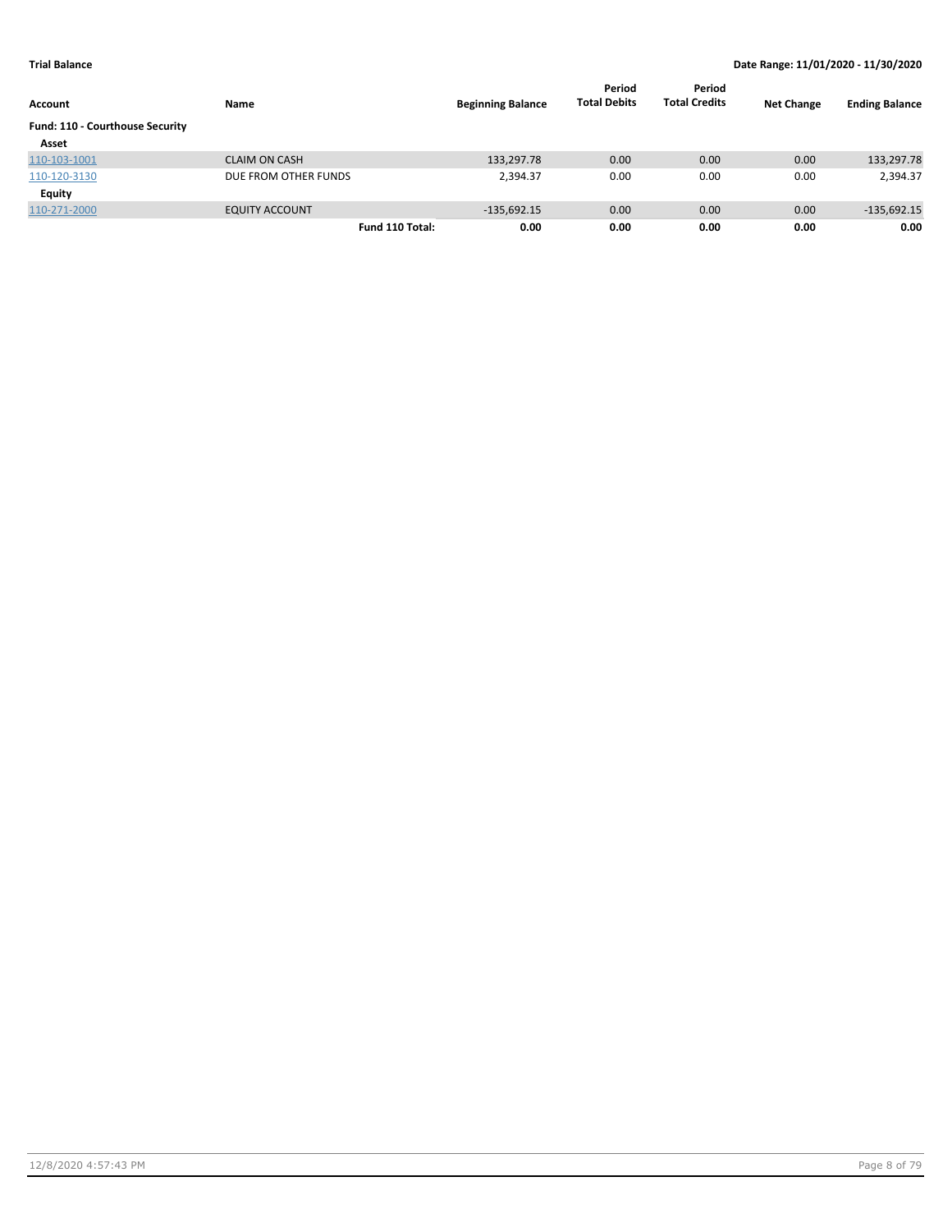**Trial Balance** **Date Range: 11/01/2020 - 11/30/2020**

| Account | Name | | Beginning Balance | Period Total Debits | Period Total Credits | Net Change | Ending Balance |
|---|---|---|---|---|---|---|---|
| **Fund: 110 - Courthouse Security** | | | | | | | |
| **Asset** | | | | | | | |
| 110-103-1001 | CLAIM ON CASH | | 133,297.78 | 0.00 | 0.00 | 0.00 | 133,297.78 |
| 110-120-3130 | DUE FROM OTHER FUNDS | | 2,394.37 | 0.00 | 0.00 | 0.00 | 2,394.37 |
| **Equity** | | | | | | | |
| 110-271-2000 | EQUITY ACCOUNT | | -135,692.15 | 0.00 | 0.00 | 0.00 | -135,692.15 |
| | | **Fund 110 Total:** | **0.00** | **0.00** | **0.00** | **0.00** | **0.00** |

12/8/2020 4:57:43 PM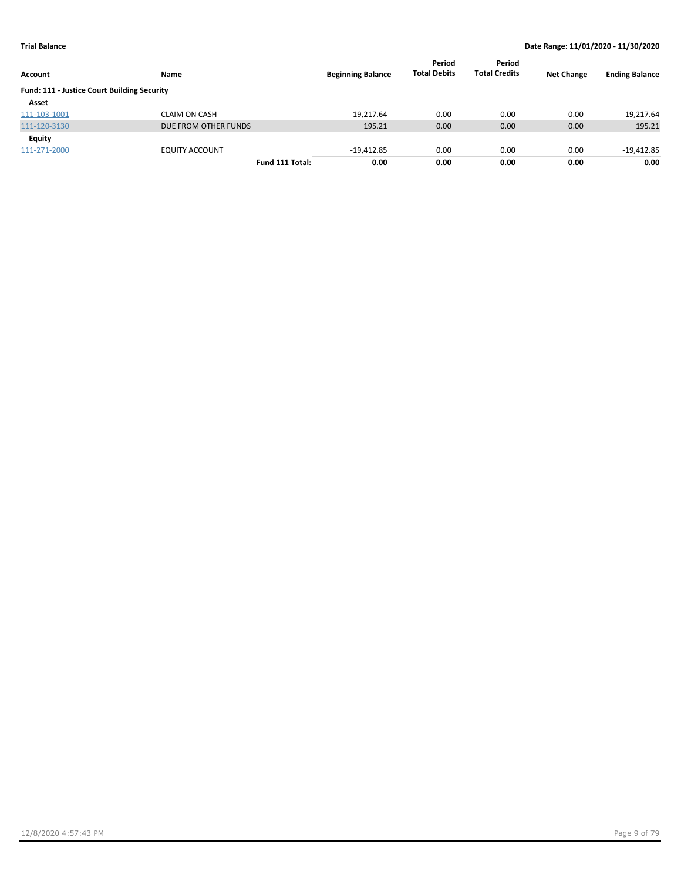**Trial Balance** — **Date Range: 11/01/2020 - 11/30/2020**

| Account | Name | Beginning Balance | Period Total Debits | Period Total Credits | Net Change | Ending Balance |
|---|---|---|---|---|---|---|
| **Fund: 111 - Justice Court Building Security** | | | | | | |
| **Asset** | | | | | | |
| 111-103-1001 | CLAIM ON CASH | 19,217.64 | 0.00 | 0.00 | 0.00 | 19,217.64 |
| 111-120-3130 | DUE FROM OTHER FUNDS | 195.21 | 0.00 | 0.00 | 0.00 | 195.21 |
| **Equity** | | | | | | |
| 111-271-2000 | EQUITY ACCOUNT | -19,412.85 | 0.00 | 0.00 | 0.00 | -19,412.85 |
| | **Fund 111 Total:** | **0.00** | **0.00** | **0.00** | **0.00** | **0.00** |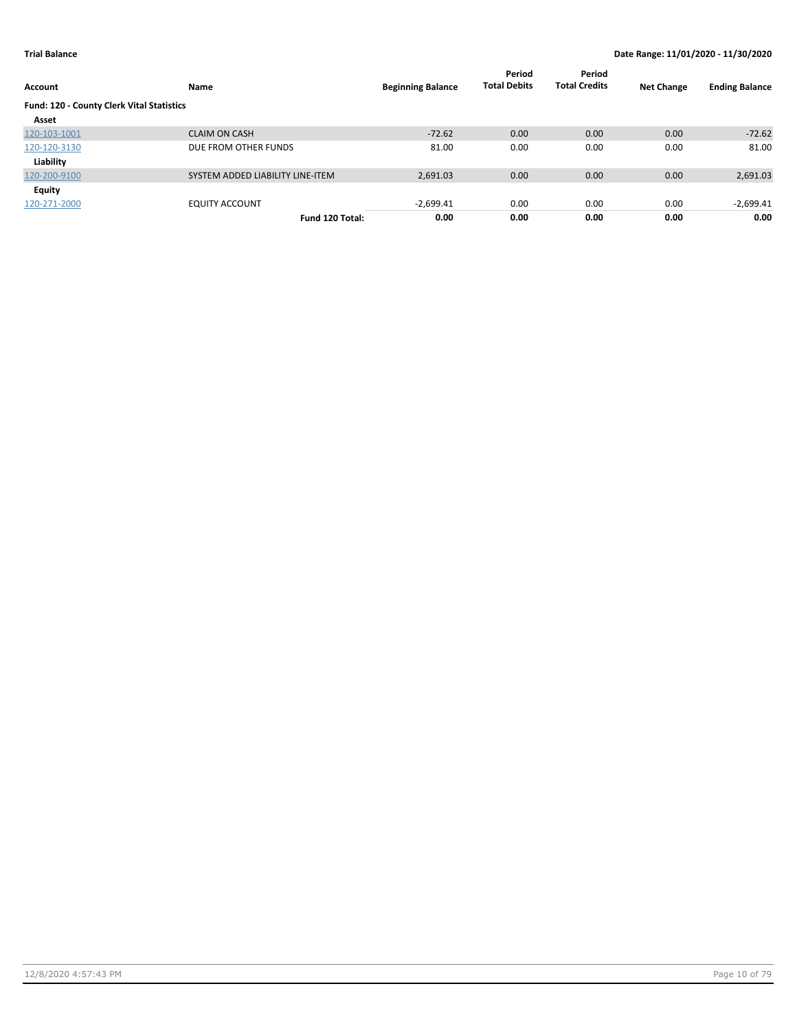**Trial Balance** **Date Range: 11/01/2020 - 11/30/2020**

| Account | Name | Beginning Balance | Period Total Debits | Period Total Credits | Net Change | Ending Balance |
|---|---|---|---|---|---|---|
| **Fund: 120 - County Clerk Vital Statistics** | | | | | | |
| **Asset** | | | | | | |
| 120-103-1001 | CLAIM ON CASH | -72.62 | 0.00 | 0.00 | 0.00 | -72.62 |
| 120-120-3130 | DUE FROM OTHER FUNDS | 81.00 | 0.00 | 0.00 | 0.00 | 81.00 |
| **Liability** | | | | | | |
| 120-200-9100 | SYSTEM ADDED LIABILITY LINE-ITEM | 2,691.03 | 0.00 | 0.00 | 0.00 | 2,691.03 |
| **Equity** | | | | | | |
| 120-271-2000 | EQUITY ACCOUNT | -2,699.41 | 0.00 | 0.00 | 0.00 | -2,699.41 |
| | **Fund 120 Total:** | **0.00** | **0.00** | **0.00** | **0.00** | **0.00** |

12/8/2020 4:57:43 PM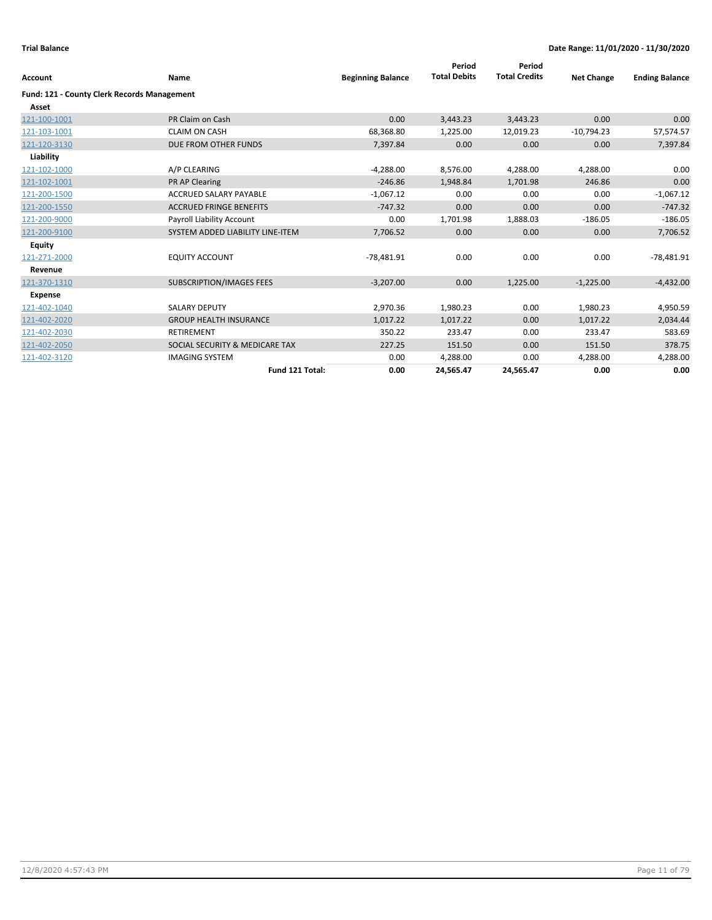**Trial Balance** | **Date Range: 11/01/2020 - 11/30/2020**

| Account | Name | Beginning Balance | Period Total Debits | Period Total Credits | Net Change | Ending Balance |
|---|---|---|---|---|---|---|
| **Fund: 121 - County Clerk Records Management** | | | | | | |
| **Asset** | | | | | | |
| 121-100-1001 | PR Claim on Cash | 0.00 | 3,443.23 | 3,443.23 | 0.00 | 0.00 |
| 121-103-1001 | CLAIM ON CASH | 68,368.80 | 1,225.00 | 12,019.23 | -10,794.23 | 57,574.57 |
| 121-120-3130 | DUE FROM OTHER FUNDS | 7,397.84 | 0.00 | 0.00 | 0.00 | 7,397.84 |
| **Liability** | | | | | | |
| 121-102-1000 | A/P CLEARING | -4,288.00 | 8,576.00 | 4,288.00 | 4,288.00 | 0.00 |
| 121-102-1001 | PR AP Clearing | -246.86 | 1,948.84 | 1,701.98 | 246.86 | 0.00 |
| 121-200-1500 | ACCRUED SALARY PAYABLE | -1,067.12 | 0.00 | 0.00 | 0.00 | -1,067.12 |
| 121-200-1550 | ACCRUED FRINGE BENEFITS | -747.32 | 0.00 | 0.00 | 0.00 | -747.32 |
| 121-200-9000 | Payroll Liability Account | 0.00 | 1,701.98 | 1,888.03 | -186.05 | -186.05 |
| 121-200-9100 | SYSTEM ADDED LIABILITY LINE-ITEM | 7,706.52 | 0.00 | 0.00 | 0.00 | 7,706.52 |
| **Equity** | | | | | | |
| 121-271-2000 | EQUITY ACCOUNT | -78,481.91 | 0.00 | 0.00 | 0.00 | -78,481.91 |
| **Revenue** | | | | | | |
| 121-370-1310 | SUBSCRIPTION/IMAGES FEES | -3,207.00 | 0.00 | 1,225.00 | -1,225.00 | -4,432.00 |
| **Expense** | | | | | | |
| 121-402-1040 | SALARY DEPUTY | 2,970.36 | 1,980.23 | 0.00 | 1,980.23 | 4,950.59 |
| 121-402-2020 | GROUP HEALTH INSURANCE | 1,017.22 | 1,017.22 | 0.00 | 1,017.22 | 2,034.44 |
| 121-402-2030 | RETIREMENT | 350.22 | 233.47 | 0.00 | 233.47 | 583.69 |
| 121-402-2050 | SOCIAL SECURITY & MEDICARE TAX | 227.25 | 151.50 | 0.00 | 151.50 | 378.75 |
| 121-402-3120 | IMAGING SYSTEM | 0.00 | 4,288.00 | 0.00 | 4,288.00 | 4,288.00 |
| | **Fund 121 Total:** | **0.00** | **24,565.47** | **24,565.47** | **0.00** | **0.00** |

12/8/2020 4:57:43 PM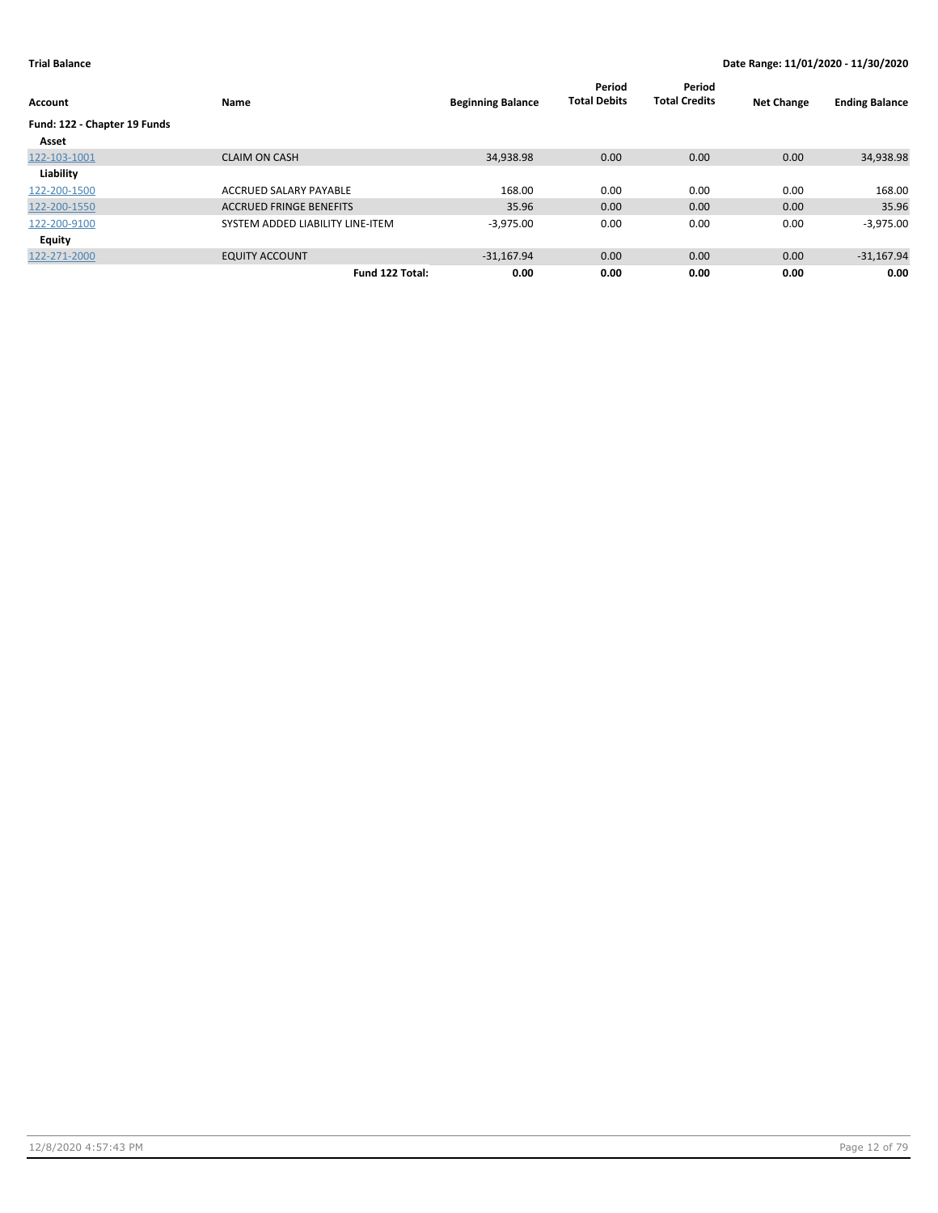**Trial Balance** **Date Range: 11/01/2020 - 11/30/2020**

| Account | Name | Beginning Balance | Period Total Debits | Period Total Credits | Net Change | Ending Balance |
|---|---|---|---|---|---|---|
| **Fund: 122 - Chapter 19 Funds** | | | | | | |
| **Asset** | | | | | | |
| 122-103-1001 | CLAIM ON CASH | 34,938.98 | 0.00 | 0.00 | 0.00 | 34,938.98 |
| **Liability** | | | | | | |
| 122-200-1500 | ACCRUED SALARY PAYABLE | 168.00 | 0.00 | 0.00 | 0.00 | 168.00 |
| 122-200-1550 | ACCRUED FRINGE BENEFITS | 35.96 | 0.00 | 0.00 | 0.00 | 35.96 |
| 122-200-9100 | SYSTEM ADDED LIABILITY LINE-ITEM | -3,975.00 | 0.00 | 0.00 | 0.00 | -3,975.00 |
| **Equity** | | | | | | |
| 122-271-2000 | EQUITY ACCOUNT | -31,167.94 | 0.00 | 0.00 | 0.00 | -31,167.94 |
| | **Fund 122 Total:** | **0.00** | **0.00** | **0.00** | **0.00** | **0.00** |

12/8/2020 4:57:43 PM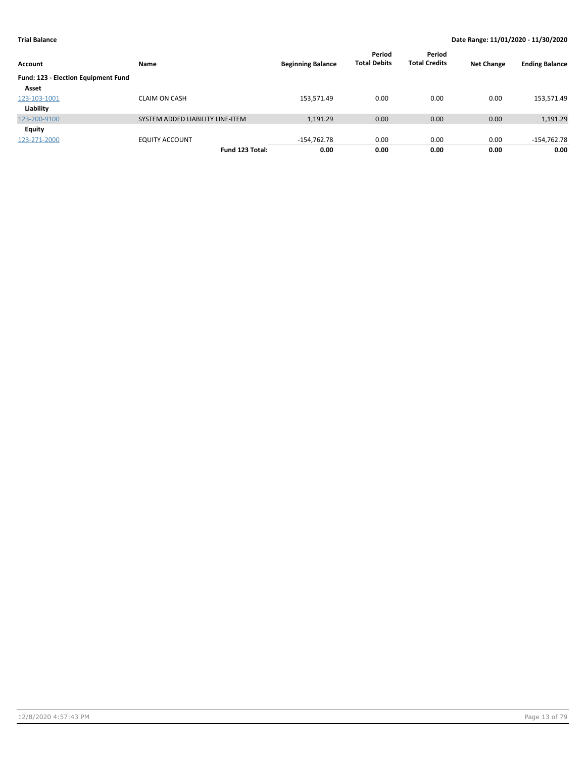**Trial Balance** — **Date Range: 11/01/2020 - 11/30/2020**

| Account | Name | Beginning Balance | Period Total Debits | Period Total Credits | Net Change | Ending Balance |
|---|---|---|---|---|---|---|
| **Fund: 123 - Election Equipment Fund** | | | | | | |
| **Asset** | | | | | | |
| 123-103-1001 | CLAIM ON CASH | 153,571.49 | 0.00 | 0.00 | 0.00 | 153,571.49 |
| **Liability** | | | | | | |
| 123-200-9100 | SYSTEM ADDED LIABILITY LINE-ITEM | 1,191.29 | 0.00 | 0.00 | 0.00 | 1,191.29 |
| **Equity** | | | | | | |
| 123-271-2000 | EQUITY ACCOUNT | -154,762.78 | 0.00 | 0.00 | 0.00 | -154,762.78 |
| | **Fund 123 Total:** | **0.00** | **0.00** | **0.00** | **0.00** | **0.00** |

12/8/2020 4:57:43 PM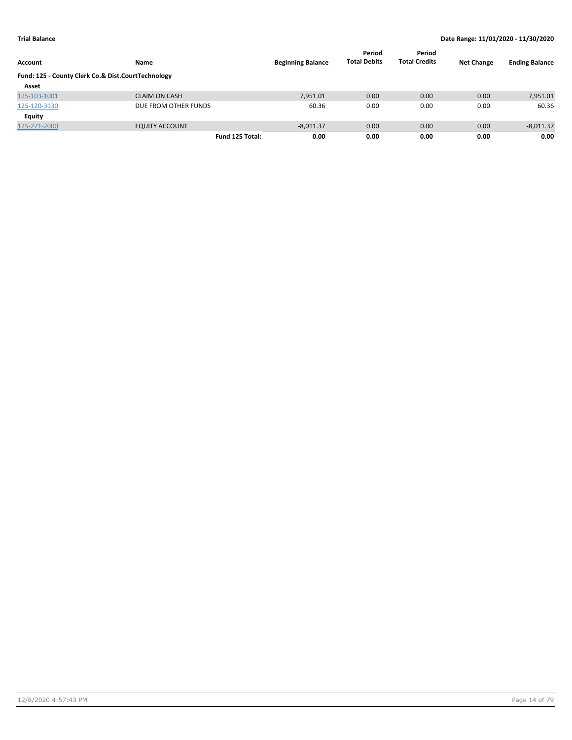| Account | Name | | Beginning Balance | Period Total Debits | Period Total Credits | Net Change | Ending Balance |
|---|---|---|---|---|---|---|---|
| **Fund: 125 - County Clerk Co.& Dist.CourtTechnology** | | | | | | | |
| **Asset** | | | | | | | |
| 125-103-1001 | CLAIM ON CASH | | 7,951.01 | 0.00 | 0.00 | 0.00 | 7,951.01 |
| 125-120-3130 | DUE FROM OTHER FUNDS | | 60.36 | 0.00 | 0.00 | 0.00 | 60.36 |
| **Equity** | | | | | | | |
| 125-271-2000 | EQUITY ACCOUNT | | -8,011.37 | 0.00 | 0.00 | 0.00 | -8,011.37 |
| | | **Fund 125 Total:** | **0.00** | **0.00** | **0.00** | **0.00** | **0.00** |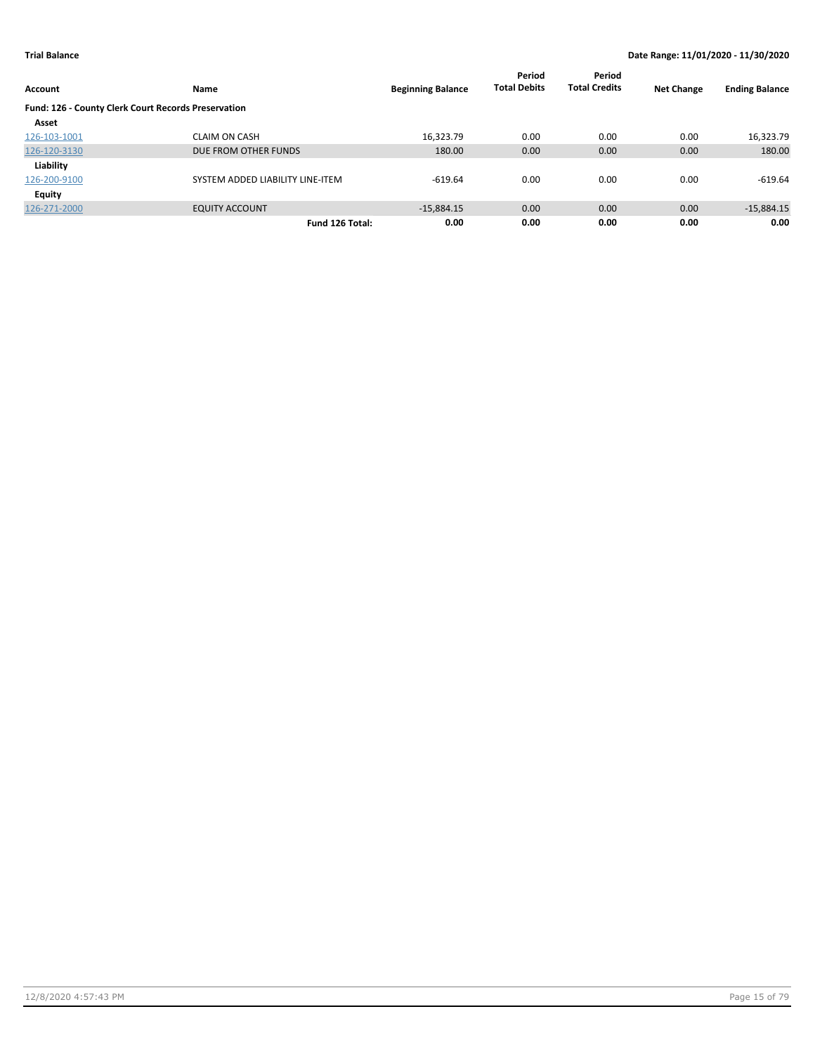**Trial Balance** **Date Range: 11/01/2020 - 11/30/2020**

| Account | Name | Beginning Balance | Period Total Debits | Period Total Credits | Net Change | Ending Balance |
|---|---|---|---|---|---|---|
| **Fund: 126 - County Clerk Court Records Preservation** | | | | | | |
| **Asset** | | | | | | |
| 126-103-1001 | CLAIM ON CASH | 16,323.79 | 0.00 | 0.00 | 0.00 | 16,323.79 |
| 126-120-3130 | DUE FROM OTHER FUNDS | 180.00 | 0.00 | 0.00 | 0.00 | 180.00 |
| **Liability** | | | | | | |
| 126-200-9100 | SYSTEM ADDED LIABILITY LINE-ITEM | -619.64 | 0.00 | 0.00 | 0.00 | -619.64 |
| **Equity** | | | | | | |
| 126-271-2000 | EQUITY ACCOUNT | -15,884.15 | 0.00 | 0.00 | 0.00 | -15,884.15 |
| | **Fund 126 Total:** | **0.00** | **0.00** | **0.00** | **0.00** | **0.00** |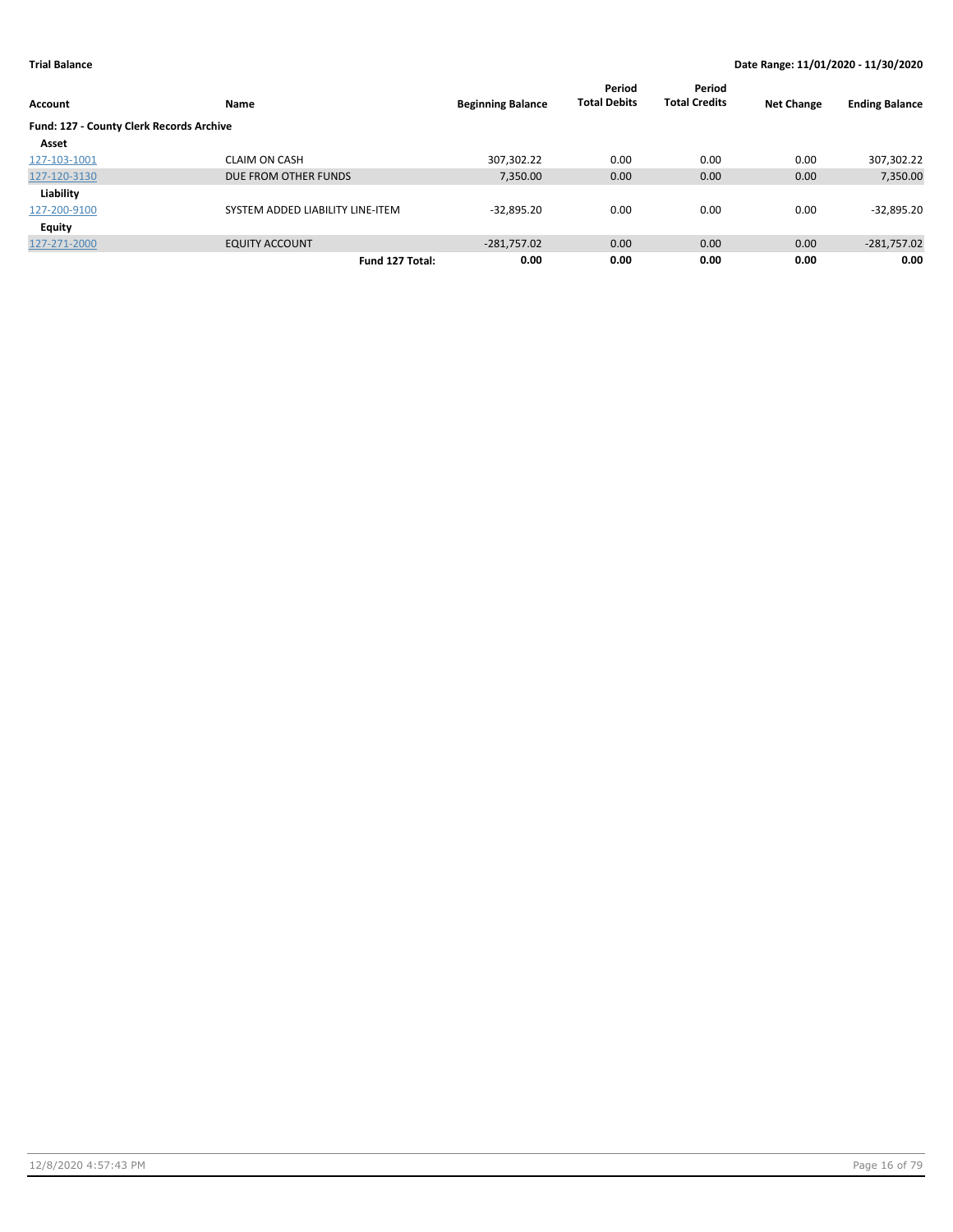**Trial Balance** | **Date Range: 11/01/2020 - 11/30/2020**

| Account | Name | Beginning Balance | Period Total Debits | Period Total Credits | Net Change | Ending Balance |
|---|---|---|---|---|---|---|
| **Fund: 127 - County Clerk Records Archive** | | | | | | |
| **Asset** | | | | | | |
| 127-103-1001 | CLAIM ON CASH | 307,302.22 | 0.00 | 0.00 | 0.00 | 307,302.22 |
| 127-120-3130 | DUE FROM OTHER FUNDS | 7,350.00 | 0.00 | 0.00 | 0.00 | 7,350.00 |
| **Liability** | | | | | | |
| 127-200-9100 | SYSTEM ADDED LIABILITY LINE-ITEM | -32,895.20 | 0.00 | 0.00 | 0.00 | -32,895.20 |
| **Equity** | | | | | | |
| 127-271-2000 | EQUITY ACCOUNT | -281,757.02 | 0.00 | 0.00 | 0.00 | -281,757.02 |
| | **Fund 127 Total:** | **0.00** | **0.00** | **0.00** | **0.00** | **0.00** |

12/8/2020 4:57:43 PM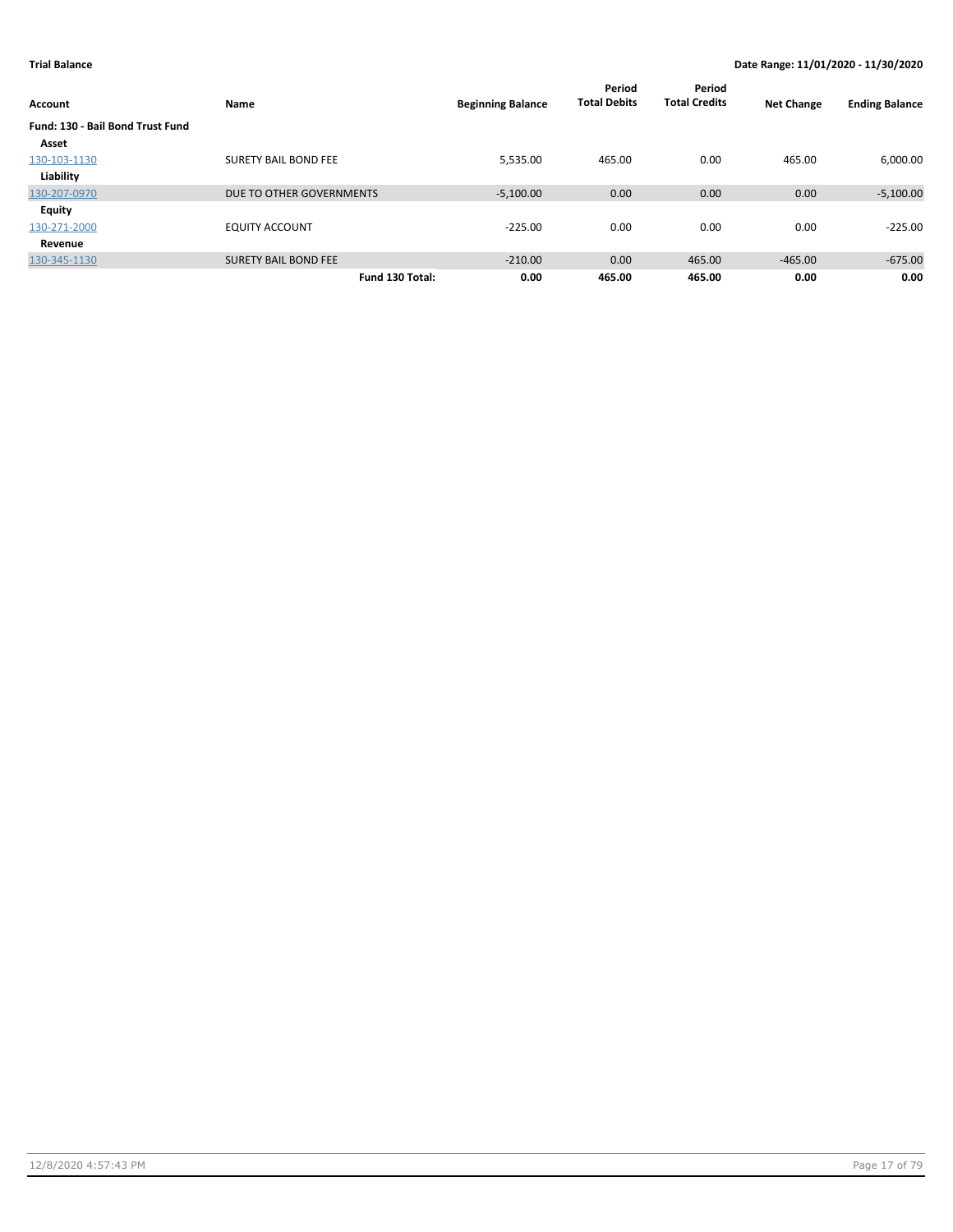**Trial Balance** — **Date Range: 11/01/2020 - 11/30/2020**

| Account | Name | Beginning Balance | Period Total Debits | Period Total Credits | Net Change | Ending Balance |
|---|---|---|---|---|---|---|
| **Fund: 130 - Bail Bond Trust Fund** | | | | | | |
| **Asset** | | | | | | |
| 130-103-1130 | SURETY BAIL BOND FEE | 5,535.00 | 465.00 | 0.00 | 465.00 | 6,000.00 |
| **Liability** | | | | | | |
| 130-207-0970 | DUE TO OTHER GOVERNMENTS | -5,100.00 | 0.00 | 0.00 | 0.00 | -5,100.00 |
| **Equity** | | | | | | |
| 130-271-2000 | EQUITY ACCOUNT | -225.00 | 0.00 | 0.00 | 0.00 | -225.00 |
| **Revenue** | | | | | | |
| 130-345-1130 | SURETY BAIL BOND FEE | -210.00 | 0.00 | 465.00 | -465.00 | -675.00 |
| | **Fund 130 Total:** | **0.00** | **465.00** | **465.00** | **0.00** | **0.00** |

12/8/2020 4:57:43 PM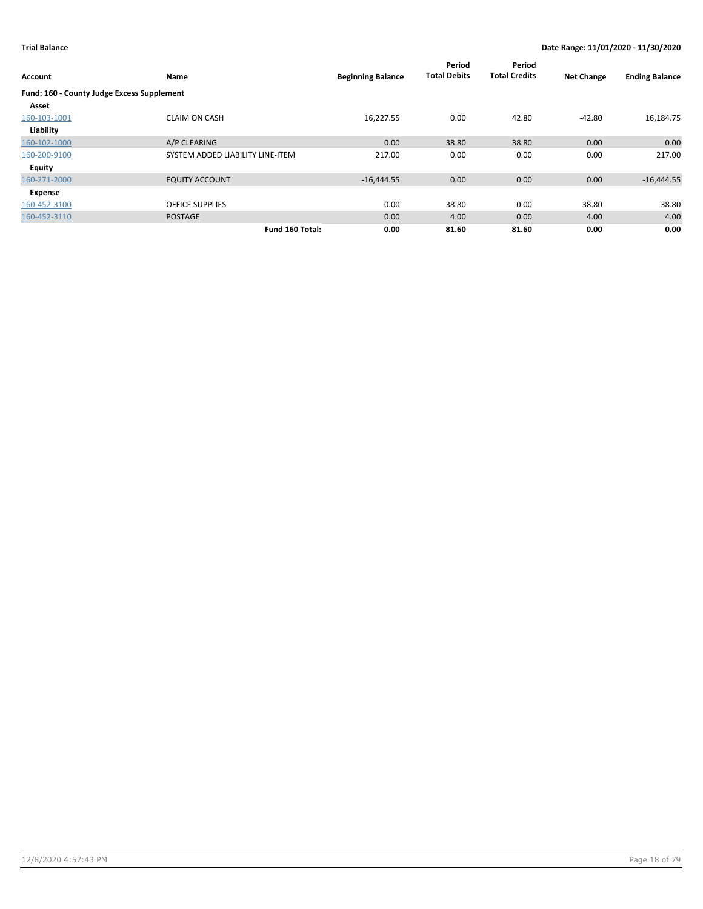**Trial Balance** **Date Range: 11/01/2020 - 11/30/2020**

| Account | Name | Beginning Balance | Period Total Debits | Period Total Credits | Net Change | Ending Balance |
|---|---|---|---|---|---|---|
| **Fund: 160 - County Judge Excess Supplement** | | | | | | |
| **Asset** | | | | | | |
| 160-103-1001 | CLAIM ON CASH | 16,227.55 | 0.00 | 42.80 | -42.80 | 16,184.75 |
| **Liability** | | | | | | |
| 160-102-1000 | A/P CLEARING | 0.00 | 38.80 | 38.80 | 0.00 | 0.00 |
| 160-200-9100 | SYSTEM ADDED LIABILITY LINE-ITEM | 217.00 | 0.00 | 0.00 | 0.00 | 217.00 |
| **Equity** | | | | | | |
| 160-271-2000 | EQUITY ACCOUNT | -16,444.55 | 0.00 | 0.00 | 0.00 | -16,444.55 |
| **Expense** | | | | | | |
| 160-452-3100 | OFFICE SUPPLIES | 0.00 | 38.80 | 0.00 | 38.80 | 38.80 |
| 160-452-3110 | POSTAGE | 0.00 | 4.00 | 0.00 | 4.00 | 4.00 |
| | **Fund 160 Total:** | **0.00** | **81.60** | **81.60** | **0.00** | **0.00** |

12/8/2020 4:57:43 PM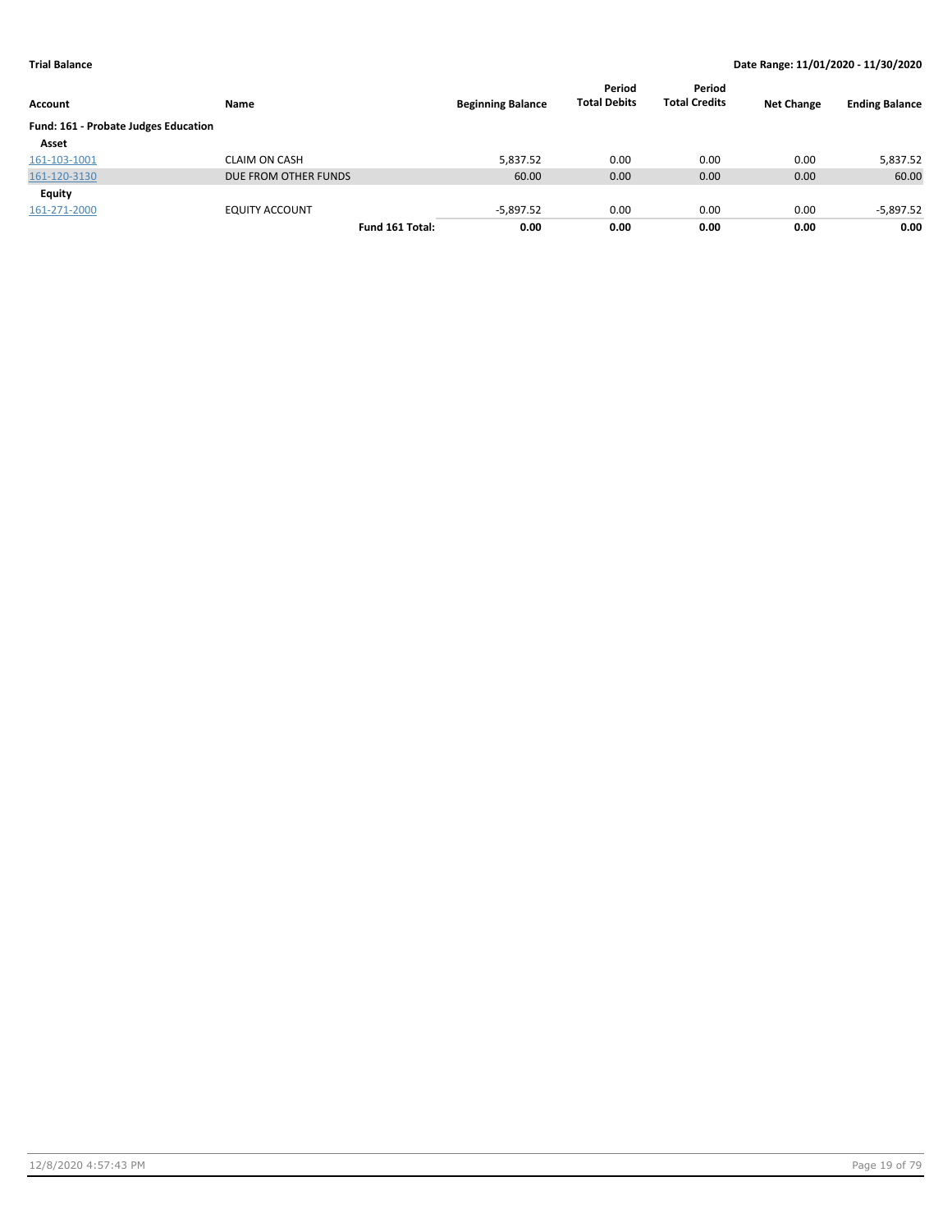**Trial Balance** | **Date Range: 11/01/2020 - 11/30/2020**

| Account | Name | | Beginning Balance | Period Total Debits | Period Total Credits | Net Change | Ending Balance |
|---|---|---|---|---|---|---|---|
| **Fund: 161 - Probate Judges Education** | | | | | | | |
| **Asset** | | | | | | | |
| 161-103-1001 | CLAIM ON CASH | | 5,837.52 | 0.00 | 0.00 | 0.00 | 5,837.52 |
| 161-120-3130 | DUE FROM OTHER FUNDS | | 60.00 | 0.00 | 0.00 | 0.00 | 60.00 |
| **Equity** | | | | | | | |
| 161-271-2000 | EQUITY ACCOUNT | | -5,897.52 | 0.00 | 0.00 | 0.00 | -5,897.52 |
| | | **Fund 161 Total:** | **0.00** | **0.00** | **0.00** | **0.00** | **0.00** |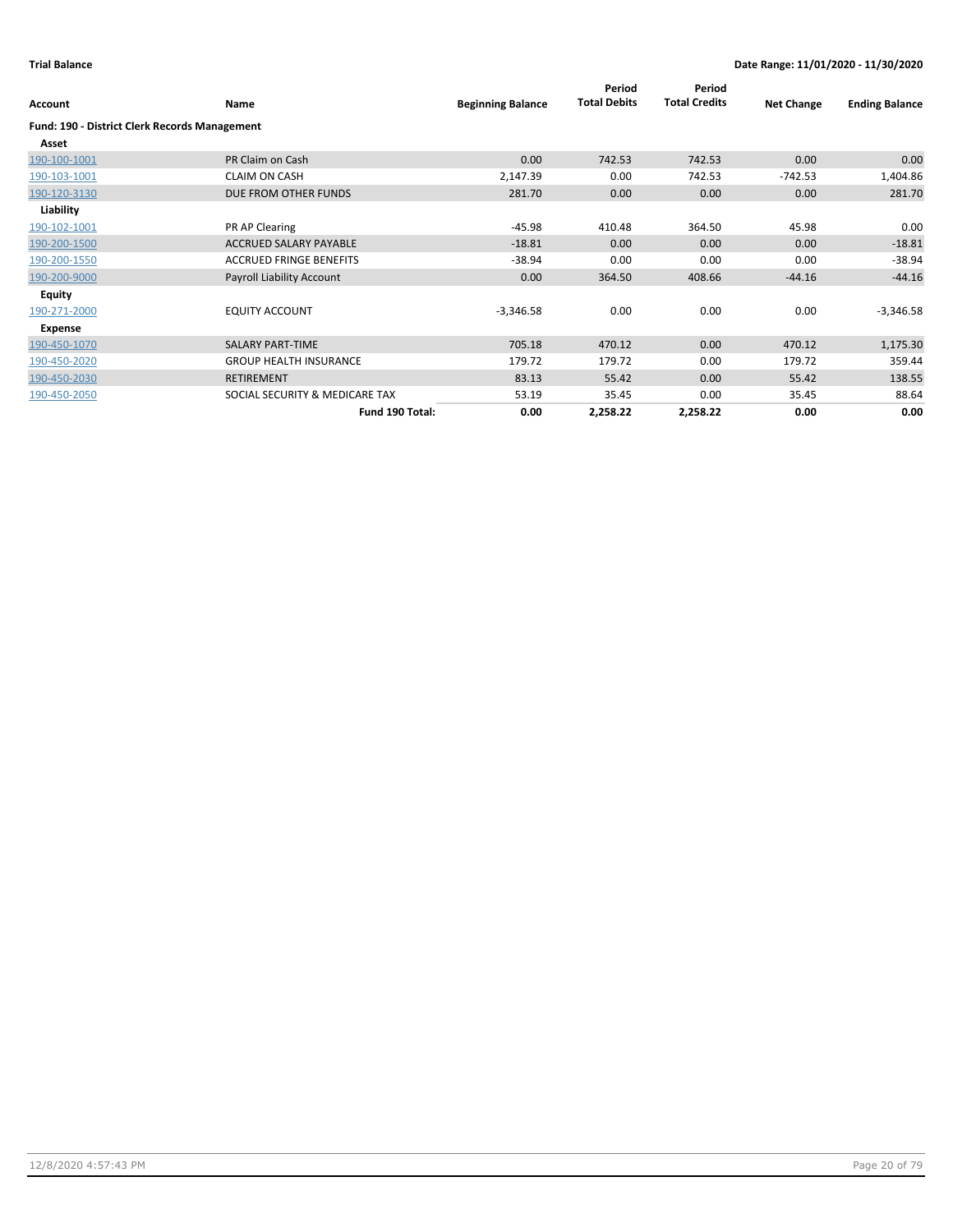**Trial Balance** **Date Range: 11/01/2020 - 11/30/2020**

| Account | Name | Beginning Balance | Period Total Debits | Period Total Credits | Net Change | Ending Balance |
|---|---|---|---|---|---|---|
| **Fund: 190 - District Clerk Records Management** | | | | | | |
| **Asset** | | | | | | |
| 190-100-1001 | PR Claim on Cash | 0.00 | 742.53 | 742.53 | 0.00 | 0.00 |
| 190-103-1001 | CLAIM ON CASH | 2,147.39 | 0.00 | 742.53 | -742.53 | 1,404.86 |
| 190-120-3130 | DUE FROM OTHER FUNDS | 281.70 | 0.00 | 0.00 | 0.00 | 281.70 |
| **Liability** | | | | | | |
| 190-102-1001 | PR AP Clearing | -45.98 | 410.48 | 364.50 | 45.98 | 0.00 |
| 190-200-1500 | ACCRUED SALARY PAYABLE | -18.81 | 0.00 | 0.00 | 0.00 | -18.81 |
| 190-200-1550 | ACCRUED FRINGE BENEFITS | -38.94 | 0.00 | 0.00 | 0.00 | -38.94 |
| 190-200-9000 | Payroll Liability Account | 0.00 | 364.50 | 408.66 | -44.16 | -44.16 |
| **Equity** | | | | | | |
| 190-271-2000 | EQUITY ACCOUNT | -3,346.58 | 0.00 | 0.00 | 0.00 | -3,346.58 |
| **Expense** | | | | | | |
| 190-450-1070 | SALARY PART-TIME | 705.18 | 470.12 | 0.00 | 470.12 | 1,175.30 |
| 190-450-2020 | GROUP HEALTH INSURANCE | 179.72 | 179.72 | 0.00 | 179.72 | 359.44 |
| 190-450-2030 | RETIREMENT | 83.13 | 55.42 | 0.00 | 55.42 | 138.55 |
| 190-450-2050 | SOCIAL SECURITY & MEDICARE TAX | 53.19 | 35.45 | 0.00 | 35.45 | 88.64 |
| | **Fund 190 Total:** | **0.00** | **2,258.22** | **2,258.22** | **0.00** | **0.00** |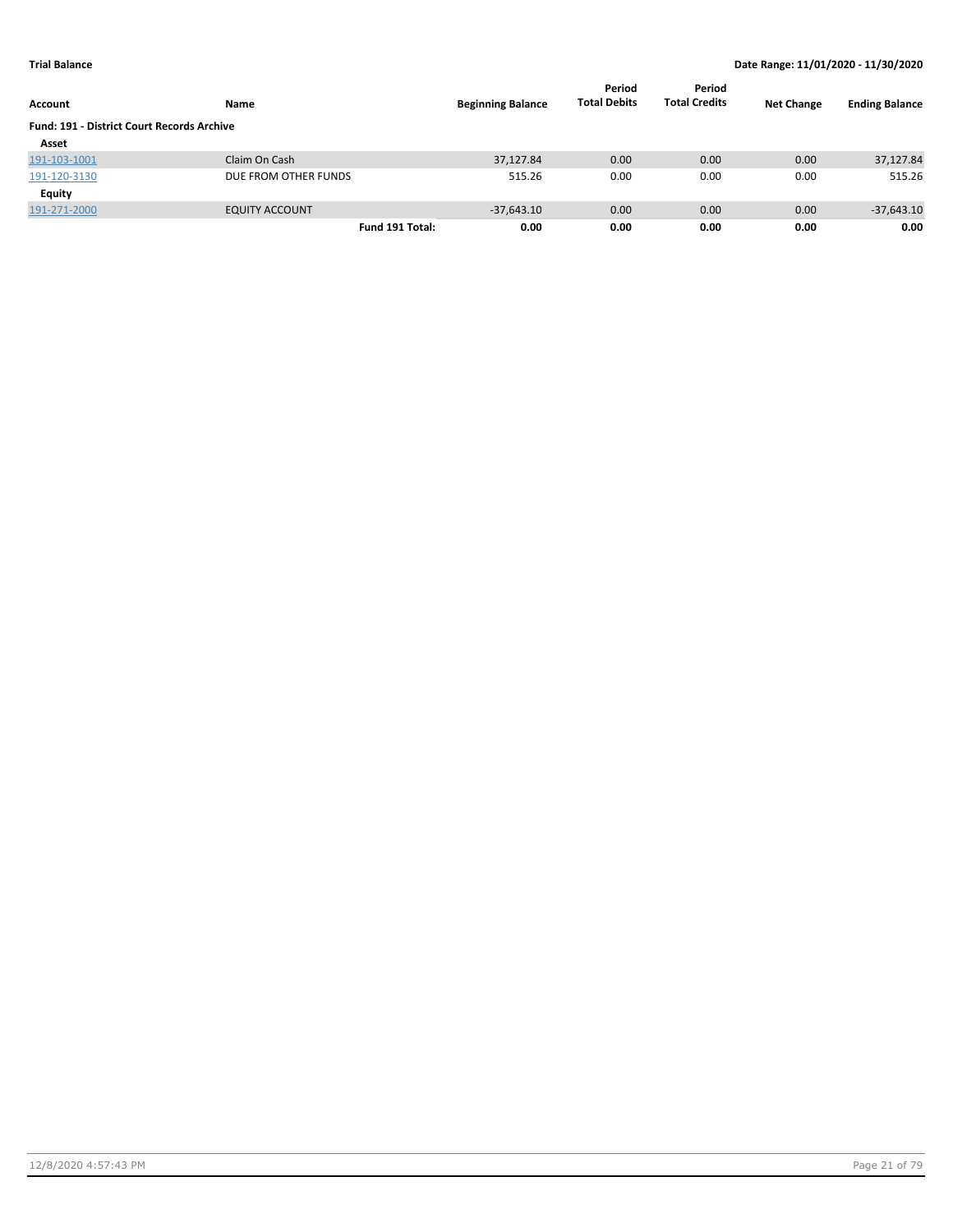**Trial Balance** **Date Range: 11/01/2020 - 11/30/2020**

| Account | Name | | Beginning Balance | Period Total Debits | Period Total Credits | Net Change | Ending Balance |
|---|---|---|---|---|---|---|---|
| **Fund: 191 - District Court Records Archive** | | | | | | | |
| **Asset** | | | | | | | |
| 191-103-1001 | Claim On Cash | | 37,127.84 | 0.00 | 0.00 | 0.00 | 37,127.84 |
| 191-120-3130 | DUE FROM OTHER FUNDS | | 515.26 | 0.00 | 0.00 | 0.00 | 515.26 |
| **Equity** | | | | | | | |
| 191-271-2000 | EQUITY ACCOUNT | | -37,643.10 | 0.00 | 0.00 | 0.00 | -37,643.10 |
| | | **Fund 191 Total:** | **0.00** | **0.00** | **0.00** | **0.00** | **0.00** |

12/8/2020 4:57:43 PM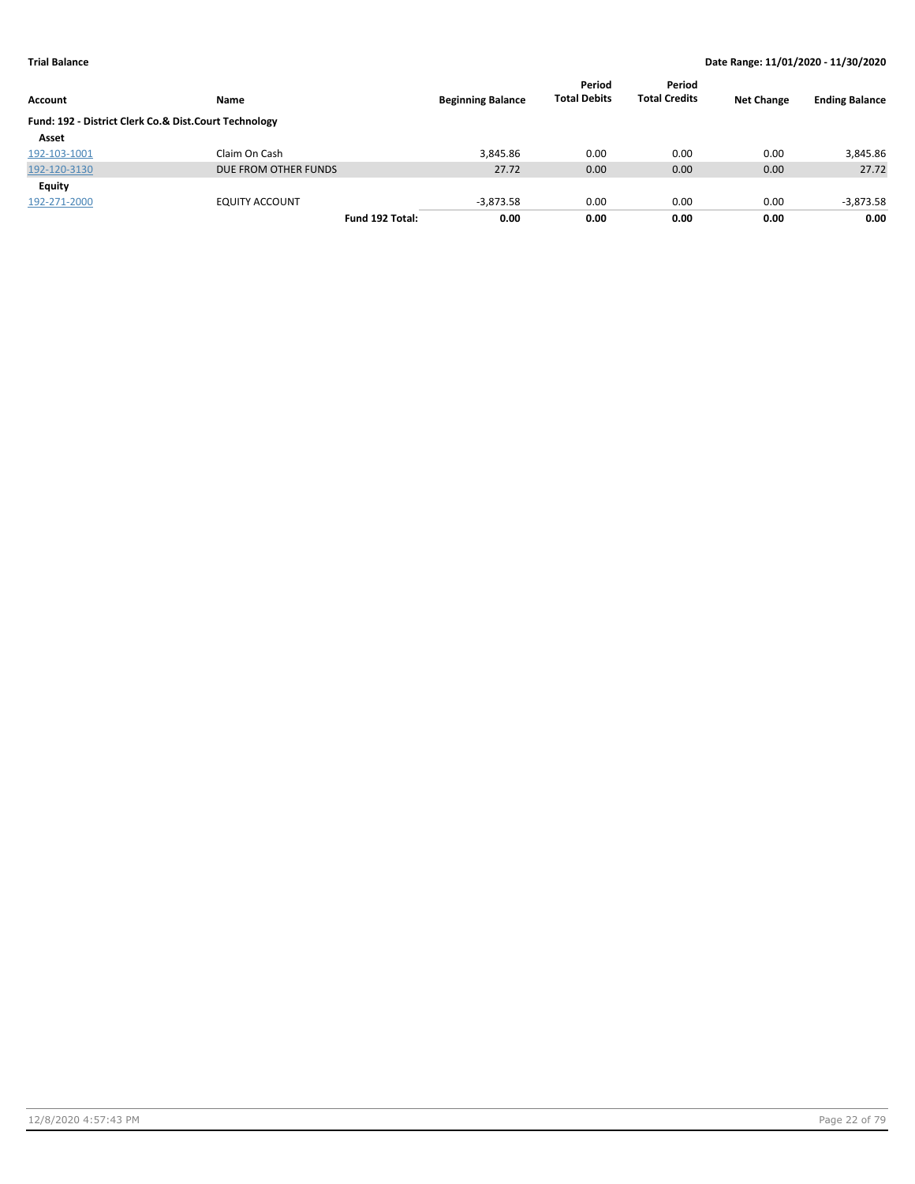**Trial Balance**

**Date Range: 11/01/2020 - 11/30/2020**

| Account | Name | | Beginning Balance | Period Total Debits | Period Total Credits | Net Change | Ending Balance |
|---|---|---|---|---|---|---|---|
| **Fund: 192 - District Clerk Co.& Dist.Court Technology** | | | | | | | |
| **Asset** | | | | | | | |
| 192-103-1001 | Claim On Cash | | 3,845.86 | 0.00 | 0.00 | 0.00 | 3,845.86 |
| 192-120-3130 | DUE FROM OTHER FUNDS | | 27.72 | 0.00 | 0.00 | 0.00 | 27.72 |
| **Equity** | | | | | | | |
| 192-271-2000 | EQUITY ACCOUNT | | -3,873.58 | 0.00 | 0.00 | 0.00 | -3,873.58 |
| | | **Fund 192 Total:** | **0.00** | **0.00** | **0.00** | **0.00** | **0.00** |

12/8/2020 4:57:43 PM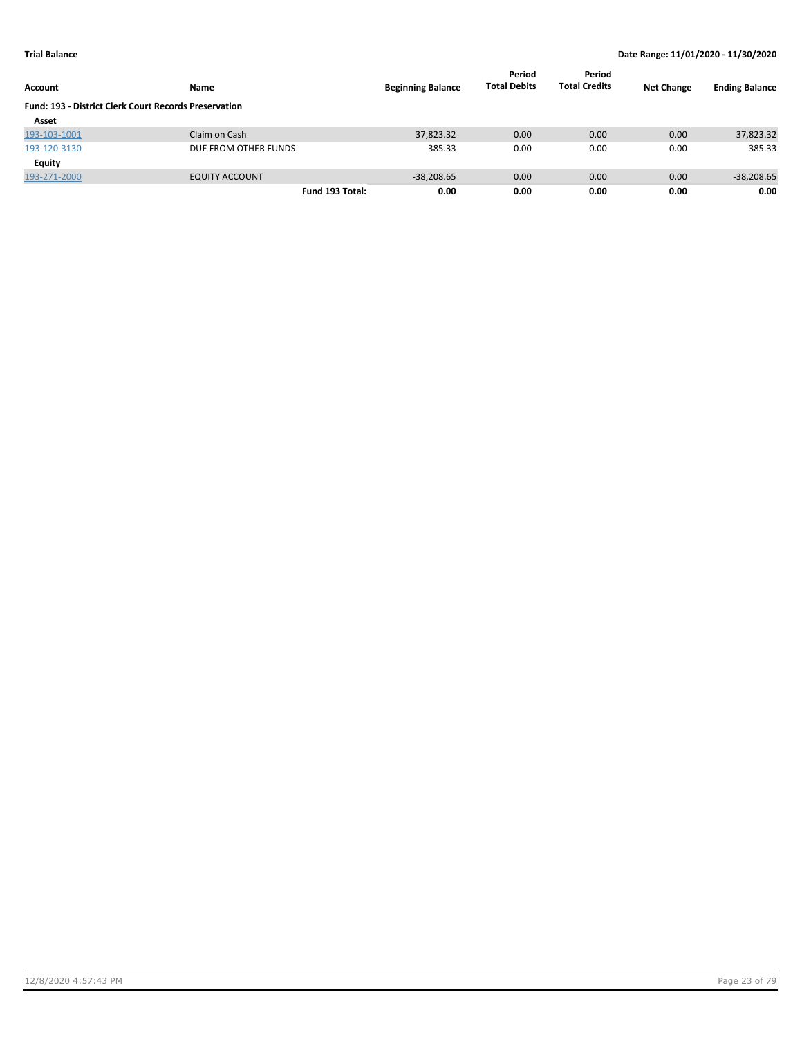**Trial Balance** | **Date Range: 11/01/2020 - 11/30/2020**

| Account | Name | Beginning Balance | Period Total Debits | Period Total Credits | Net Change | Ending Balance |
|---|---|---|---|---|---|---|
| **Fund: 193 - District Clerk Court Records Preservation** | | | | | | |
| **Asset** | | | | | | |
| 193-103-1001 | Claim on Cash | 37,823.32 | 0.00 | 0.00 | 0.00 | 37,823.32 |
| 193-120-3130 | DUE FROM OTHER FUNDS | 385.33 | 0.00 | 0.00 | 0.00 | 385.33 |
| **Equity** | | | | | | |
| 193-271-2000 | EQUITY ACCOUNT | -38,208.65 | 0.00 | 0.00 | 0.00 | -38,208.65 |
| | **Fund 193 Total:** | **0.00** | **0.00** | **0.00** | **0.00** | **0.00** |

12/8/2020 4:57:43 PM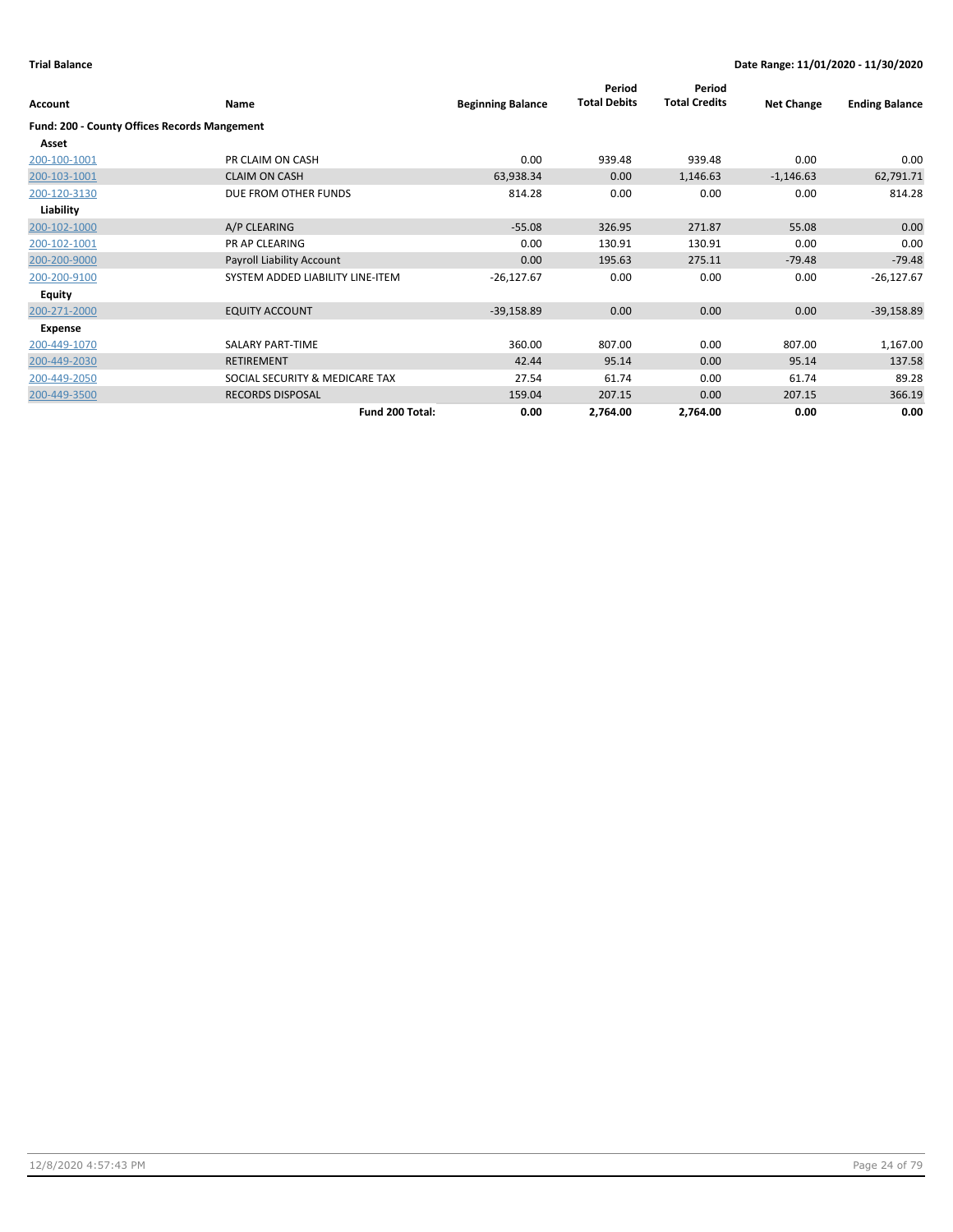**Trial Balance** **Date Range: 11/01/2020 - 11/30/2020**

| Account | Name | Beginning Balance | Period Total Debits | Period Total Credits | Net Change | Ending Balance |
|---|---|---|---|---|---|---|
| **Fund: 200 - County Offices Records Mangement** | | | | | | |
| **Asset** | | | | | | |
| 200-100-1001 | PR CLAIM ON CASH | 0.00 | 939.48 | 939.48 | 0.00 | 0.00 |
| 200-103-1001 | CLAIM ON CASH | 63,938.34 | 0.00 | 1,146.63 | -1,146.63 | 62,791.71 |
| 200-120-3130 | DUE FROM OTHER FUNDS | 814.28 | 0.00 | 0.00 | 0.00 | 814.28 |
| **Liability** | | | | | | |
| 200-102-1000 | A/P CLEARING | -55.08 | 326.95 | 271.87 | 55.08 | 0.00 |
| 200-102-1001 | PR AP CLEARING | 0.00 | 130.91 | 130.91 | 0.00 | 0.00 |
| 200-200-9000 | Payroll Liability Account | 0.00 | 195.63 | 275.11 | -79.48 | -79.48 |
| 200-200-9100 | SYSTEM ADDED LIABILITY LINE-ITEM | -26,127.67 | 0.00 | 0.00 | 0.00 | -26,127.67 |
| **Equity** | | | | | | |
| 200-271-2000 | EQUITY ACCOUNT | -39,158.89 | 0.00 | 0.00 | 0.00 | -39,158.89 |
| **Expense** | | | | | | |
| 200-449-1070 | SALARY PART-TIME | 360.00 | 807.00 | 0.00 | 807.00 | 1,167.00 |
| 200-449-2030 | RETIREMENT | 42.44 | 95.14 | 0.00 | 95.14 | 137.58 |
| 200-449-2050 | SOCIAL SECURITY & MEDICARE TAX | 27.54 | 61.74 | 0.00 | 61.74 | 89.28 |
| 200-449-3500 | RECORDS DISPOSAL | 159.04 | 207.15 | 0.00 | 207.15 | 366.19 |
| | **Fund 200 Total:** | **0.00** | **2,764.00** | **2,764.00** | **0.00** | **0.00** |

12/8/2020 4:57:43 PM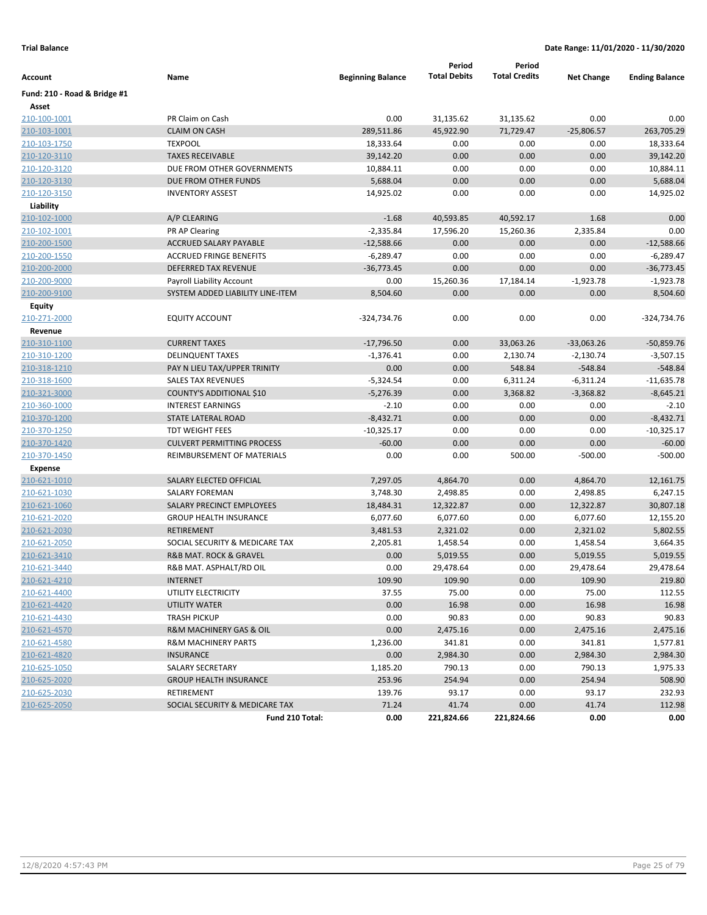**Trial Balance** **Date Range: 11/01/2020 - 11/30/2020**

| Account | Name | Beginning Balance | Period Total Debits | Period Total Credits | Net Change | Ending Balance |
|---|---|---|---|---|---|---|
| **Fund: 210 - Road & Bridge #1** | | | | | | |
| **Asset** | | | | | | |
| 210-100-1001 | PR Claim on Cash | 0.00 | 31,135.62 | 31,135.62 | 0.00 | 0.00 |
| 210-103-1001 | CLAIM ON CASH | 289,511.86 | 45,922.90 | 71,729.47 | -25,806.57 | 263,705.29 |
| 210-103-1750 | TEXPOOL | 18,333.64 | 0.00 | 0.00 | 0.00 | 18,333.64 |
| 210-120-3110 | TAXES RECEIVABLE | 39,142.20 | 0.00 | 0.00 | 0.00 | 39,142.20 |
| 210-120-3120 | DUE FROM OTHER GOVERNMENTS | 10,884.11 | 0.00 | 0.00 | 0.00 | 10,884.11 |
| 210-120-3130 | DUE FROM OTHER FUNDS | 5,688.04 | 0.00 | 0.00 | 0.00 | 5,688.04 |
| 210-120-3150 | INVENTORY ASSEST | 14,925.02 | 0.00 | 0.00 | 0.00 | 14,925.02 |
| **Liability** | | | | | | |
| 210-102-1000 | A/P CLEARING | -1.68 | 40,593.85 | 40,592.17 | 1.68 | 0.00 |
| 210-102-1001 | PR AP Clearing | -2,335.84 | 17,596.20 | 15,260.36 | 2,335.84 | 0.00 |
| 210-200-1500 | ACCRUED SALARY PAYABLE | -12,588.66 | 0.00 | 0.00 | 0.00 | -12,588.66 |
| 210-200-1550 | ACCRUED FRINGE BENEFITS | -6,289.47 | 0.00 | 0.00 | 0.00 | -6,289.47 |
| 210-200-2000 | DEFERRED TAX REVENUE | -36,773.45 | 0.00 | 0.00 | 0.00 | -36,773.45 |
| 210-200-9000 | Payroll Liability Account | 0.00 | 15,260.36 | 17,184.14 | -1,923.78 | -1,923.78 |
| 210-200-9100 | SYSTEM ADDED LIABILITY LINE-ITEM | 8,504.60 | 0.00 | 0.00 | 0.00 | 8,504.60 |
| **Equity** | | | | | | |
| 210-271-2000 | EQUITY ACCOUNT | -324,734.76 | 0.00 | 0.00 | 0.00 | -324,734.76 |
| **Revenue** | | | | | | |
| 210-310-1100 | CURRENT TAXES | -17,796.50 | 0.00 | 33,063.26 | -33,063.26 | -50,859.76 |
| 210-310-1200 | DELINQUENT TAXES | -1,376.41 | 0.00 | 2,130.74 | -2,130.74 | -3,507.15 |
| 210-318-1210 | PAY N LIEU TAX/UPPER TRINITY | 0.00 | 0.00 | 548.84 | -548.84 | -548.84 |
| 210-318-1600 | SALES TAX REVENUES | -5,324.54 | 0.00 | 6,311.24 | -6,311.24 | -11,635.78 |
| 210-321-3000 | COUNTY'S ADDITIONAL $10 | -5,276.39 | 0.00 | 3,368.82 | -3,368.82 | -8,645.21 |
| 210-360-1000 | INTEREST EARNINGS | -2.10 | 0.00 | 0.00 | 0.00 | -2.10 |
| 210-370-1200 | STATE LATERAL ROAD | -8,432.71 | 0.00 | 0.00 | 0.00 | -8,432.71 |
| 210-370-1250 | TDT WEIGHT FEES | -10,325.17 | 0.00 | 0.00 | 0.00 | -10,325.17 |
| 210-370-1420 | CULVERT PERMITTING PROCESS | -60.00 | 0.00 | 0.00 | 0.00 | -60.00 |
| 210-370-1450 | REIMBURSEMENT OF MATERIALS | 0.00 | 0.00 | 500.00 | -500.00 | -500.00 |
| **Expense** | | | | | | |
| 210-621-1010 | SALARY ELECTED OFFICIAL | 7,297.05 | 4,864.70 | 0.00 | 4,864.70 | 12,161.75 |
| 210-621-1030 | SALARY FOREMAN | 3,748.30 | 2,498.85 | 0.00 | 2,498.85 | 6,247.15 |
| 210-621-1060 | SALARY PRECINCT EMPLOYEES | 18,484.31 | 12,322.87 | 0.00 | 12,322.87 | 30,807.18 |
| 210-621-2020 | GROUP HEALTH INSURANCE | 6,077.60 | 6,077.60 | 0.00 | 6,077.60 | 12,155.20 |
| 210-621-2030 | RETIREMENT | 3,481.53 | 2,321.02 | 0.00 | 2,321.02 | 5,802.55 |
| 210-621-2050 | SOCIAL SECURITY & MEDICARE TAX | 2,205.81 | 1,458.54 | 0.00 | 1,458.54 | 3,664.35 |
| 210-621-3410 | R&B MAT. ROCK & GRAVEL | 0.00 | 5,019.55 | 0.00 | 5,019.55 | 5,019.55 |
| 210-621-3440 | R&B MAT. ASPHALT/RD OIL | 0.00 | 29,478.64 | 0.00 | 29,478.64 | 29,478.64 |
| 210-621-4210 | INTERNET | 109.90 | 109.90 | 0.00 | 109.90 | 219.80 |
| 210-621-4400 | UTILITY ELECTRICITY | 37.55 | 75.00 | 0.00 | 75.00 | 112.55 |
| 210-621-4420 | UTILITY WATER | 0.00 | 16.98 | 0.00 | 16.98 | 16.98 |
| 210-621-4430 | TRASH PICKUP | 0.00 | 90.83 | 0.00 | 90.83 | 90.83 |
| 210-621-4570 | R&M MACHINERY GAS & OIL | 0.00 | 2,475.16 | 0.00 | 2,475.16 | 2,475.16 |
| 210-621-4580 | R&M MACHINERY PARTS | 1,236.00 | 341.81 | 0.00 | 341.81 | 1,577.81 |
| 210-621-4820 | INSURANCE | 0.00 | 2,984.30 | 0.00 | 2,984.30 | 2,984.30 |
| 210-625-1050 | SALARY SECRETARY | 1,185.20 | 790.13 | 0.00 | 790.13 | 1,975.33 |
| 210-625-2020 | GROUP HEALTH INSURANCE | 253.96 | 254.94 | 0.00 | 254.94 | 508.90 |
| 210-625-2030 | RETIREMENT | 139.76 | 93.17 | 0.00 | 93.17 | 232.93 |
| 210-625-2050 | SOCIAL SECURITY & MEDICARE TAX | 71.24 | 41.74 | 0.00 | 41.74 | 112.98 |
| | **Fund 210 Total:** | **0.00** | **221,824.66** | **221,824.66** | **0.00** | **0.00** |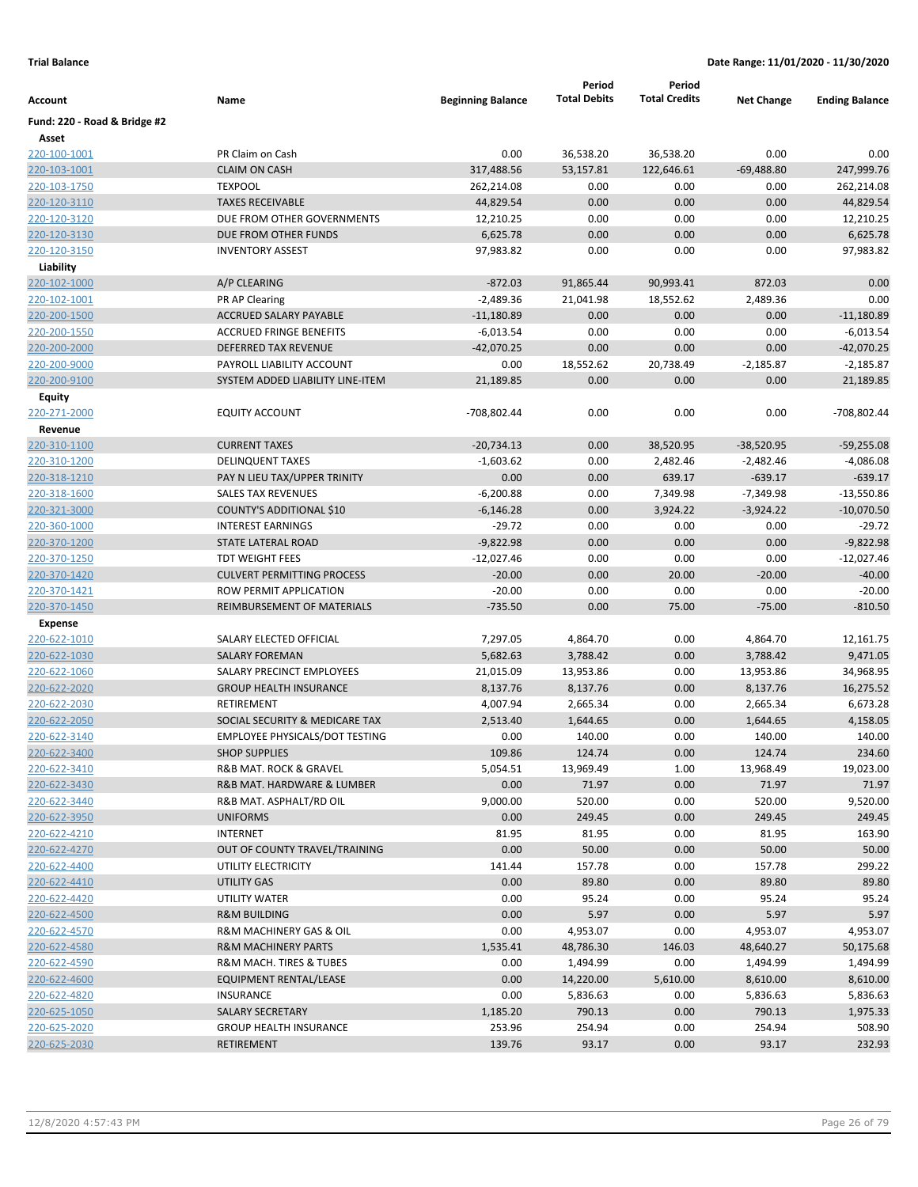**Trial Balance** **Date Range: 11/01/2020 - 11/30/2020**

| Account | Name | Beginning Balance | Period Total Debits | Period Total Credits | Net Change | Ending Balance |
|---|---|---|---|---|---|---|
| **Fund: 220 - Road & Bridge #2** | | | | | | |
| **Asset** | | | | | | |
| 220-100-1001 | PR Claim on Cash | 0.00 | 36,538.20 | 36,538.20 | 0.00 | 0.00 |
| 220-103-1001 | CLAIM ON CASH | 317,488.56 | 53,157.81 | 122,646.61 | -69,488.80 | 247,999.76 |
| 220-103-1750 | TEXPOOL | 262,214.08 | 0.00 | 0.00 | 0.00 | 262,214.08 |
| 220-120-3110 | TAXES RECEIVABLE | 44,829.54 | 0.00 | 0.00 | 0.00 | 44,829.54 |
| 220-120-3120 | DUE FROM OTHER GOVERNMENTS | 12,210.25 | 0.00 | 0.00 | 0.00 | 12,210.25 |
| 220-120-3130 | DUE FROM OTHER FUNDS | 6,625.78 | 0.00 | 0.00 | 0.00 | 6,625.78 |
| 220-120-3150 | INVENTORY ASSEST | 97,983.82 | 0.00 | 0.00 | 0.00 | 97,983.82 |
| **Liability** | | | | | | |
| 220-102-1000 | A/P CLEARING | -872.03 | 91,865.44 | 90,993.41 | 872.03 | 0.00 |
| 220-102-1001 | PR AP Clearing | -2,489.36 | 21,041.98 | 18,552.62 | 2,489.36 | 0.00 |
| 220-200-1500 | ACCRUED SALARY PAYABLE | -11,180.89 | 0.00 | 0.00 | 0.00 | -11,180.89 |
| 220-200-1550 | ACCRUED FRINGE BENEFITS | -6,013.54 | 0.00 | 0.00 | 0.00 | -6,013.54 |
| 220-200-2000 | DEFERRED TAX REVENUE | -42,070.25 | 0.00 | 0.00 | 0.00 | -42,070.25 |
| 220-200-9000 | PAYROLL LIABILITY ACCOUNT | 0.00 | 18,552.62 | 20,738.49 | -2,185.87 | -2,185.87 |
| 220-200-9100 | SYSTEM ADDED LIABILITY LINE-ITEM | 21,189.85 | 0.00 | 0.00 | 0.00 | 21,189.85 |
| **Equity** | | | | | | |
| 220-271-2000 | EQUITY ACCOUNT | -708,802.44 | 0.00 | 0.00 | 0.00 | -708,802.44 |
| **Revenue** | | | | | | |
| 220-310-1100 | CURRENT TAXES | -20,734.13 | 0.00 | 38,520.95 | -38,520.95 | -59,255.08 |
| 220-310-1200 | DELINQUENT TAXES | -1,603.62 | 0.00 | 2,482.46 | -2,482.46 | -4,086.08 |
| 220-318-1210 | PAY N LIEU TAX/UPPER TRINITY | 0.00 | 0.00 | 639.17 | -639.17 | -639.17 |
| 220-318-1600 | SALES TAX REVENUES | -6,200.88 | 0.00 | 7,349.98 | -7,349.98 | -13,550.86 |
| 220-321-3000 | COUNTY'S ADDITIONAL $10 | -6,146.28 | 0.00 | 3,924.22 | -3,924.22 | -10,070.50 |
| 220-360-1000 | INTEREST EARNINGS | -29.72 | 0.00 | 0.00 | 0.00 | -29.72 |
| 220-370-1200 | STATE LATERAL ROAD | -9,822.98 | 0.00 | 0.00 | 0.00 | -9,822.98 |
| 220-370-1250 | TDT WEIGHT FEES | -12,027.46 | 0.00 | 0.00 | 0.00 | -12,027.46 |
| 220-370-1420 | CULVERT PERMITTING PROCESS | -20.00 | 0.00 | 20.00 | -20.00 | -40.00 |
| 220-370-1421 | ROW PERMIT APPLICATION | -20.00 | 0.00 | 0.00 | 0.00 | -20.00 |
| 220-370-1450 | REIMBURSEMENT OF MATERIALS | -735.50 | 0.00 | 75.00 | -75.00 | -810.50 |
| **Expense** | | | | | | |
| 220-622-1010 | SALARY ELECTED OFFICIAL | 7,297.05 | 4,864.70 | 0.00 | 4,864.70 | 12,161.75 |
| 220-622-1030 | SALARY FOREMAN | 5,682.63 | 3,788.42 | 0.00 | 3,788.42 | 9,471.05 |
| 220-622-1060 | SALARY PRECINCT EMPLOYEES | 21,015.09 | 13,953.86 | 0.00 | 13,953.86 | 34,968.95 |
| 220-622-2020 | GROUP HEALTH INSURANCE | 8,137.76 | 8,137.76 | 0.00 | 8,137.76 | 16,275.52 |
| 220-622-2030 | RETIREMENT | 4,007.94 | 2,665.34 | 0.00 | 2,665.34 | 6,673.28 |
| 220-622-2050 | SOCIAL SECURITY & MEDICARE TAX | 2,513.40 | 1,644.65 | 0.00 | 1,644.65 | 4,158.05 |
| 220-622-3140 | EMPLOYEE PHYSICALS/DOT TESTING | 0.00 | 140.00 | 0.00 | 140.00 | 140.00 |
| 220-622-3400 | SHOP SUPPLIES | 109.86 | 124.74 | 0.00 | 124.74 | 234.60 |
| 220-622-3410 | R&B MAT. ROCK & GRAVEL | 5,054.51 | 13,969.49 | 1.00 | 13,968.49 | 19,023.00 |
| 220-622-3430 | R&B MAT. HARDWARE & LUMBER | 0.00 | 71.97 | 0.00 | 71.97 | 71.97 |
| 220-622-3440 | R&B MAT. ASPHALT/RD OIL | 9,000.00 | 520.00 | 0.00 | 520.00 | 9,520.00 |
| 220-622-3950 | UNIFORMS | 0.00 | 249.45 | 0.00 | 249.45 | 249.45 |
| 220-622-4210 | INTERNET | 81.95 | 81.95 | 0.00 | 81.95 | 163.90 |
| 220-622-4270 | OUT OF COUNTY TRAVEL/TRAINING | 0.00 | 50.00 | 0.00 | 50.00 | 50.00 |
| 220-622-4400 | UTILITY ELECTRICITY | 141.44 | 157.78 | 0.00 | 157.78 | 299.22 |
| 220-622-4410 | UTILITY GAS | 0.00 | 89.80 | 0.00 | 89.80 | 89.80 |
| 220-622-4420 | UTILITY WATER | 0.00 | 95.24 | 0.00 | 95.24 | 95.24 |
| 220-622-4500 | R&M BUILDING | 0.00 | 5.97 | 0.00 | 5.97 | 5.97 |
| 220-622-4570 | R&M MACHINERY GAS & OIL | 0.00 | 4,953.07 | 0.00 | 4,953.07 | 4,953.07 |
| 220-622-4580 | R&M MACHINERY PARTS | 1,535.41 | 48,786.30 | 146.03 | 48,640.27 | 50,175.68 |
| 220-622-4590 | R&M MACH. TIRES & TUBES | 0.00 | 1,494.99 | 0.00 | 1,494.99 | 1,494.99 |
| 220-622-4600 | EQUIPMENT RENTAL/LEASE | 0.00 | 14,220.00 | 5,610.00 | 8,610.00 | 8,610.00 |
| 220-622-4820 | INSURANCE | 0.00 | 5,836.63 | 0.00 | 5,836.63 | 5,836.63 |
| 220-625-1050 | SALARY SECRETARY | 1,185.20 | 790.13 | 0.00 | 790.13 | 1,975.33 |
| 220-625-2020 | GROUP HEALTH INSURANCE | 253.96 | 254.94 | 0.00 | 254.94 | 508.90 |
| 220-625-2030 | RETIREMENT | 139.76 | 93.17 | 0.00 | 93.17 | 232.93 |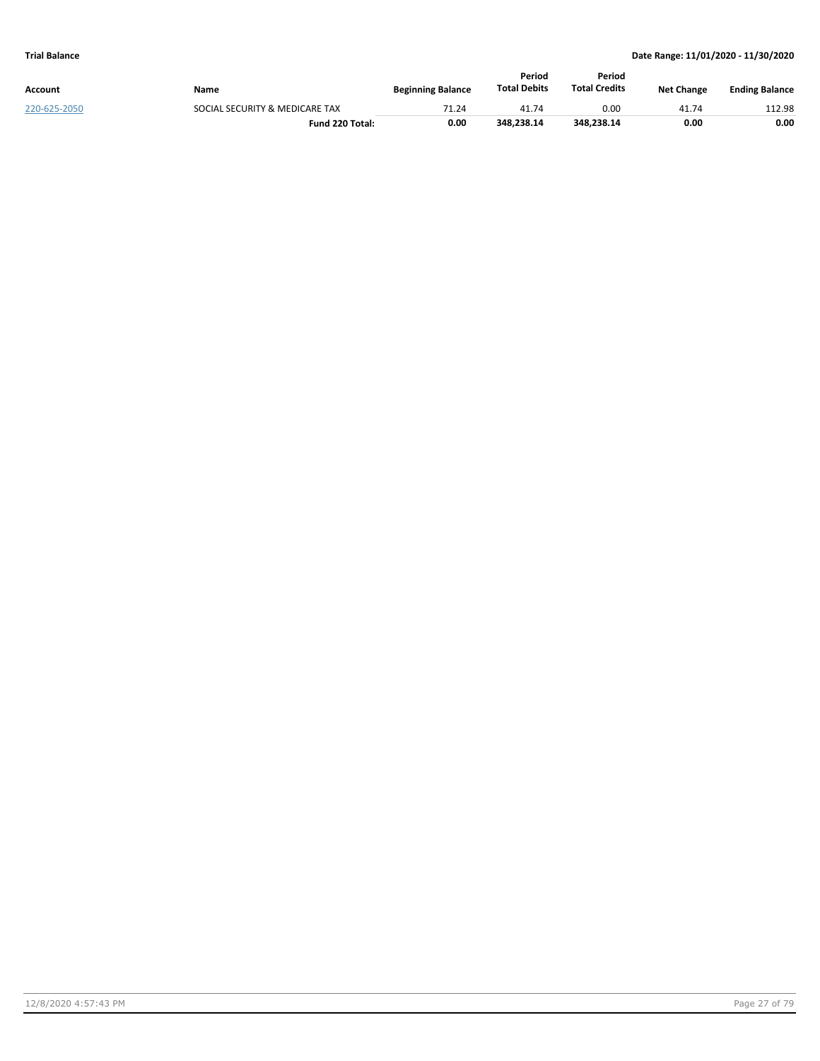| Account | Name | Beginning Balance | Period Total Debits | Period Total Credits | Net Change | Ending Balance |
|---|---|---|---|---|---|---|
| 220-625-2050 | SOCIAL SECURITY & MEDICARE TAX | 71.24 | 41.74 | 0.00 | 41.74 | 112.98 |
| | **Fund 220 Total:** | **0.00** | **348,238.14** | **348,238.14** | **0.00** | **0.00** |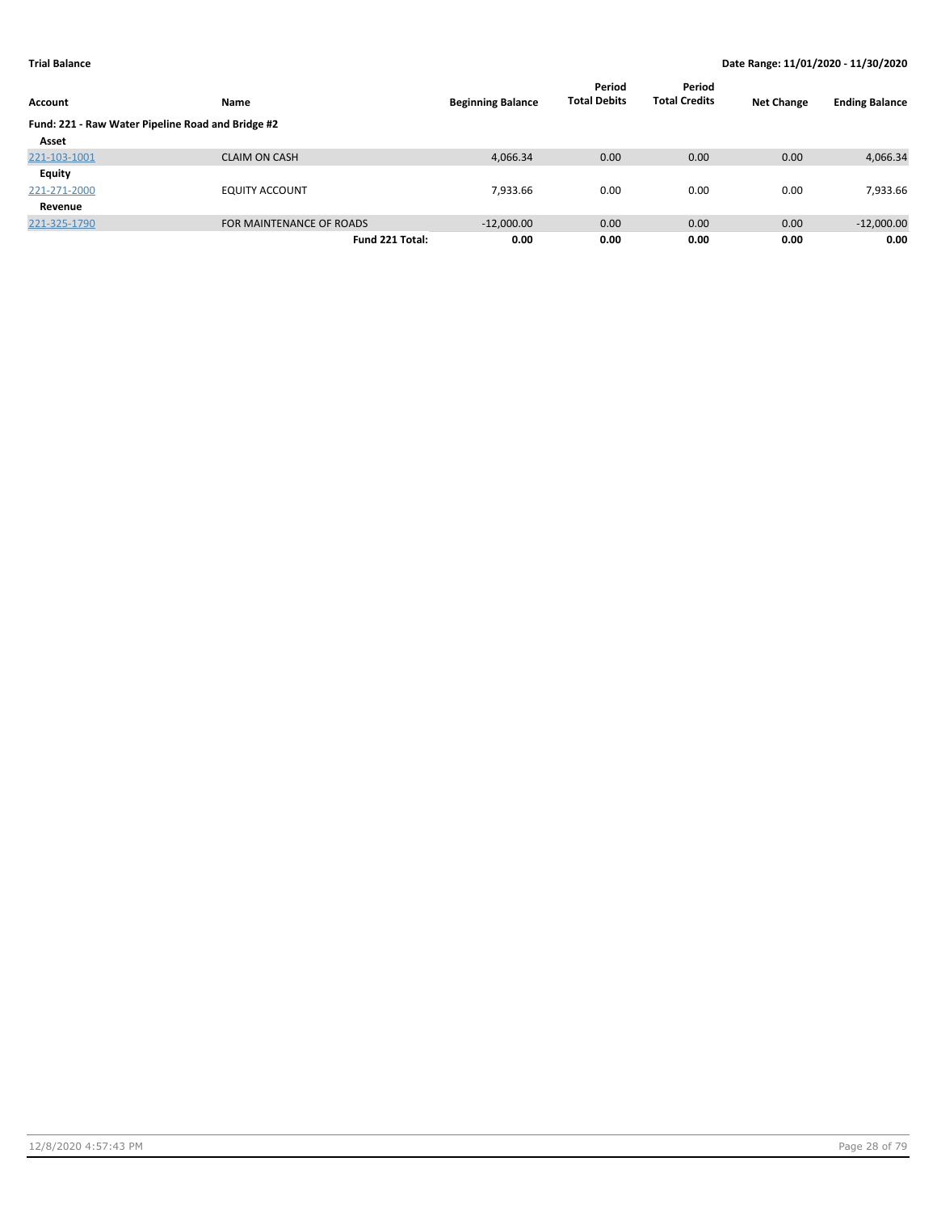**Trial Balance** — **Date Range: 11/01/2020 - 11/30/2020**

| Account | Name | Beginning Balance | Period Total Debits | Period Total Credits | Net Change | Ending Balance |
|---|---|---|---|---|---|---|
| **Fund: 221 - Raw Water Pipeline Road and Bridge #2** | | | | | | |
| **Asset** | | | | | | |
| 221-103-1001 | CLAIM ON CASH | 4,066.34 | 0.00 | 0.00 | 0.00 | 4,066.34 |
| **Equity** | | | | | | |
| 221-271-2000 | EQUITY ACCOUNT | 7,933.66 | 0.00 | 0.00 | 0.00 | 7,933.66 |
| **Revenue** | | | | | | |
| 221-325-1790 | FOR MAINTENANCE OF ROADS | -12,000.00 | 0.00 | 0.00 | 0.00 | -12,000.00 |
| | **Fund 221 Total:** | **0.00** | **0.00** | **0.00** | **0.00** | **0.00** |

12/8/2020 4:57:43 PM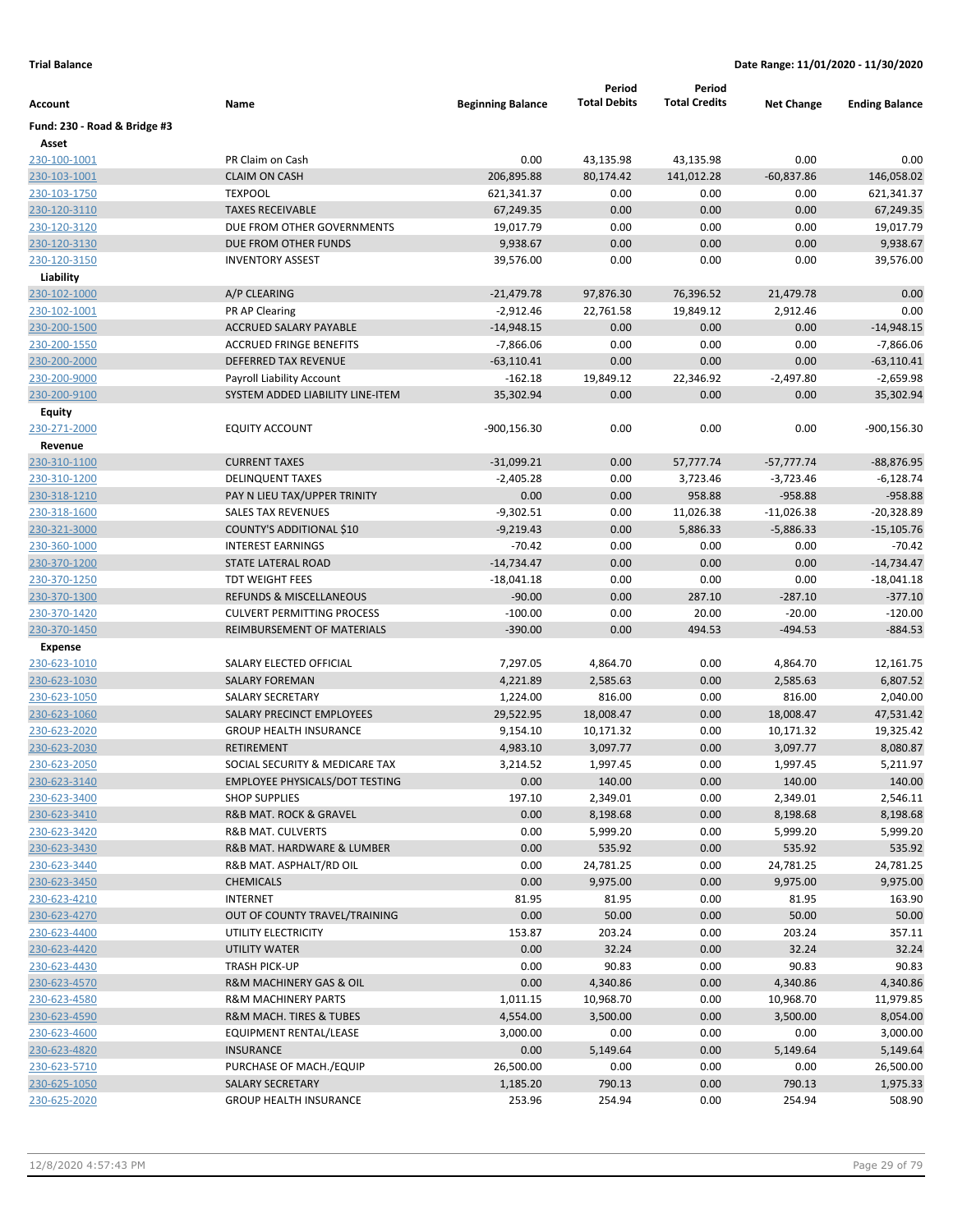**Trial Balance** **Date Range: 11/01/2020 - 11/30/2020**

| Account | Name | Beginning Balance | Period Total Debits | Period Total Credits | Net Change | Ending Balance |
|---|---|---|---|---|---|---|
| **Fund: 230 - Road & Bridge #3** | | | | | | |
| **Asset** | | | | | | |
| 230-100-1001 | PR Claim on Cash | 0.00 | 43,135.98 | 43,135.98 | 0.00 | 0.00 |
| 230-103-1001 | CLAIM ON CASH | 206,895.88 | 80,174.42 | 141,012.28 | -60,837.86 | 146,058.02 |
| 230-103-1750 | TEXPOOL | 621,341.37 | 0.00 | 0.00 | 0.00 | 621,341.37 |
| 230-120-3110 | TAXES RECEIVABLE | 67,249.35 | 0.00 | 0.00 | 0.00 | 67,249.35 |
| 230-120-3120 | DUE FROM OTHER GOVERNMENTS | 19,017.79 | 0.00 | 0.00 | 0.00 | 19,017.79 |
| 230-120-3130 | DUE FROM OTHER FUNDS | 9,938.67 | 0.00 | 0.00 | 0.00 | 9,938.67 |
| 230-120-3150 | INVENTORY ASSEST | 39,576.00 | 0.00 | 0.00 | 0.00 | 39,576.00 |
| **Liability** | | | | | | |
| 230-102-1000 | A/P CLEARING | -21,479.78 | 97,876.30 | 76,396.52 | 21,479.78 | 0.00 |
| 230-102-1001 | PR AP Clearing | -2,912.46 | 22,761.58 | 19,849.12 | 2,912.46 | 0.00 |
| 230-200-1500 | ACCRUED SALARY PAYABLE | -14,948.15 | 0.00 | 0.00 | 0.00 | -14,948.15 |
| 230-200-1550 | ACCRUED FRINGE BENEFITS | -7,866.06 | 0.00 | 0.00 | 0.00 | -7,866.06 |
| 230-200-2000 | DEFERRED TAX REVENUE | -63,110.41 | 0.00 | 0.00 | 0.00 | -63,110.41 |
| 230-200-9000 | Payroll Liability Account | -162.18 | 19,849.12 | 22,346.92 | -2,497.80 | -2,659.98 |
| 230-200-9100 | SYSTEM ADDED LIABILITY LINE-ITEM | 35,302.94 | 0.00 | 0.00 | 0.00 | 35,302.94 |
| **Equity** | | | | | | |
| 230-271-2000 | EQUITY ACCOUNT | -900,156.30 | 0.00 | 0.00 | 0.00 | -900,156.30 |
| **Revenue** | | | | | | |
| 230-310-1100 | CURRENT TAXES | -31,099.21 | 0.00 | 57,777.74 | -57,777.74 | -88,876.95 |
| 230-310-1200 | DELINQUENT TAXES | -2,405.28 | 0.00 | 3,723.46 | -3,723.46 | -6,128.74 |
| 230-318-1210 | PAY N LIEU TAX/UPPER TRINITY | 0.00 | 0.00 | 958.88 | -958.88 | -958.88 |
| 230-318-1600 | SALES TAX REVENUES | -9,302.51 | 0.00 | 11,026.38 | -11,026.38 | -20,328.89 |
| 230-321-3000 | COUNTY'S ADDITIONAL $10 | -9,219.43 | 0.00 | 5,886.33 | -5,886.33 | -15,105.76 |
| 230-360-1000 | INTEREST EARNINGS | -70.42 | 0.00 | 0.00 | 0.00 | -70.42 |
| 230-370-1200 | STATE LATERAL ROAD | -14,734.47 | 0.00 | 0.00 | 0.00 | -14,734.47 |
| 230-370-1250 | TDT WEIGHT FEES | -18,041.18 | 0.00 | 0.00 | 0.00 | -18,041.18 |
| 230-370-1300 | REFUNDS & MISCELLANEOUS | -90.00 | 0.00 | 287.10 | -287.10 | -377.10 |
| 230-370-1420 | CULVERT PERMITTING PROCESS | -100.00 | 0.00 | 20.00 | -20.00 | -120.00 |
| 230-370-1450 | REIMBURSEMENT OF MATERIALS | -390.00 | 0.00 | 494.53 | -494.53 | -884.53 |
| **Expense** | | | | | | |
| 230-623-1010 | SALARY ELECTED OFFICIAL | 7,297.05 | 4,864.70 | 0.00 | 4,864.70 | 12,161.75 |
| 230-623-1030 | SALARY FOREMAN | 4,221.89 | 2,585.63 | 0.00 | 2,585.63 | 6,807.52 |
| 230-623-1050 | SALARY SECRETARY | 1,224.00 | 816.00 | 0.00 | 816.00 | 2,040.00 |
| 230-623-1060 | SALARY PRECINCT EMPLOYEES | 29,522.95 | 18,008.47 | 0.00 | 18,008.47 | 47,531.42 |
| 230-623-2020 | GROUP HEALTH INSURANCE | 9,154.10 | 10,171.32 | 0.00 | 10,171.32 | 19,325.42 |
| 230-623-2030 | RETIREMENT | 4,983.10 | 3,097.77 | 0.00 | 3,097.77 | 8,080.87 |
| 230-623-2050 | SOCIAL SECURITY & MEDICARE TAX | 3,214.52 | 1,997.45 | 0.00 | 1,997.45 | 5,211.97 |
| 230-623-3140 | EMPLOYEE PHYSICALS/DOT TESTING | 0.00 | 140.00 | 0.00 | 140.00 | 140.00 |
| 230-623-3400 | SHOP SUPPLIES | 197.10 | 2,349.01 | 0.00 | 2,349.01 | 2,546.11 |
| 230-623-3410 | R&B MAT. ROCK & GRAVEL | 0.00 | 8,198.68 | 0.00 | 8,198.68 | 8,198.68 |
| 230-623-3420 | R&B MAT. CULVERTS | 0.00 | 5,999.20 | 0.00 | 5,999.20 | 5,999.20 |
| 230-623-3430 | R&B MAT. HARDWARE & LUMBER | 0.00 | 535.92 | 0.00 | 535.92 | 535.92 |
| 230-623-3440 | R&B MAT. ASPHALT/RD OIL | 0.00 | 24,781.25 | 0.00 | 24,781.25 | 24,781.25 |
| 230-623-3450 | CHEMICALS | 0.00 | 9,975.00 | 0.00 | 9,975.00 | 9,975.00 |
| 230-623-4210 | INTERNET | 81.95 | 81.95 | 0.00 | 81.95 | 163.90 |
| 230-623-4270 | OUT OF COUNTY TRAVEL/TRAINING | 0.00 | 50.00 | 0.00 | 50.00 | 50.00 |
| 230-623-4400 | UTILITY ELECTRICITY | 153.87 | 203.24 | 0.00 | 203.24 | 357.11 |
| 230-623-4420 | UTILITY WATER | 0.00 | 32.24 | 0.00 | 32.24 | 32.24 |
| 230-623-4430 | TRASH PICK-UP | 0.00 | 90.83 | 0.00 | 90.83 | 90.83 |
| 230-623-4570 | R&M MACHINERY GAS & OIL | 0.00 | 4,340.86 | 0.00 | 4,340.86 | 4,340.86 |
| 230-623-4580 | R&M MACHINERY PARTS | 1,011.15 | 10,968.70 | 0.00 | 10,968.70 | 11,979.85 |
| 230-623-4590 | R&M MACH. TIRES & TUBES | 4,554.00 | 3,500.00 | 0.00 | 3,500.00 | 8,054.00 |
| 230-623-4600 | EQUIPMENT RENTAL/LEASE | 3,000.00 | 0.00 | 0.00 | 0.00 | 3,000.00 |
| 230-623-4820 | INSURANCE | 0.00 | 5,149.64 | 0.00 | 5,149.64 | 5,149.64 |
| 230-623-5710 | PURCHASE OF MACH./EQUIP | 26,500.00 | 0.00 | 0.00 | 0.00 | 26,500.00 |
| 230-625-1050 | SALARY SECRETARY | 1,185.20 | 790.13 | 0.00 | 790.13 | 1,975.33 |
| 230-625-2020 | GROUP HEALTH INSURANCE | 253.96 | 254.94 | 0.00 | 254.94 | 508.90 |

12/8/2020 4:57:43 PM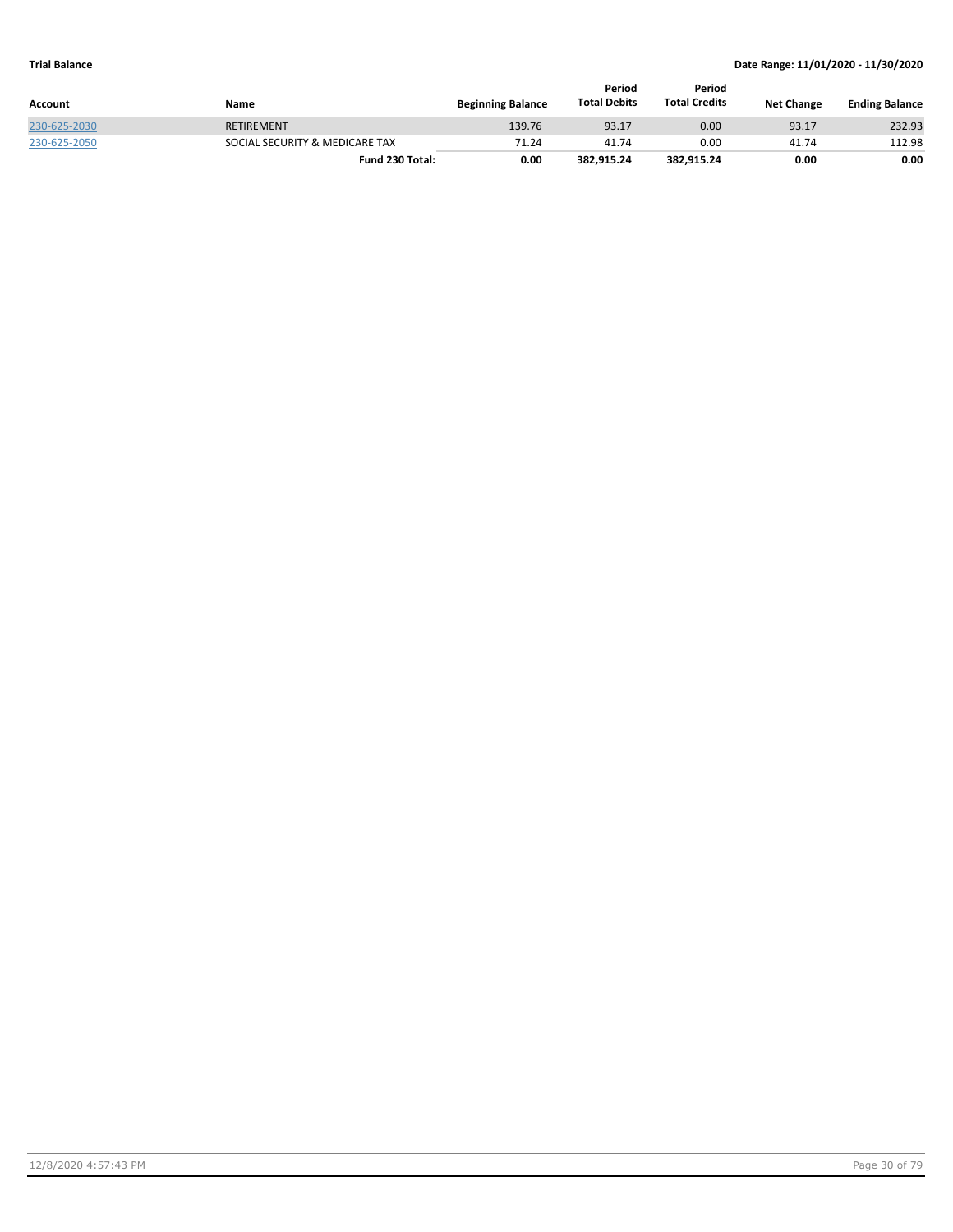| Account | Name | Beginning Balance | Period Total Debits | Period Total Credits | Net Change | Ending Balance |
|---|---|---|---|---|---|---|
| 230-625-2030 | RETIREMENT | 139.76 | 93.17 | 0.00 | 93.17 | 232.93 |
| 230-625-2050 | SOCIAL SECURITY & MEDICARE TAX | 71.24 | 41.74 | 0.00 | 41.74 | 112.98 |
| | **Fund 230 Total:** | **0.00** | **382,915.24** | **382,915.24** | **0.00** | **0.00** |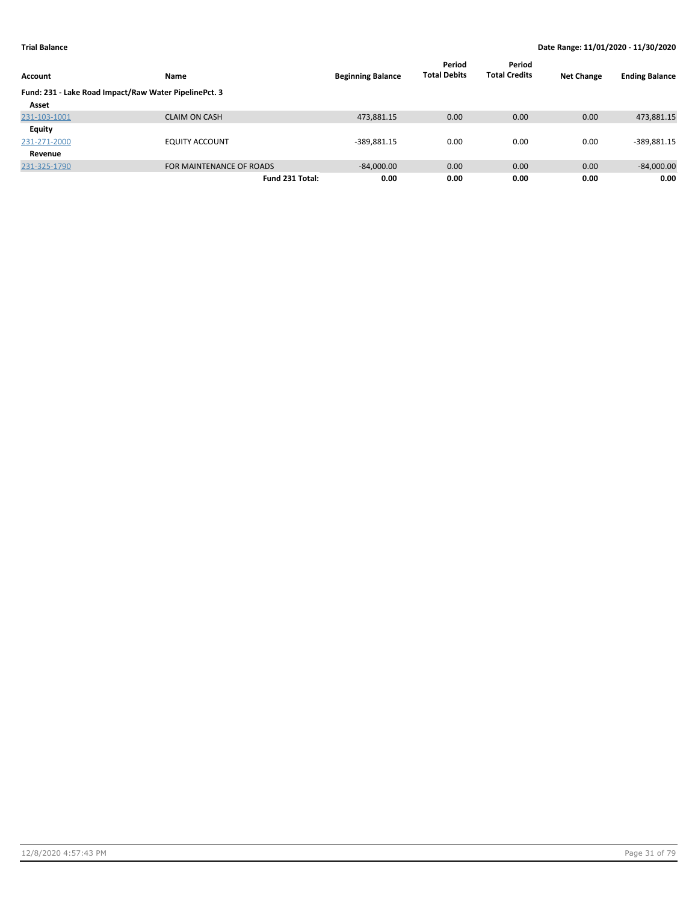**Trial Balance** — Date Range: 11/01/2020 - 11/30/2020

| Account | Name | Beginning Balance | Period Total Debits | Period Total Credits | Net Change | Ending Balance |
|---|---|---|---|---|---|---|
| **Fund: 231 - Lake Road Impact/Raw Water PipelinePct. 3** | | | | | | |
| **Asset** | | | | | | |
| 231-103-1001 | CLAIM ON CASH | 473,881.15 | 0.00 | 0.00 | 0.00 | 473,881.15 |
| **Equity** | | | | | | |
| 231-271-2000 | EQUITY ACCOUNT | -389,881.15 | 0.00 | 0.00 | 0.00 | -389,881.15 |
| **Revenue** | | | | | | |
| 231-325-1790 | FOR MAINTENANCE OF ROADS | -84,000.00 | 0.00 | 0.00 | 0.00 | -84,000.00 |
| | **Fund 231 Total:** | **0.00** | **0.00** | **0.00** | **0.00** | **0.00** |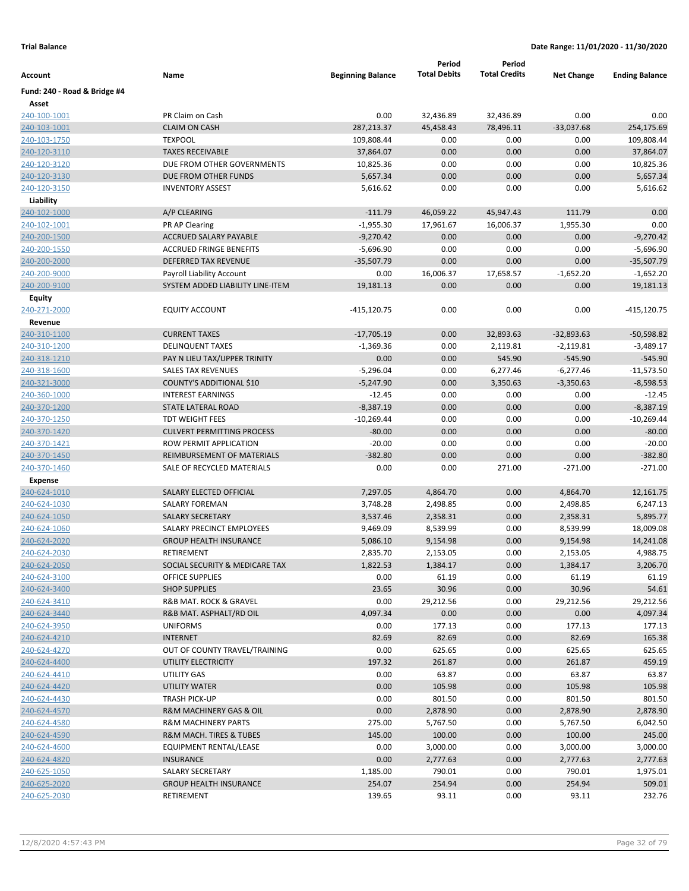**Trial Balance** **Date Range: 11/01/2020 - 11/30/2020**

| Account | Name | Beginning Balance | Period Total Debits | Period Total Credits | Net Change | Ending Balance |
|---|---|---|---|---|---|---|
| **Fund: 240 - Road & Bridge #4** | | | | | | |
| **Asset** | | | | | | |
| 240-100-1001 | PR Claim on Cash | 0.00 | 32,436.89 | 32,436.89 | 0.00 | 0.00 |
| 240-103-1001 | CLAIM ON CASH | 287,213.37 | 45,458.43 | 78,496.11 | -33,037.68 | 254,175.69 |
| 240-103-1750 | TEXPOOL | 109,808.44 | 0.00 | 0.00 | 0.00 | 109,808.44 |
| 240-120-3110 | TAXES RECEIVABLE | 37,864.07 | 0.00 | 0.00 | 0.00 | 37,864.07 |
| 240-120-3120 | DUE FROM OTHER GOVERNMENTS | 10,825.36 | 0.00 | 0.00 | 0.00 | 10,825.36 |
| 240-120-3130 | DUE FROM OTHER FUNDS | 5,657.34 | 0.00 | 0.00 | 0.00 | 5,657.34 |
| 240-120-3150 | INVENTORY ASSEST | 5,616.62 | 0.00 | 0.00 | 0.00 | 5,616.62 |
| **Liability** | | | | | | |
| 240-102-1000 | A/P CLEARING | -111.79 | 46,059.22 | 45,947.43 | 111.79 | 0.00 |
| 240-102-1001 | PR AP Clearing | -1,955.30 | 17,961.67 | 16,006.37 | 1,955.30 | 0.00 |
| 240-200-1500 | ACCRUED SALARY PAYABLE | -9,270.42 | 0.00 | 0.00 | 0.00 | -9,270.42 |
| 240-200-1550 | ACCRUED FRINGE BENEFITS | -5,696.90 | 0.00 | 0.00 | 0.00 | -5,696.90 |
| 240-200-2000 | DEFERRED TAX REVENUE | -35,507.79 | 0.00 | 0.00 | 0.00 | -35,507.79 |
| 240-200-9000 | Payroll Liability Account | 0.00 | 16,006.37 | 17,658.57 | -1,652.20 | -1,652.20 |
| 240-200-9100 | SYSTEM ADDED LIABILITY LINE-ITEM | 19,181.13 | 0.00 | 0.00 | 0.00 | 19,181.13 |
| **Equity** | | | | | | |
| 240-271-2000 | EQUITY ACCOUNT | -415,120.75 | 0.00 | 0.00 | 0.00 | -415,120.75 |
| **Revenue** | | | | | | |
| 240-310-1100 | CURRENT TAXES | -17,705.19 | 0.00 | 32,893.63 | -32,893.63 | -50,598.82 |
| 240-310-1200 | DELINQUENT TAXES | -1,369.36 | 0.00 | 2,119.81 | -2,119.81 | -3,489.17 |
| 240-318-1210 | PAY N LIEU TAX/UPPER TRINITY | 0.00 | 0.00 | 545.90 | -545.90 | -545.90 |
| 240-318-1600 | SALES TAX REVENUES | -5,296.04 | 0.00 | 6,277.46 | -6,277.46 | -11,573.50 |
| 240-321-3000 | COUNTY'S ADDITIONAL $10 | -5,247.90 | 0.00 | 3,350.63 | -3,350.63 | -8,598.53 |
| 240-360-1000 | INTEREST EARNINGS | -12.45 | 0.00 | 0.00 | 0.00 | -12.45 |
| 240-370-1200 | STATE LATERAL ROAD | -8,387.19 | 0.00 | 0.00 | 0.00 | -8,387.19 |
| 240-370-1250 | TDT WEIGHT FEES | -10,269.44 | 0.00 | 0.00 | 0.00 | -10,269.44 |
| 240-370-1420 | CULVERT PERMITTING PROCESS | -80.00 | 0.00 | 0.00 | 0.00 | -80.00 |
| 240-370-1421 | ROW PERMIT APPLICATION | -20.00 | 0.00 | 0.00 | 0.00 | -20.00 |
| 240-370-1450 | REIMBURSEMENT OF MATERIALS | -382.80 | 0.00 | 0.00 | 0.00 | -382.80 |
| 240-370-1460 | SALE OF RECYCLED MATERIALS | 0.00 | 0.00 | 271.00 | -271.00 | -271.00 |
| **Expense** | | | | | | |
| 240-624-1010 | SALARY ELECTED OFFICIAL | 7,297.05 | 4,864.70 | 0.00 | 4,864.70 | 12,161.75 |
| 240-624-1030 | SALARY FOREMAN | 3,748.28 | 2,498.85 | 0.00 | 2,498.85 | 6,247.13 |
| 240-624-1050 | SALARY SECRETARY | 3,537.46 | 2,358.31 | 0.00 | 2,358.31 | 5,895.77 |
| 240-624-1060 | SALARY PRECINCT EMPLOYEES | 9,469.09 | 8,539.99 | 0.00 | 8,539.99 | 18,009.08 |
| 240-624-2020 | GROUP HEALTH INSURANCE | 5,086.10 | 9,154.98 | 0.00 | 9,154.98 | 14,241.08 |
| 240-624-2030 | RETIREMENT | 2,835.70 | 2,153.05 | 0.00 | 2,153.05 | 4,988.75 |
| 240-624-2050 | SOCIAL SECURITY & MEDICARE TAX | 1,822.53 | 1,384.17 | 0.00 | 1,384.17 | 3,206.70 |
| 240-624-3100 | OFFICE SUPPLIES | 0.00 | 61.19 | 0.00 | 61.19 | 61.19 |
| 240-624-3400 | SHOP SUPPLIES | 23.65 | 30.96 | 0.00 | 30.96 | 54.61 |
| 240-624-3410 | R&B MAT. ROCK & GRAVEL | 0.00 | 29,212.56 | 0.00 | 29,212.56 | 29,212.56 |
| 240-624-3440 | R&B MAT. ASPHALT/RD OIL | 4,097.34 | 0.00 | 0.00 | 0.00 | 4,097.34 |
| 240-624-3950 | UNIFORMS | 0.00 | 177.13 | 0.00 | 177.13 | 177.13 |
| 240-624-4210 | INTERNET | 82.69 | 82.69 | 0.00 | 82.69 | 165.38 |
| 240-624-4270 | OUT OF COUNTY TRAVEL/TRAINING | 0.00 | 625.65 | 0.00 | 625.65 | 625.65 |
| 240-624-4400 | UTILITY ELECTRICITY | 197.32 | 261.87 | 0.00 | 261.87 | 459.19 |
| 240-624-4410 | UTILITY GAS | 0.00 | 63.87 | 0.00 | 63.87 | 63.87 |
| 240-624-4420 | UTILITY WATER | 0.00 | 105.98 | 0.00 | 105.98 | 105.98 |
| 240-624-4430 | TRASH PICK-UP | 0.00 | 801.50 | 0.00 | 801.50 | 801.50 |
| 240-624-4570 | R&M MACHINERY GAS & OIL | 0.00 | 2,878.90 | 0.00 | 2,878.90 | 2,878.90 |
| 240-624-4580 | R&M MACHINERY PARTS | 275.00 | 5,767.50 | 0.00 | 5,767.50 | 6,042.50 |
| 240-624-4590 | R&M MACH. TIRES & TUBES | 145.00 | 100.00 | 0.00 | 100.00 | 245.00 |
| 240-624-4600 | EQUIPMENT RENTAL/LEASE | 0.00 | 3,000.00 | 0.00 | 3,000.00 | 3,000.00 |
| 240-624-4820 | INSURANCE | 0.00 | 2,777.63 | 0.00 | 2,777.63 | 2,777.63 |
| 240-625-1050 | SALARY SECRETARY | 1,185.00 | 790.01 | 0.00 | 790.01 | 1,975.01 |
| 240-625-2020 | GROUP HEALTH INSURANCE | 254.07 | 254.94 | 0.00 | 254.94 | 509.01 |
| 240-625-2030 | RETIREMENT | 139.65 | 93.11 | 0.00 | 93.11 | 232.76 |

12/8/2020 4:57:43 PM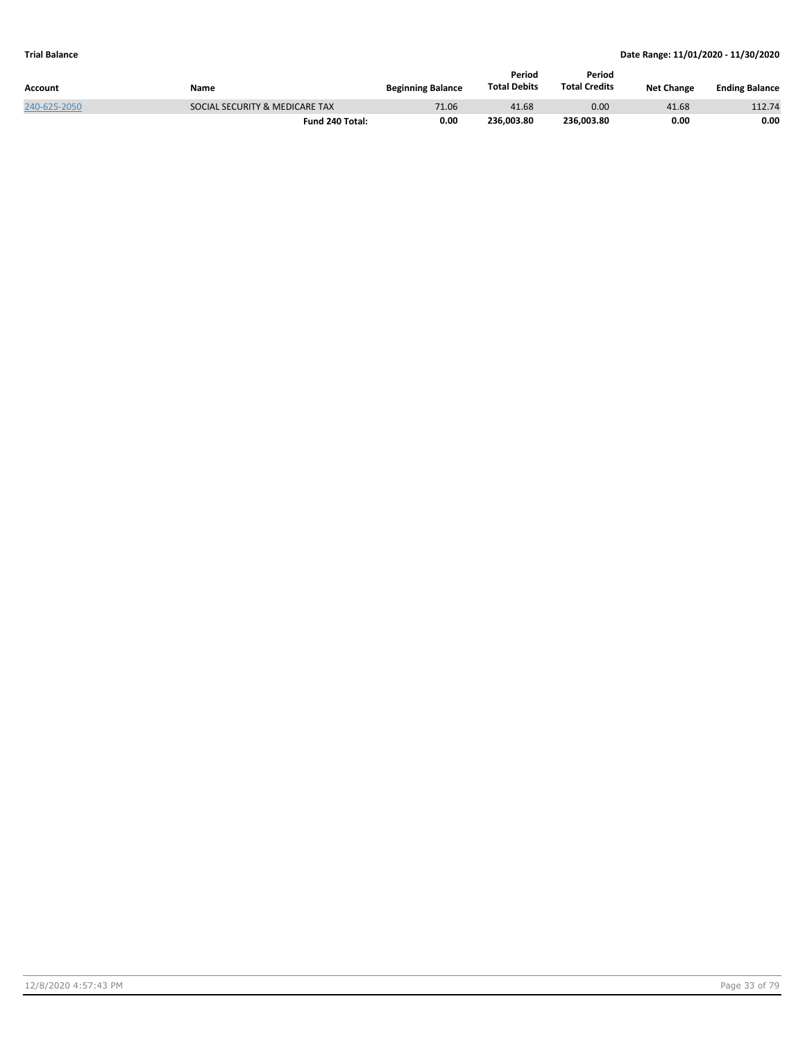| Account | Name | Beginning Balance | Period Total Debits | Period Total Credits | Net Change | Ending Balance |
|---|---|---|---|---|---|---|
| 240-625-2050 | SOCIAL SECURITY & MEDICARE TAX | 71.06 | 41.68 | 0.00 | 41.68 | 112.74 |
| | **Fund 240 Total:** | **0.00** | **236,003.80** | **236,003.80** | **0.00** | **0.00** |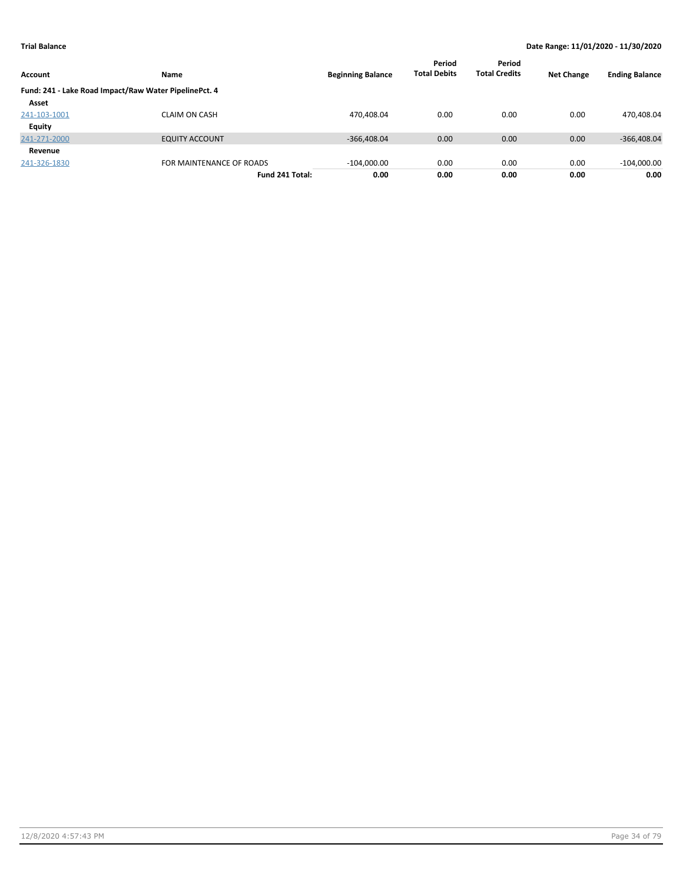**Trial Balance** **Date Range: 11/01/2020 - 11/30/2020**

| Account | Name | Beginning Balance | Period Total Debits | Period Total Credits | Net Change | Ending Balance |
|---|---|---|---|---|---|---|
| **Fund: 241 - Lake Road Impact/Raw Water PipelinePct. 4** | | | | | | |
| **Asset** | | | | | | |
| 241-103-1001 | CLAIM ON CASH | 470,408.04 | 0.00 | 0.00 | 0.00 | 470,408.04 |
| **Equity** | | | | | | |
| 241-271-2000 | EQUITY ACCOUNT | -366,408.04 | 0.00 | 0.00 | 0.00 | -366,408.04 |
| **Revenue** | | | | | | |
| 241-326-1830 | FOR MAINTENANCE OF ROADS | -104,000.00 | 0.00 | 0.00 | 0.00 | -104,000.00 |
| | **Fund 241 Total:** | **0.00** | **0.00** | **0.00** | **0.00** | **0.00** |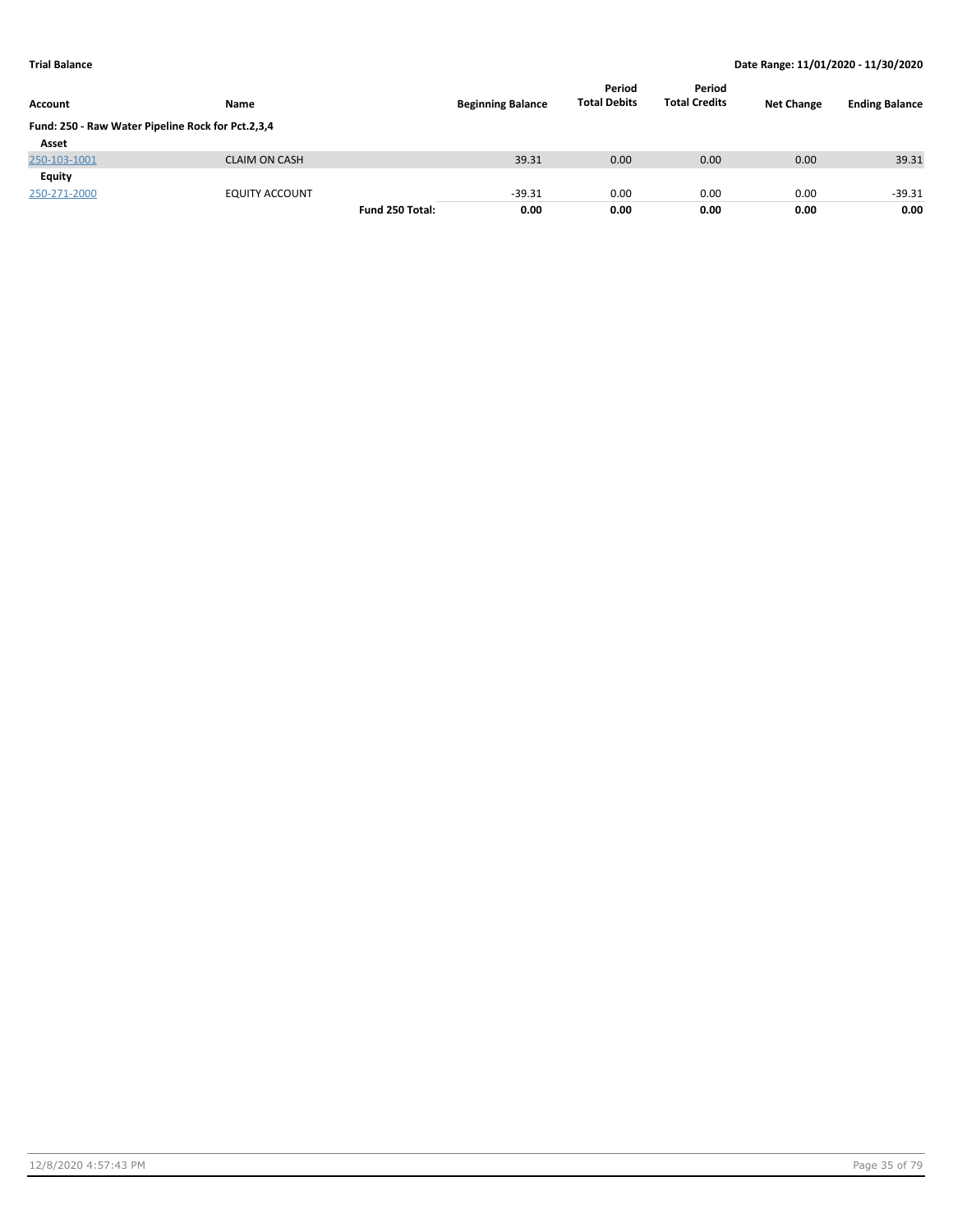**Trial Balance** — Date Range: 11/01/2020 - 11/30/2020

| Account | Name | | Beginning Balance | Period Total Debits | Period Total Credits | Net Change | Ending Balance |
|---|---|---|---|---|---|---|---|
| **Fund: 250 - Raw Water Pipeline Rock for Pct.2,3,4** | | | | | | | |
| **Asset** | | | | | | | |
| 250-103-1001 | CLAIM ON CASH | | 39.31 | 0.00 | 0.00 | 0.00 | 39.31 |
| **Equity** | | | | | | | |
| 250-271-2000 | EQUITY ACCOUNT | | -39.31 | 0.00 | 0.00 | 0.00 | -39.31 |
| | | **Fund 250 Total:** | **0.00** | **0.00** | **0.00** | **0.00** | **0.00** |

12/8/2020 4:57:43 PM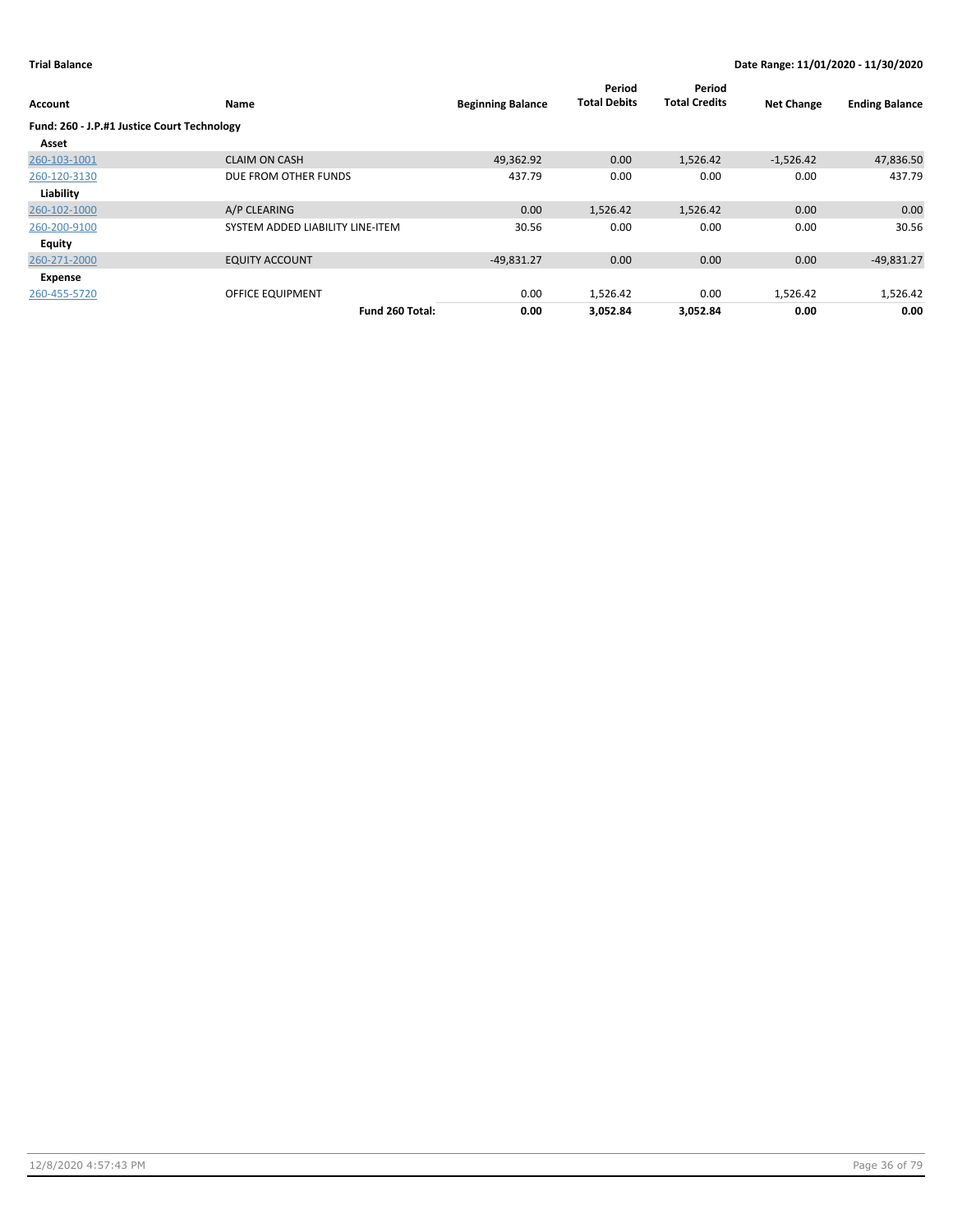**Trial Balance** **Date Range: 11/01/2020 - 11/30/2020**

| Account | Name | Beginning Balance | Period Total Debits | Period Total Credits | Net Change | Ending Balance |
|---|---|---|---|---|---|---|
| **Fund: 260 - J.P.#1 Justice Court Technology** | | | | | | |
| **Asset** | | | | | | |
| 260-103-1001 | CLAIM ON CASH | 49,362.92 | 0.00 | 1,526.42 | -1,526.42 | 47,836.50 |
| 260-120-3130 | DUE FROM OTHER FUNDS | 437.79 | 0.00 | 0.00 | 0.00 | 437.79 |
| **Liability** | | | | | | |
| 260-102-1000 | A/P CLEARING | 0.00 | 1,526.42 | 1,526.42 | 0.00 | 0.00 |
| 260-200-9100 | SYSTEM ADDED LIABILITY LINE-ITEM | 30.56 | 0.00 | 0.00 | 0.00 | 30.56 |
| **Equity** | | | | | | |
| 260-271-2000 | EQUITY ACCOUNT | -49,831.27 | 0.00 | 0.00 | 0.00 | -49,831.27 |
| **Expense** | | | | | | |
| 260-455-5720 | OFFICE EQUIPMENT | 0.00 | 1,526.42 | 0.00 | 1,526.42 | 1,526.42 |
| | **Fund 260 Total:** | **0.00** | **3,052.84** | **3,052.84** | **0.00** | **0.00** |

12/8/2020 4:57:43 PM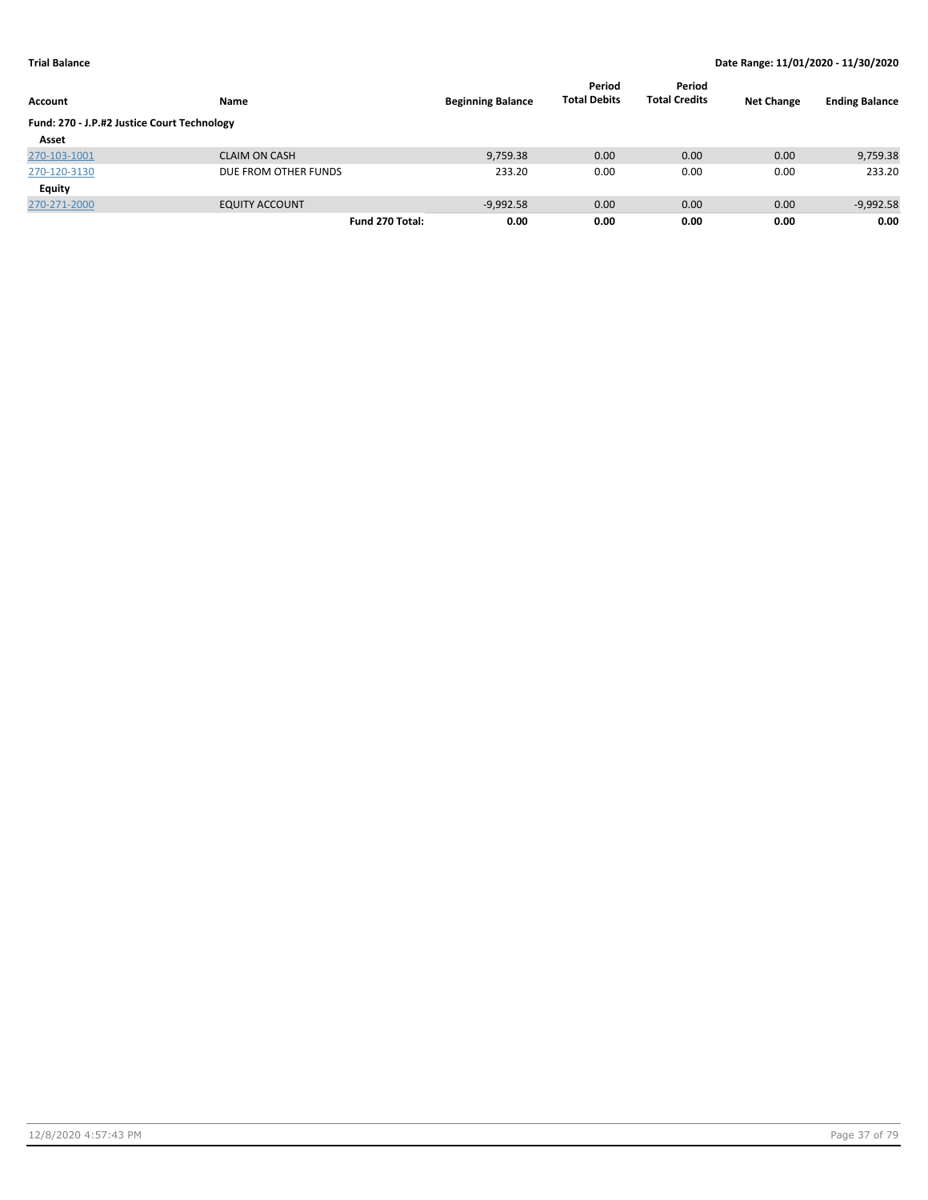**Trial Balance** **Date Range: 11/01/2020 - 11/30/2020**

| Account | Name | | Beginning Balance | Period Total Debits | Period Total Credits | Net Change | Ending Balance |
|---|---|---|---|---|---|---|---|
| **Fund: 270 - J.P.#2 Justice Court Technology** | | | | | | | |
| **Asset** | | | | | | | |
| 270-103-1001 | CLAIM ON CASH | | 9,759.38 | 0.00 | 0.00 | 0.00 | 9,759.38 |
| 270-120-3130 | DUE FROM OTHER FUNDS | | 233.20 | 0.00 | 0.00 | 0.00 | 233.20 |
| **Equity** | | | | | | | |
| 270-271-2000 | EQUITY ACCOUNT | | -9,992.58 | 0.00 | 0.00 | 0.00 | -9,992.58 |
| | | **Fund 270 Total:** | **0.00** | **0.00** | **0.00** | **0.00** | **0.00** |

12/8/2020 4:57:43 PM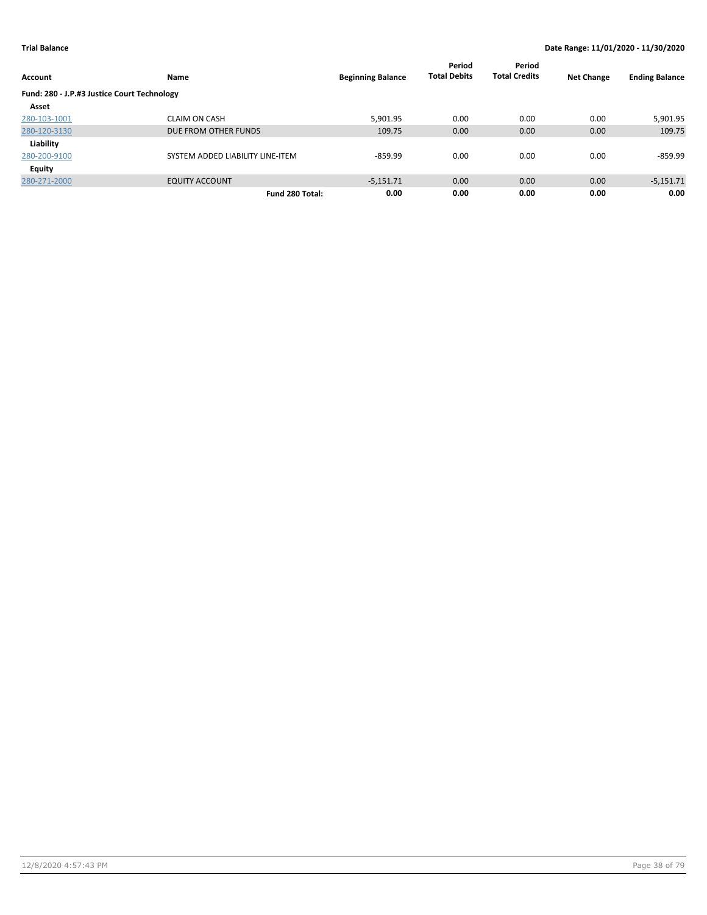**Trial Balance** | **Date Range: 11/01/2020 - 11/30/2020**

| Account | Name | Beginning Balance | Period Total Debits | Period Total Credits | Net Change | Ending Balance |
|---|---|---|---|---|---|---|
| **Fund: 280 - J.P.#3 Justice Court Technology** | | | | | | |
| **Asset** | | | | | | |
| 280-103-1001 | CLAIM ON CASH | 5,901.95 | 0.00 | 0.00 | 0.00 | 5,901.95 |
| 280-120-3130 | DUE FROM OTHER FUNDS | 109.75 | 0.00 | 0.00 | 0.00 | 109.75 |
| **Liability** | | | | | | |
| 280-200-9100 | SYSTEM ADDED LIABILITY LINE-ITEM | -859.99 | 0.00 | 0.00 | 0.00 | -859.99 |
| **Equity** | | | | | | |
| 280-271-2000 | EQUITY ACCOUNT | -5,151.71 | 0.00 | 0.00 | 0.00 | -5,151.71 |
| | **Fund 280 Total:** | **0.00** | **0.00** | **0.00** | **0.00** | **0.00** |

12/8/2020 4:57:43 PM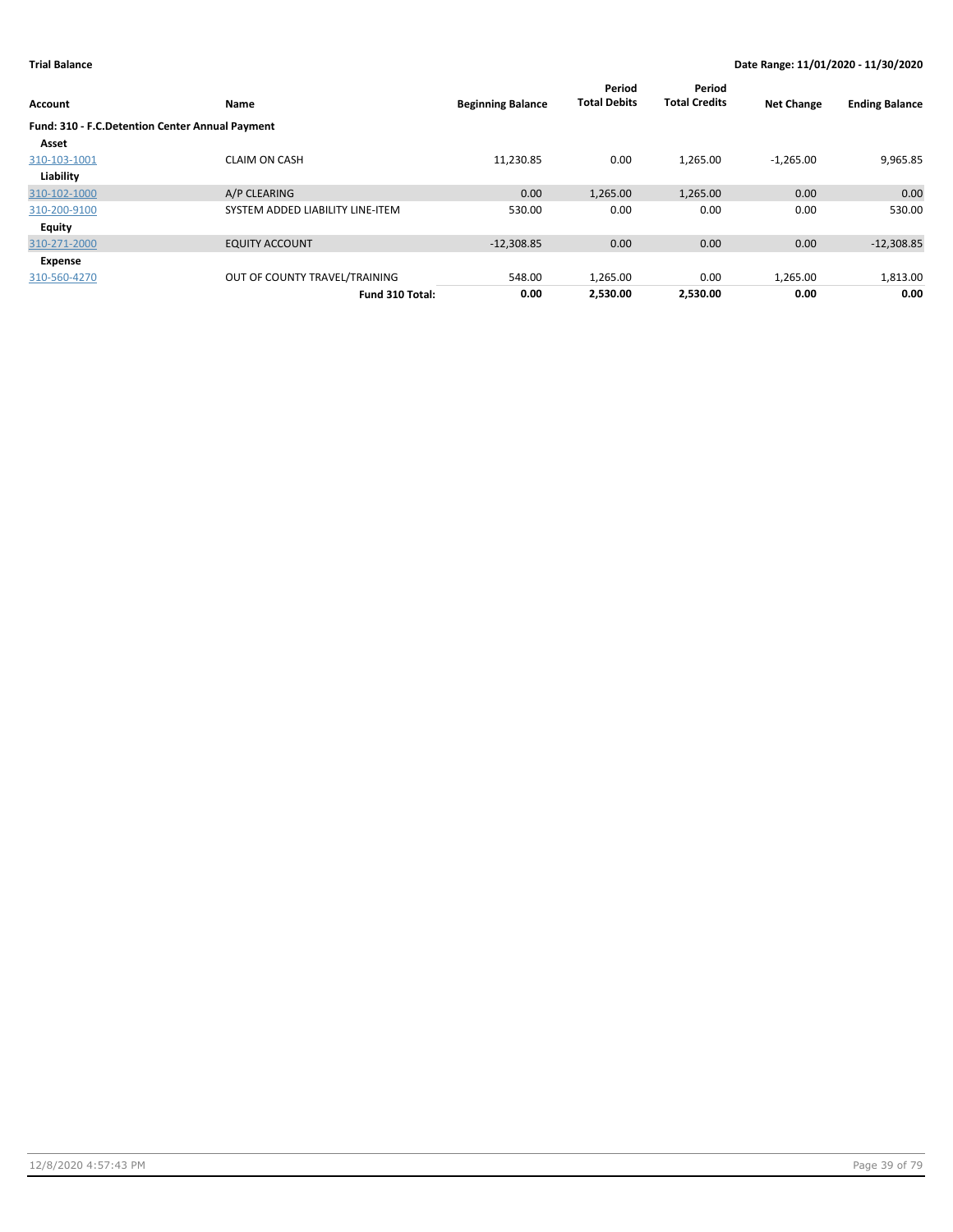| Account | Name | Beginning Balance | Period Total Debits | Period Total Credits | Net Change | Ending Balance |
|---|---|---|---|---|---|---|
| **Fund: 310 - F.C.Detention Center Annual Payment** | | | | | | |
| **Asset** | | | | | | |
| 310-103-1001 | CLAIM ON CASH | 11,230.85 | 0.00 | 1,265.00 | -1,265.00 | 9,965.85 |
| **Liability** | | | | | | |
| 310-102-1000 | A/P CLEARING | 0.00 | 1,265.00 | 1,265.00 | 0.00 | 0.00 |
| 310-200-9100 | SYSTEM ADDED LIABILITY LINE-ITEM | 530.00 | 0.00 | 0.00 | 0.00 | 530.00 |
| **Equity** | | | | | | |
| 310-271-2000 | EQUITY ACCOUNT | -12,308.85 | 0.00 | 0.00 | 0.00 | -12,308.85 |
| **Expense** | | | | | | |
| 310-560-4270 | OUT OF COUNTY TRAVEL/TRAINING | 548.00 | 1,265.00 | 0.00 | 1,265.00 | 1,813.00 |
| | **Fund 310 Total:** | **0.00** | **2,530.00** | **2,530.00** | **0.00** | **0.00** |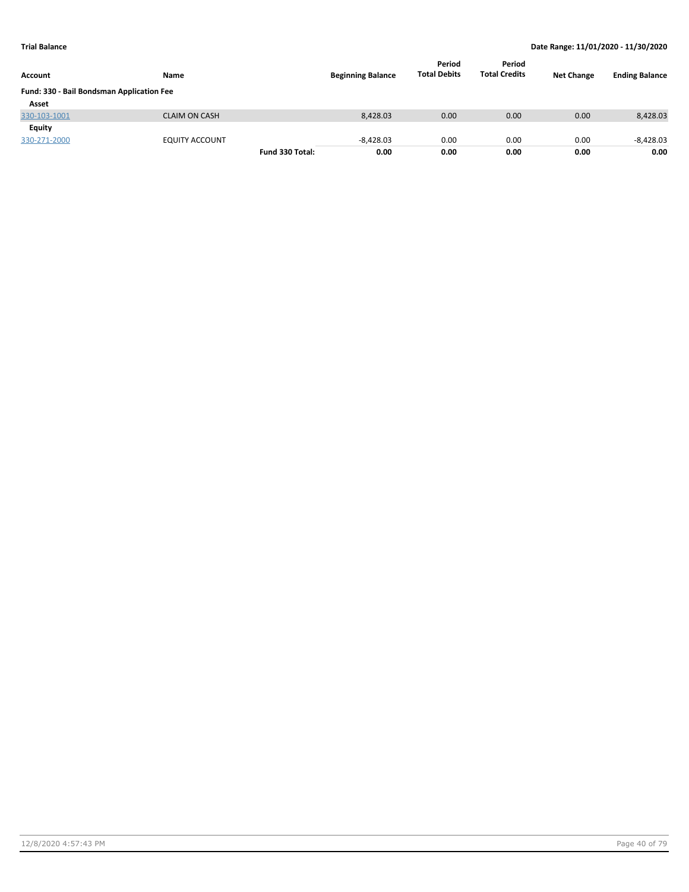**Trial Balance** | **Date Range: 11/01/2020 - 11/30/2020**

| Account | Name | | Beginning Balance | Period Total Debits | Period Total Credits | Net Change | Ending Balance |
|---|---|---|---|---|---|---|---|
| **Fund: 330 - Bail Bondsman Application Fee** | | | | | | | |
| **Asset** | | | | | | | |
| 330-103-1001 | CLAIM ON CASH | | 8,428.03 | 0.00 | 0.00 | 0.00 | 8,428.03 |
| **Equity** | | | | | | | |
| 330-271-2000 | EQUITY ACCOUNT | | -8,428.03 | 0.00 | 0.00 | 0.00 | -8,428.03 |
| | | **Fund 330 Total:** | **0.00** | **0.00** | **0.00** | **0.00** | **0.00** |

12/8/2020 4:57:43 PM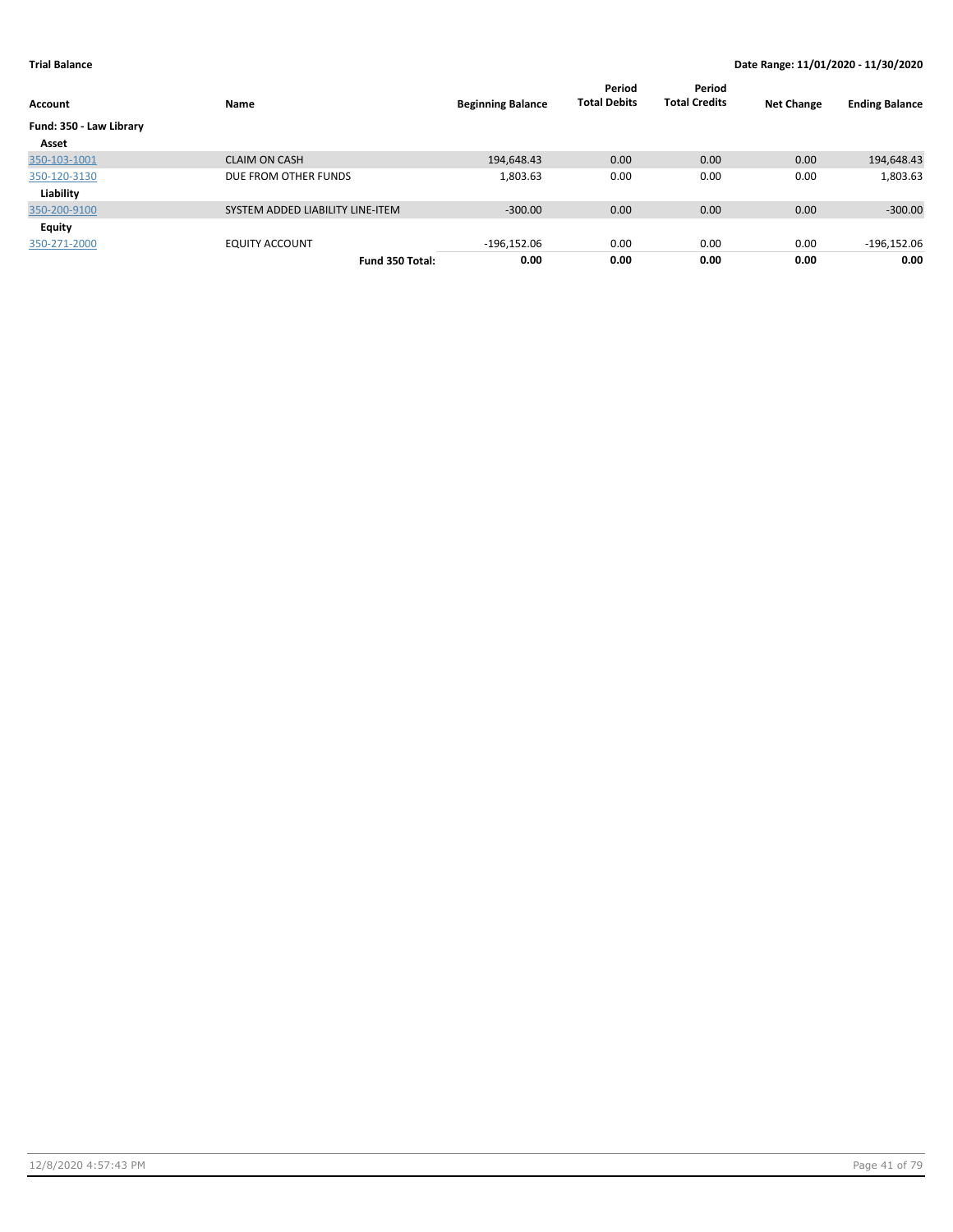**Trial Balance** **Date Range: 11/01/2020 - 11/30/2020**

| Account | Name | Beginning Balance | Period Total Debits | Period Total Credits | Net Change | Ending Balance |
|---|---|---|---|---|---|---|
| **Fund: 350 - Law Library** | | | | | | |
| **Asset** | | | | | | |
| 350-103-1001 | CLAIM ON CASH | 194,648.43 | 0.00 | 0.00 | 0.00 | 194,648.43 |
| 350-120-3130 | DUE FROM OTHER FUNDS | 1,803.63 | 0.00 | 0.00 | 0.00 | 1,803.63 |
| **Liability** | | | | | | |
| 350-200-9100 | SYSTEM ADDED LIABILITY LINE-ITEM | -300.00 | 0.00 | 0.00 | 0.00 | -300.00 |
| **Equity** | | | | | | |
| 350-271-2000 | EQUITY ACCOUNT | -196,152.06 | 0.00 | 0.00 | 0.00 | -196,152.06 |
| | **Fund 350 Total:** | **0.00** | **0.00** | **0.00** | **0.00** | **0.00** |

12/8/2020 4:57:43 PM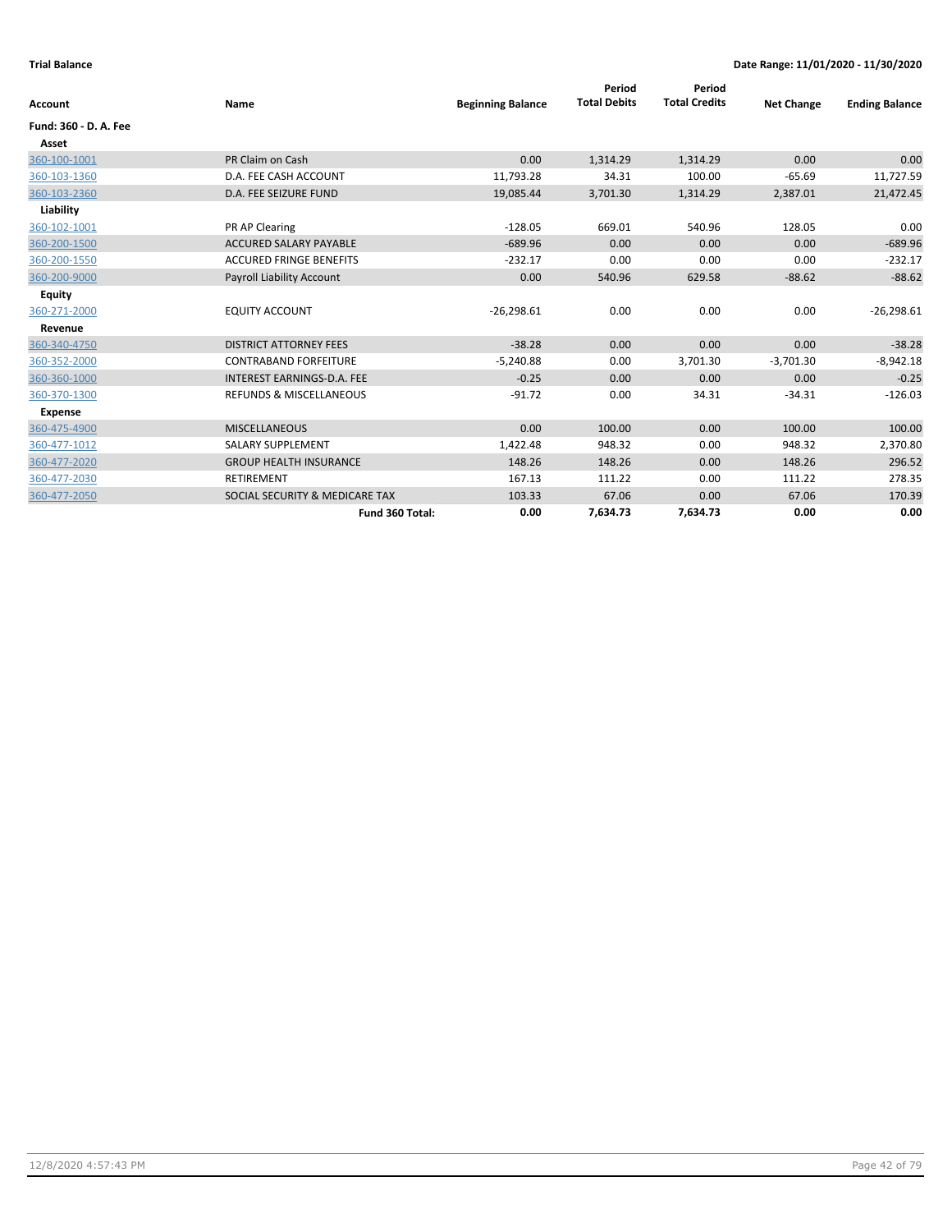**Trial Balance** | **Date Range: 11/01/2020 - 11/30/2020**

| Account | Name | Beginning Balance | Period Total Debits | Period Total Credits | Net Change | Ending Balance |
|---|---|---|---|---|---|---|
| **Fund: 360 - D. A. Fee** | | | | | | |
| **Asset** | | | | | | |
| 360-100-1001 | PR Claim on Cash | 0.00 | 1,314.29 | 1,314.29 | 0.00 | 0.00 |
| 360-103-1360 | D.A. FEE CASH ACCOUNT | 11,793.28 | 34.31 | 100.00 | -65.69 | 11,727.59 |
| 360-103-2360 | D.A. FEE SEIZURE FUND | 19,085.44 | 3,701.30 | 1,314.29 | 2,387.01 | 21,472.45 |
| **Liability** | | | | | | |
| 360-102-1001 | PR AP Clearing | -128.05 | 669.01 | 540.96 | 128.05 | 0.00 |
| 360-200-1500 | ACCURED SALARY PAYABLE | -689.96 | 0.00 | 0.00 | 0.00 | -689.96 |
| 360-200-1550 | ACCURED FRINGE BENEFITS | -232.17 | 0.00 | 0.00 | 0.00 | -232.17 |
| 360-200-9000 | Payroll Liability Account | 0.00 | 540.96 | 629.58 | -88.62 | -88.62 |
| **Equity** | | | | | | |
| 360-271-2000 | EQUITY ACCOUNT | -26,298.61 | 0.00 | 0.00 | 0.00 | -26,298.61 |
| **Revenue** | | | | | | |
| 360-340-4750 | DISTRICT ATTORNEY FEES | -38.28 | 0.00 | 0.00 | 0.00 | -38.28 |
| 360-352-2000 | CONTRABAND FORFEITURE | -5,240.88 | 0.00 | 3,701.30 | -3,701.30 | -8,942.18 |
| 360-360-1000 | INTEREST EARNINGS-D.A. FEE | -0.25 | 0.00 | 0.00 | 0.00 | -0.25 |
| 360-370-1300 | REFUNDS & MISCELLANEOUS | -91.72 | 0.00 | 34.31 | -34.31 | -126.03 |
| **Expense** | | | | | | |
| 360-475-4900 | MISCELLANEOUS | 0.00 | 100.00 | 0.00 | 100.00 | 100.00 |
| 360-477-1012 | SALARY SUPPLEMENT | 1,422.48 | 948.32 | 0.00 | 948.32 | 2,370.80 |
| 360-477-2020 | GROUP HEALTH INSURANCE | 148.26 | 148.26 | 0.00 | 148.26 | 296.52 |
| 360-477-2030 | RETIREMENT | 167.13 | 111.22 | 0.00 | 111.22 | 278.35 |
| 360-477-2050 | SOCIAL SECURITY & MEDICARE TAX | 103.33 | 67.06 | 0.00 | 67.06 | 170.39 |
| | **Fund 360 Total:** | **0.00** | **7,634.73** | **7,634.73** | **0.00** | **0.00** |

12/8/2020 4:57:43 PM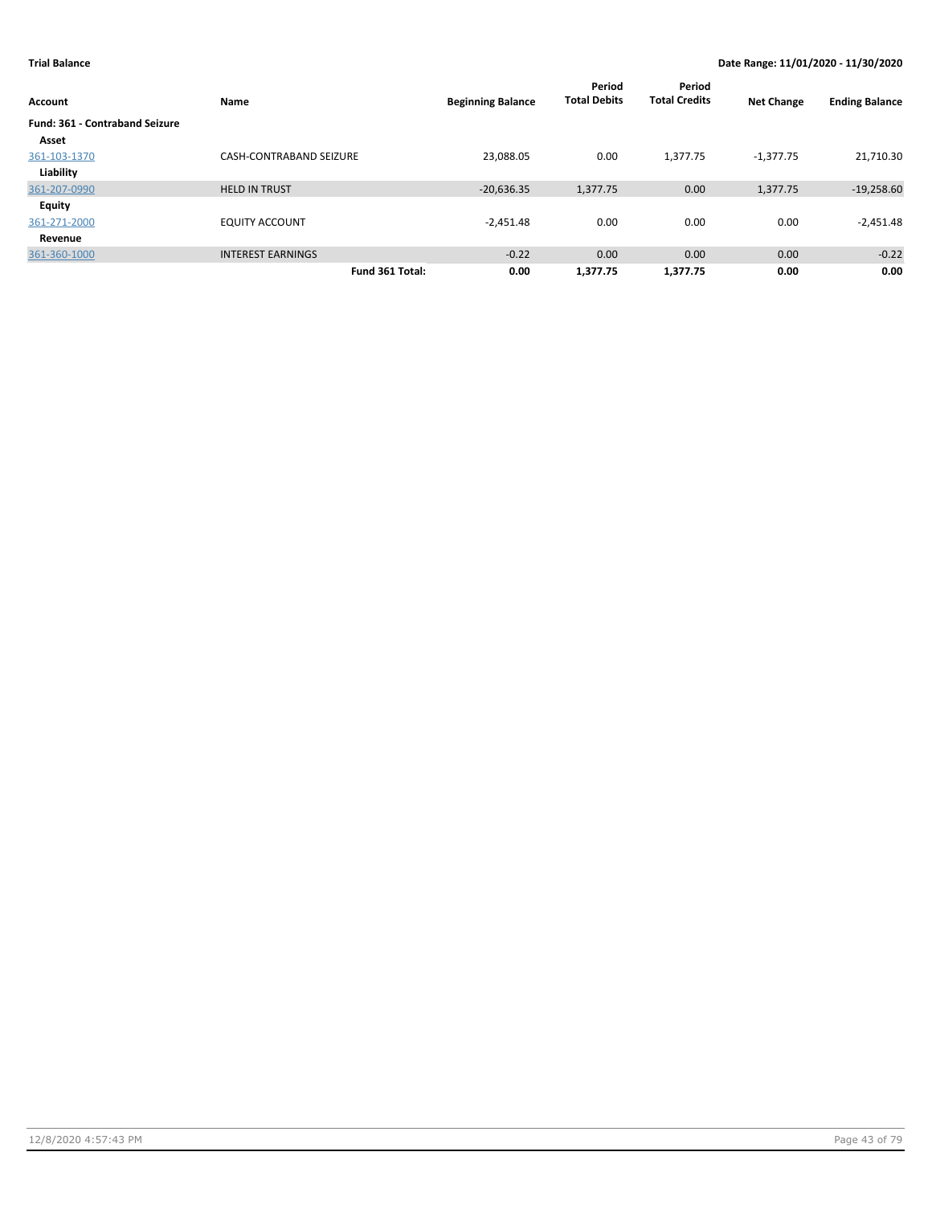**Trial Balance** **Date Range: 11/01/2020 - 11/30/2020**

| Account | Name | Beginning Balance | Period Total Debits | Period Total Credits | Net Change | Ending Balance |
|---|---|---|---|---|---|---|
| **Fund: 361 - Contraband Seizure** | | | | | | |
| **Asset** | | | | | | |
| 361-103-1370 | CASH-CONTRABAND SEIZURE | 23,088.05 | 0.00 | 1,377.75 | -1,377.75 | 21,710.30 |
| **Liability** | | | | | | |
| 361-207-0990 | HELD IN TRUST | -20,636.35 | 1,377.75 | 0.00 | 1,377.75 | -19,258.60 |
| **Equity** | | | | | | |
| 361-271-2000 | EQUITY ACCOUNT | -2,451.48 | 0.00 | 0.00 | 0.00 | -2,451.48 |
| **Revenue** | | | | | | |
| 361-360-1000 | INTEREST EARNINGS | -0.22 | 0.00 | 0.00 | 0.00 | -0.22 |
| | **Fund 361 Total:** | **0.00** | **1,377.75** | **1,377.75** | **0.00** | **0.00** |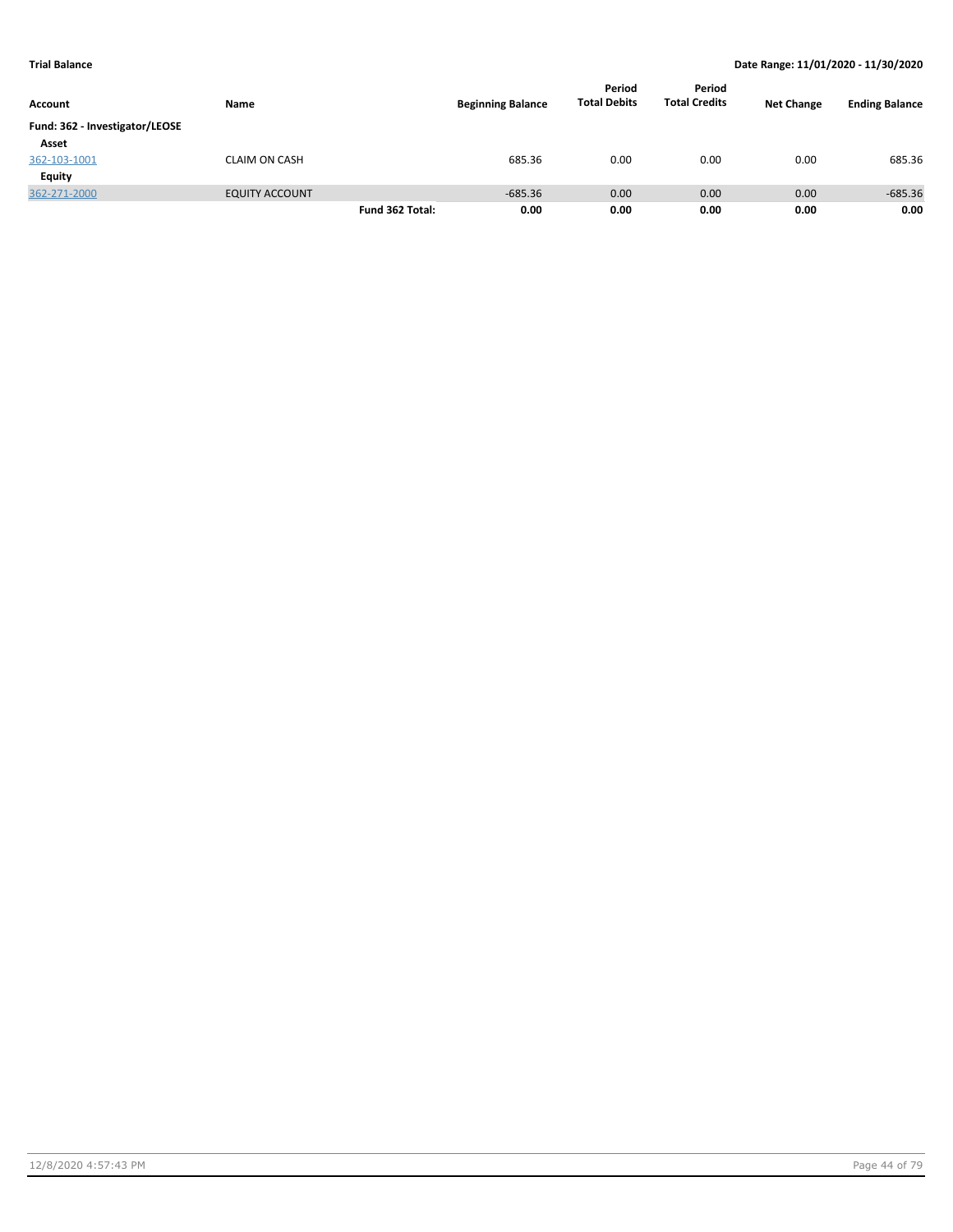| Account | Name | | Beginning Balance | Period Total Debits | Period Total Credits | Net Change | Ending Balance |
|---|---|---|---|---|---|---|---|
| **Fund: 362 - Investigator/LEOSE** | | | | | | | |
| **Asset** | | | | | | | |
| 362-103-1001 | CLAIM ON CASH | | 685.36 | 0.00 | 0.00 | 0.00 | 685.36 |
| **Equity** | | | | | | | |
| 362-271-2000 | EQUITY ACCOUNT | | -685.36 | 0.00 | 0.00 | 0.00 | -685.36 |
| | | **Fund 362 Total:** | **0.00** | **0.00** | **0.00** | **0.00** | **0.00** |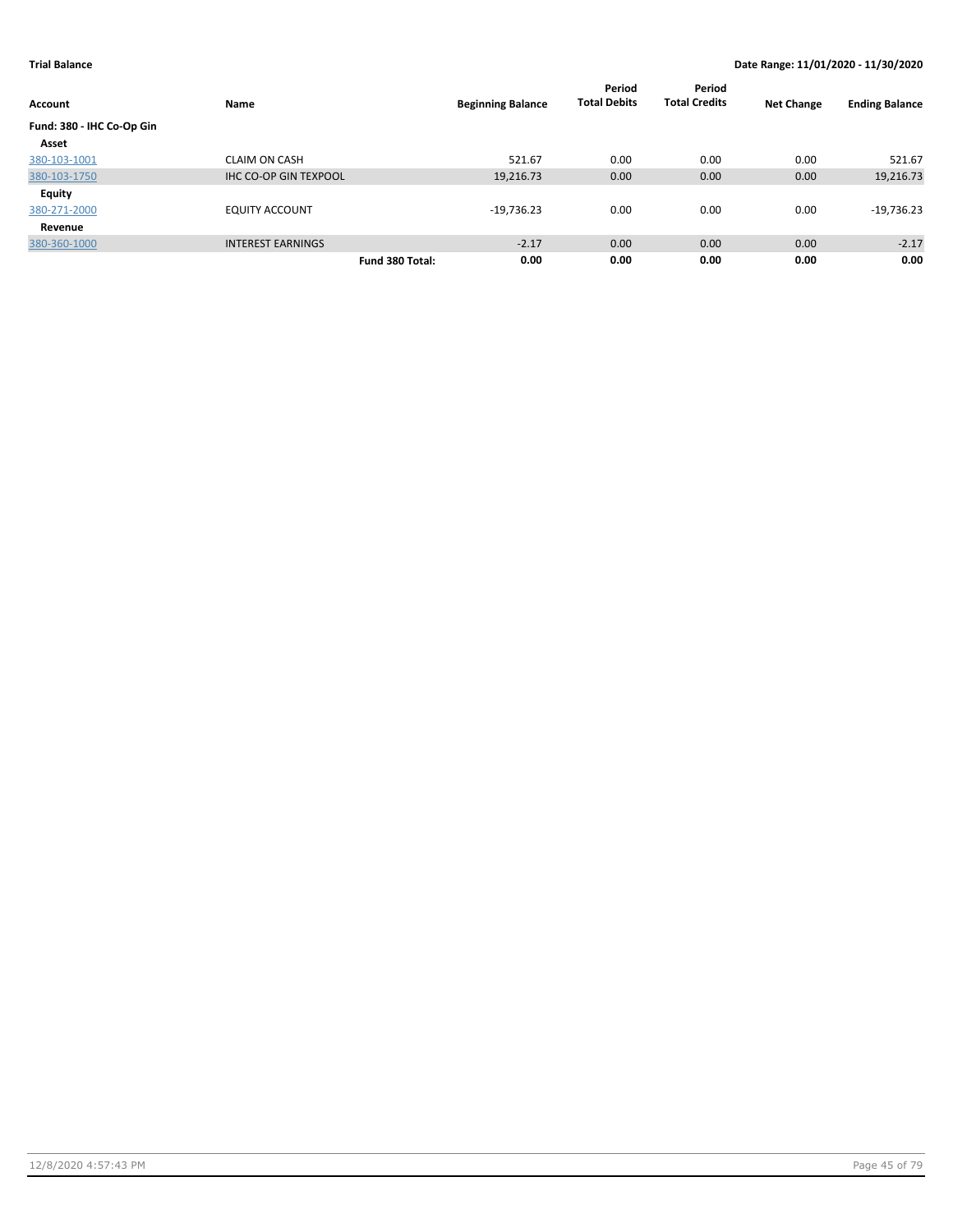**Trial Balance** | **Date Range: 11/01/2020 - 11/30/2020**

| Account | Name | Beginning Balance | Period Total Debits | Period Total Credits | Net Change | Ending Balance |
|---|---|---|---|---|---|---|
| **Fund: 380 - IHC Co-Op Gin** | | | | | | |
| **Asset** | | | | | | |
| 380-103-1001 | CLAIM ON CASH | 521.67 | 0.00 | 0.00 | 0.00 | 521.67 |
| 380-103-1750 | IHC CO-OP GIN TEXPOOL | 19,216.73 | 0.00 | 0.00 | 0.00 | 19,216.73 |
| **Equity** | | | | | | |
| 380-271-2000 | EQUITY ACCOUNT | -19,736.23 | 0.00 | 0.00 | 0.00 | -19,736.23 |
| **Revenue** | | | | | | |
| 380-360-1000 | INTEREST EARNINGS | -2.17 | 0.00 | 0.00 | 0.00 | -2.17 |
| | **Fund 380 Total:** | **0.00** | **0.00** | **0.00** | **0.00** | **0.00** |

12/8/2020 4:57:43 PM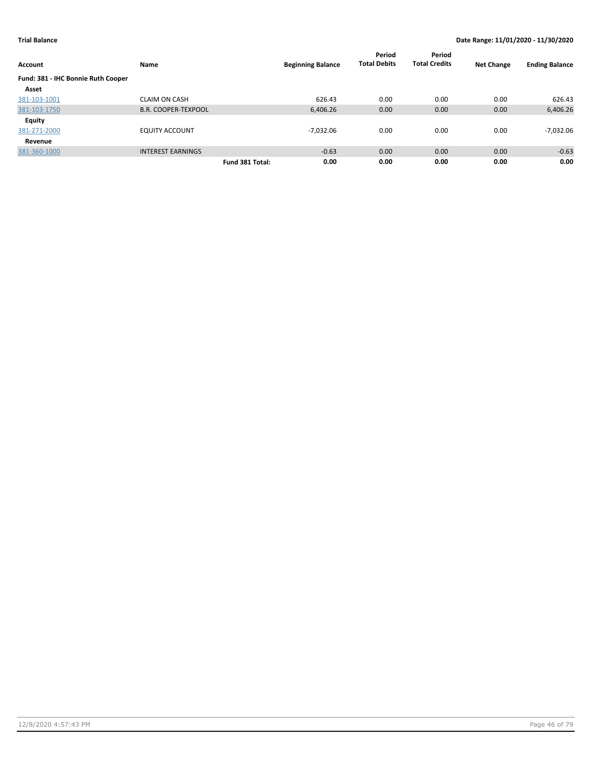**Trial Balance** — **Date Range: 11/01/2020 - 11/30/2020**

| Account | Name | | Beginning Balance | Period Total Debits | Period Total Credits | Net Change | Ending Balance |
|---|---|---|---|---|---|---|---|
| **Fund: 381 - IHC Bonnie Ruth Cooper** | | | | | | | |
| **Asset** | | | | | | | |
| 381-103-1001 | CLAIM ON CASH | | 626.43 | 0.00 | 0.00 | 0.00 | 626.43 |
| 381-103-1750 | B.R. COOPER-TEXPOOL | | 6,406.26 | 0.00 | 0.00 | 0.00 | 6,406.26 |
| **Equity** | | | | | | | |
| 381-271-2000 | EQUITY ACCOUNT | | -7,032.06 | 0.00 | 0.00 | 0.00 | -7,032.06 |
| **Revenue** | | | | | | | |
| 381-360-1000 | INTEREST EARNINGS | | -0.63 | 0.00 | 0.00 | 0.00 | -0.63 |
| | | **Fund 381 Total:** | **0.00** | **0.00** | **0.00** | **0.00** | **0.00** |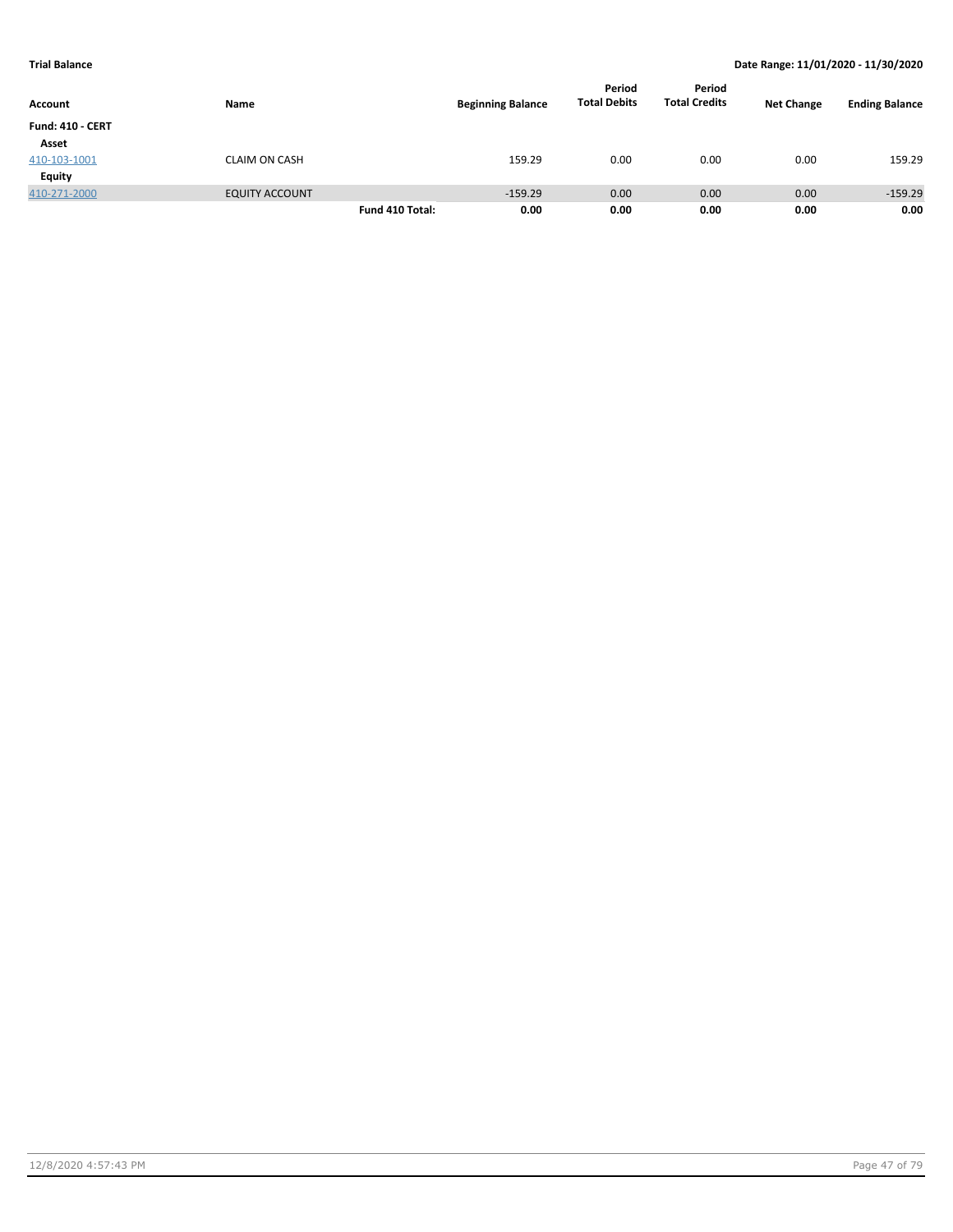**Trial Balance** **Date Range: 11/01/2020 - 11/30/2020**

| Account | Name | | Beginning Balance | Period Total Debits | Period Total Credits | Net Change | Ending Balance |
|---|---|---|---|---|---|---|---|
| **Fund: 410 - CERT** | | | | | | | |
| **Asset** | | | | | | | |
| 410-103-1001 | CLAIM ON CASH | | 159.29 | 0.00 | 0.00 | 0.00 | 159.29 |
| **Equity** | | | | | | | |
| 410-271-2000 | EQUITY ACCOUNT | | -159.29 | 0.00 | 0.00 | 0.00 | -159.29 |
| | | **Fund 410 Total:** | **0.00** | **0.00** | **0.00** | **0.00** | **0.00** |

12/8/2020 4:57:43 PM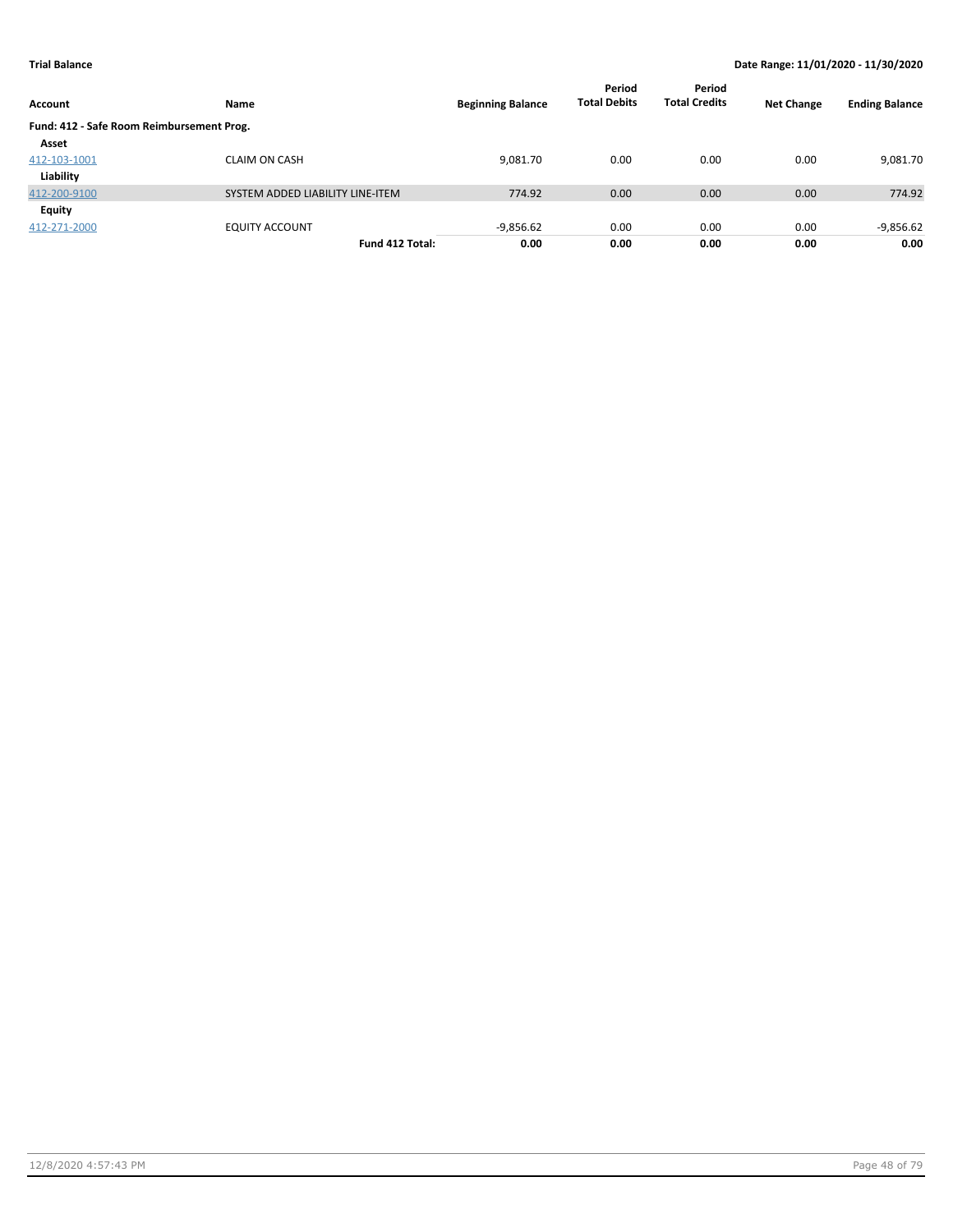**Trial Balance** **Date Range: 11/01/2020 - 11/30/2020**

| Account | Name | Beginning Balance | Period Total Debits | Period Total Credits | Net Change | Ending Balance |
|---|---|---|---|---|---|---|
| **Fund: 412 - Safe Room Reimbursement Prog.** | | | | | | |
| **Asset** | | | | | | |
| 412-103-1001 | CLAIM ON CASH | 9,081.70 | 0.00 | 0.00 | 0.00 | 9,081.70 |
| **Liability** | | | | | | |
| 412-200-9100 | SYSTEM ADDED LIABILITY LINE-ITEM | 774.92 | 0.00 | 0.00 | 0.00 | 774.92 |
| **Equity** | | | | | | |
| 412-271-2000 | EQUITY ACCOUNT | -9,856.62 | 0.00 | 0.00 | 0.00 | -9,856.62 |
| | **Fund 412 Total:** | **0.00** | **0.00** | **0.00** | **0.00** | **0.00** |

12/8/2020 4:57:43 PM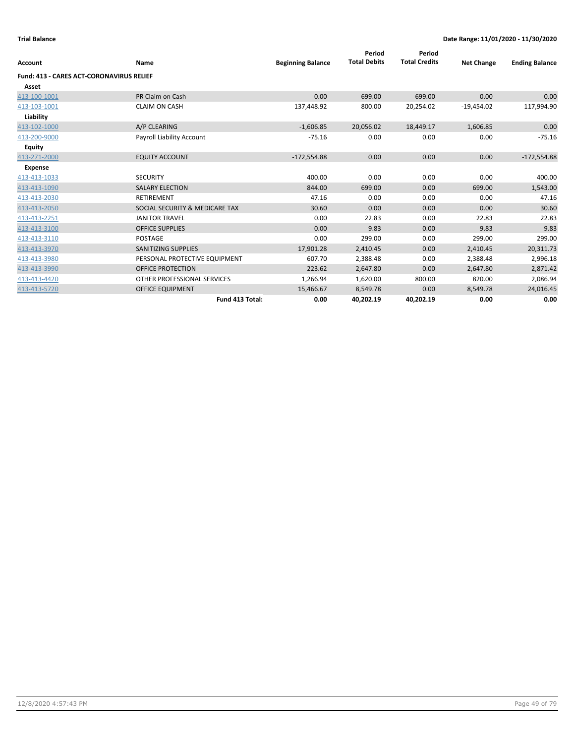**Trial Balance** | **Date Range: 11/01/2020 - 11/30/2020**

| Account | Name | Beginning Balance | Period Total Debits | Period Total Credits | Net Change | Ending Balance |
|---|---|---|---|---|---|---|
| **Fund: 413 - CARES ACT-CORONAVIRUS RELIEF** | | | | | | |
| **Asset** | | | | | | |
| 413-100-1001 | PR Claim on Cash | 0.00 | 699.00 | 699.00 | 0.00 | 0.00 |
| 413-103-1001 | CLAIM ON CASH | 137,448.92 | 800.00 | 20,254.02 | -19,454.02 | 117,994.90 |
| **Liability** | | | | | | |
| 413-102-1000 | A/P CLEARING | -1,606.85 | 20,056.02 | 18,449.17 | 1,606.85 | 0.00 |
| 413-200-9000 | Payroll Liability Account | -75.16 | 0.00 | 0.00 | 0.00 | -75.16 |
| **Equity** | | | | | | |
| 413-271-2000 | EQUITY ACCOUNT | -172,554.88 | 0.00 | 0.00 | 0.00 | -172,554.88 |
| **Expense** | | | | | | |
| 413-413-1033 | SECURITY | 400.00 | 0.00 | 0.00 | 0.00 | 400.00 |
| 413-413-1090 | SALARY ELECTION | 844.00 | 699.00 | 0.00 | 699.00 | 1,543.00 |
| 413-413-2030 | RETIREMENT | 47.16 | 0.00 | 0.00 | 0.00 | 47.16 |
| 413-413-2050 | SOCIAL SECURITY & MEDICARE TAX | 30.60 | 0.00 | 0.00 | 0.00 | 30.60 |
| 413-413-2251 | JANITOR TRAVEL | 0.00 | 22.83 | 0.00 | 22.83 | 22.83 |
| 413-413-3100 | OFFICE SUPPLIES | 0.00 | 9.83 | 0.00 | 9.83 | 9.83 |
| 413-413-3110 | POSTAGE | 0.00 | 299.00 | 0.00 | 299.00 | 299.00 |
| 413-413-3970 | SANITIZING SUPPLIES | 17,901.28 | 2,410.45 | 0.00 | 2,410.45 | 20,311.73 |
| 413-413-3980 | PERSONAL PROTECTIVE EQUIPMENT | 607.70 | 2,388.48 | 0.00 | 2,388.48 | 2,996.18 |
| 413-413-3990 | OFFICE PROTECTION | 223.62 | 2,647.80 | 0.00 | 2,647.80 | 2,871.42 |
| 413-413-4420 | OTHER PROFESSIONAL SERVICES | 1,266.94 | 1,620.00 | 800.00 | 820.00 | 2,086.94 |
| 413-413-5720 | OFFICE EQUIPMENT | 15,466.67 | 8,549.78 | 0.00 | 8,549.78 | 24,016.45 |
| | **Fund 413 Total:** | **0.00** | **40,202.19** | **40,202.19** | **0.00** | **0.00** |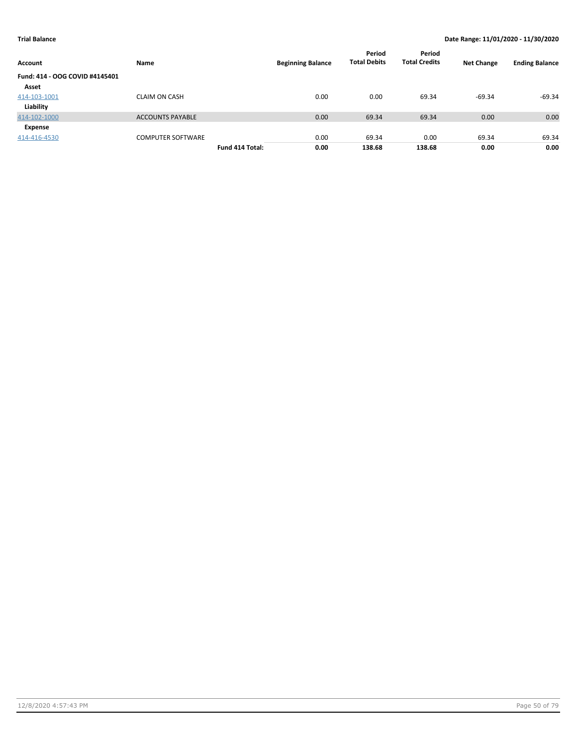**Trial Balance** — **Date Range: 11/01/2020 - 11/30/2020**

| Account | Name | | Beginning Balance | Period Total Debits | Period Total Credits | Net Change | Ending Balance |
|---|---|---|---|---|---|---|---|
| **Fund: 414 - OOG COVID #4145401** | | | | | | | |
| **Asset** | | | | | | | |
| 414-103-1001 | CLAIM ON CASH | | 0.00 | 0.00 | 69.34 | -69.34 | -69.34 |
| **Liability** | | | | | | | |
| 414-102-1000 | ACCOUNTS PAYABLE | | 0.00 | 69.34 | 69.34 | 0.00 | 0.00 |
| **Expense** | | | | | | | |
| 414-416-4530 | COMPUTER SOFTWARE | | 0.00 | 69.34 | 0.00 | 69.34 | 69.34 |
| | | **Fund 414 Total:** | **0.00** | **138.68** | **138.68** | **0.00** | **0.00** |

12/8/2020 4:57:43 PM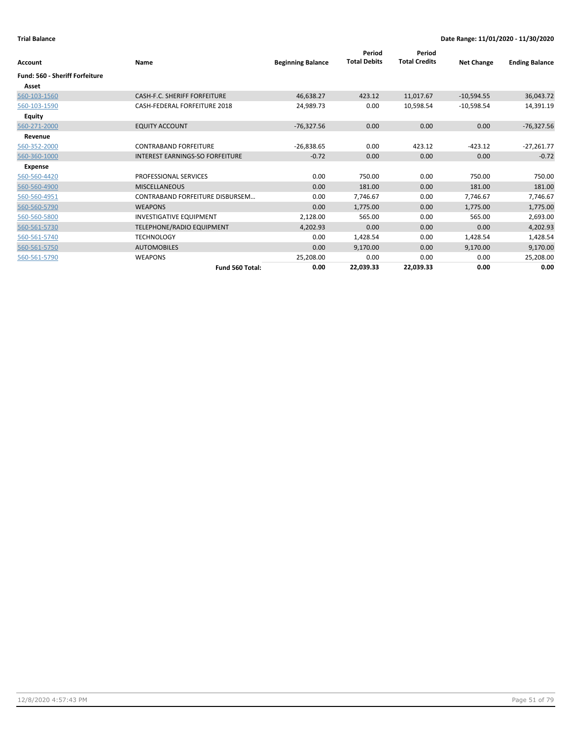**Trial Balance** **Date Range: 11/01/2020 - 11/30/2020**

| Account | Name | Beginning Balance | Period Total Debits | Period Total Credits | Net Change | Ending Balance |
|---|---|---|---|---|---|---|
| **Fund: 560 - Sheriff Forfeiture** | | | | | | |
| **Asset** | | | | | | |
| 560-103-1560 | CASH-F.C. SHERIFF FORFEITURE | 46,638.27 | 423.12 | 11,017.67 | -10,594.55 | 36,043.72 |
| 560-103-1590 | CASH-FEDERAL FORFEITURE 2018 | 24,989.73 | 0.00 | 10,598.54 | -10,598.54 | 14,391.19 |
| **Equity** | | | | | | |
| 560-271-2000 | EQUITY ACCOUNT | -76,327.56 | 0.00 | 0.00 | 0.00 | -76,327.56 |
| **Revenue** | | | | | | |
| 560-352-2000 | CONTRABAND FORFEITURE | -26,838.65 | 0.00 | 423.12 | -423.12 | -27,261.77 |
| 560-360-1000 | INTEREST EARNINGS-SO FORFEITURE | -0.72 | 0.00 | 0.00 | 0.00 | -0.72 |
| **Expense** | | | | | | |
| 560-560-4420 | PROFESSIONAL SERVICES | 0.00 | 750.00 | 0.00 | 750.00 | 750.00 |
| 560-560-4900 | MISCELLANEOUS | 0.00 | 181.00 | 0.00 | 181.00 | 181.00 |
| 560-560-4951 | CONTRABAND FORFEITURE DISBURSEM… | 0.00 | 7,746.67 | 0.00 | 7,746.67 | 7,746.67 |
| 560-560-5790 | WEAPONS | 0.00 | 1,775.00 | 0.00 | 1,775.00 | 1,775.00 |
| 560-560-5800 | INVESTIGATIVE EQUIPMENT | 2,128.00 | 565.00 | 0.00 | 565.00 | 2,693.00 |
| 560-561-5730 | TELEPHONE/RADIO EQUIPMENT | 4,202.93 | 0.00 | 0.00 | 0.00 | 4,202.93 |
| 560-561-5740 | TECHNOLOGY | 0.00 | 1,428.54 | 0.00 | 1,428.54 | 1,428.54 |
| 560-561-5750 | AUTOMOBILES | 0.00 | 9,170.00 | 0.00 | 9,170.00 | 9,170.00 |
| 560-561-5790 | WEAPONS | 25,208.00 | 0.00 | 0.00 | 0.00 | 25,208.00 |
| | **Fund 560 Total:** | **0.00** | **22,039.33** | **22,039.33** | **0.00** | **0.00** |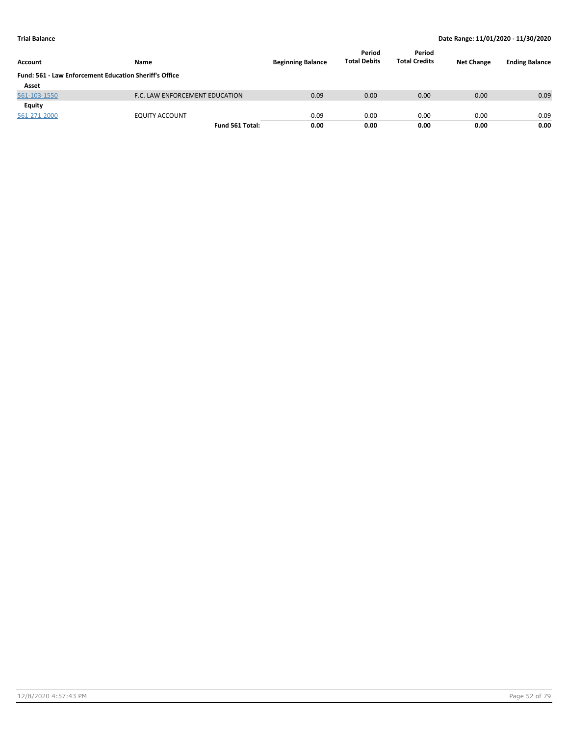| Account | Name | Beginning Balance | Period Total Debits | Period Total Credits | Net Change | Ending Balance |
|---|---|---|---|---|---|---|
| **Fund: 561 - Law Enforcement Education Sheriff's Office** | | | | | | |
| **Asset** | | | | | | |
| 561-103-1550 | F.C. LAW ENFORCEMENT EDUCATION | 0.09 | 0.00 | 0.00 | 0.00 | 0.09 |
| **Equity** | | | | | | |
| 561-271-2000 | EQUITY ACCOUNT | -0.09 | 0.00 | 0.00 | 0.00 | -0.09 |
| | **Fund 561 Total:** | **0.00** | **0.00** | **0.00** | **0.00** | **0.00** |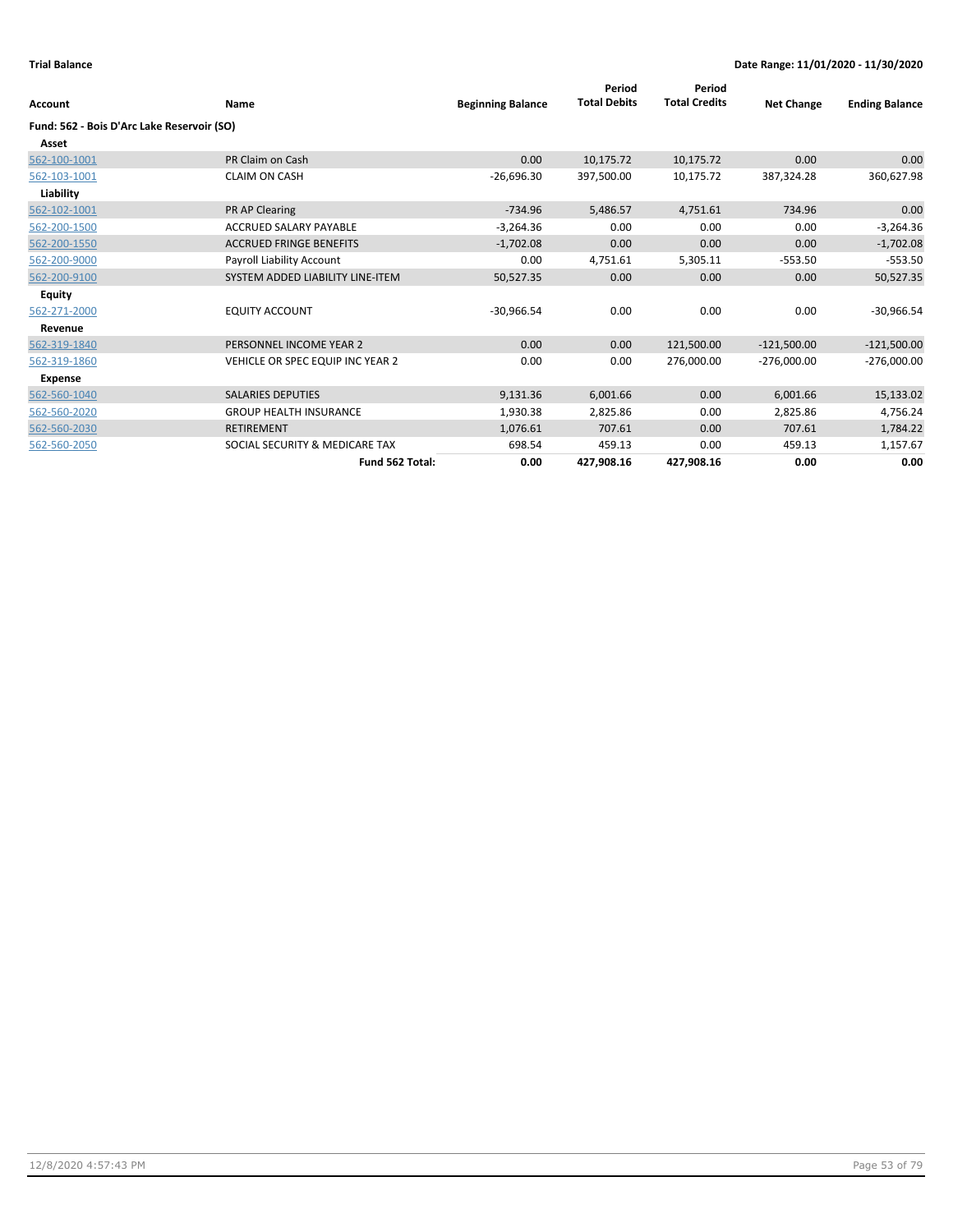**Trial Balance** **Date Range: 11/01/2020 - 11/30/2020**

| Account | Name | Beginning Balance | Period Total Debits | Period Total Credits | Net Change | Ending Balance |
|---|---|---|---|---|---|---|
| **Fund: 562 - Bois D'Arc Lake Reservoir (SO)** | | | | | | |
| **Asset** | | | | | | |
| 562-100-1001 | PR Claim on Cash | 0.00 | 10,175.72 | 10,175.72 | 0.00 | 0.00 |
| 562-103-1001 | CLAIM ON CASH | -26,696.30 | 397,500.00 | 10,175.72 | 387,324.28 | 360,627.98 |
| **Liability** | | | | | | |
| 562-102-1001 | PR AP Clearing | -734.96 | 5,486.57 | 4,751.61 | 734.96 | 0.00 |
| 562-200-1500 | ACCRUED SALARY PAYABLE | -3,264.36 | 0.00 | 0.00 | 0.00 | -3,264.36 |
| 562-200-1550 | ACCRUED FRINGE BENEFITS | -1,702.08 | 0.00 | 0.00 | 0.00 | -1,702.08 |
| 562-200-9000 | Payroll Liability Account | 0.00 | 4,751.61 | 5,305.11 | -553.50 | -553.50 |
| 562-200-9100 | SYSTEM ADDED LIABILITY LINE-ITEM | 50,527.35 | 0.00 | 0.00 | 0.00 | 50,527.35 |
| **Equity** | | | | | | |
| 562-271-2000 | EQUITY ACCOUNT | -30,966.54 | 0.00 | 0.00 | 0.00 | -30,966.54 |
| **Revenue** | | | | | | |
| 562-319-1840 | PERSONNEL INCOME YEAR 2 | 0.00 | 0.00 | 121,500.00 | -121,500.00 | -121,500.00 |
| 562-319-1860 | VEHICLE OR SPEC EQUIP INC YEAR 2 | 0.00 | 0.00 | 276,000.00 | -276,000.00 | -276,000.00 |
| **Expense** | | | | | | |
| 562-560-1040 | SALARIES DEPUTIES | 9,131.36 | 6,001.66 | 0.00 | 6,001.66 | 15,133.02 |
| 562-560-2020 | GROUP HEALTH INSURANCE | 1,930.38 | 2,825.86 | 0.00 | 2,825.86 | 4,756.24 |
| 562-560-2030 | RETIREMENT | 1,076.61 | 707.61 | 0.00 | 707.61 | 1,784.22 |
| 562-560-2050 | SOCIAL SECURITY & MEDICARE TAX | 698.54 | 459.13 | 0.00 | 459.13 | 1,157.67 |
| | **Fund 562 Total:** | **0.00** | **427,908.16** | **427,908.16** | **0.00** | **0.00** |

12/8/2020 4:57:43 PM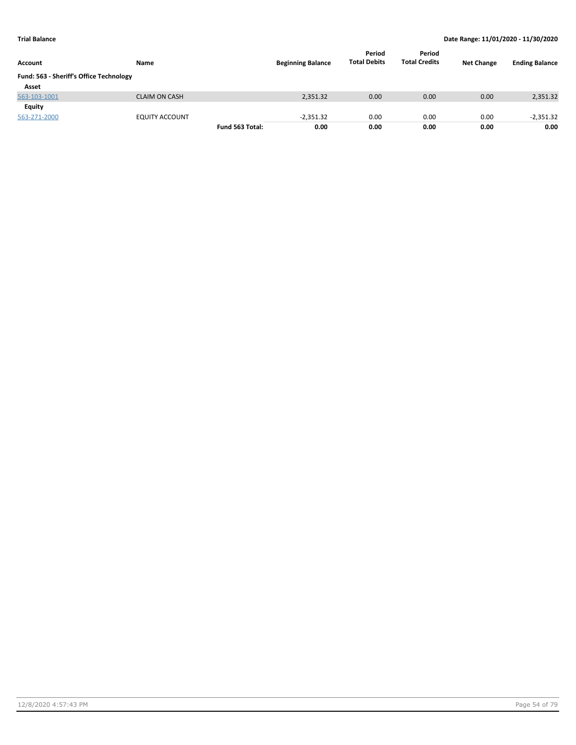| Account | Name | | Beginning Balance | Period Total Debits | Period Total Credits | Net Change | Ending Balance |
|---|---|---|---|---|---|---|---|
| **Fund: 563 - Sheriff's Office Technology** | | | | | | | |
| **Asset** | | | | | | | |
| 563-103-1001 | CLAIM ON CASH | | 2,351.32 | 0.00 | 0.00 | 0.00 | 2,351.32 |
| **Equity** | | | | | | | |
| 563-271-2000 | EQUITY ACCOUNT | | -2,351.32 | 0.00 | 0.00 | 0.00 | -2,351.32 |
| | | **Fund 563 Total:** | **0.00** | **0.00** | **0.00** | **0.00** | **0.00** |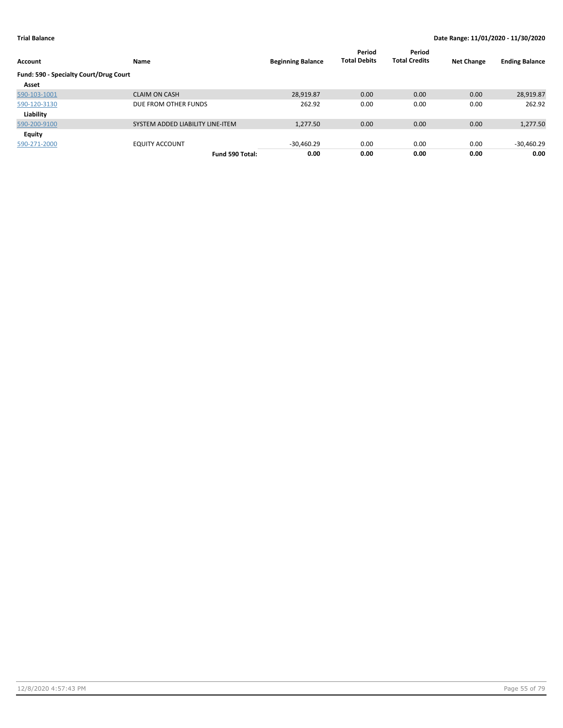**Trial Balance** — **Date Range: 11/01/2020 - 11/30/2020**

| Account | Name | Beginning Balance | Period Total Debits | Period Total Credits | Net Change | Ending Balance |
|---|---|---|---|---|---|---|
| **Fund: 590 - Specialty Court/Drug Court** | | | | | | |
| **Asset** | | | | | | |
| 590-103-1001 | CLAIM ON CASH | 28,919.87 | 0.00 | 0.00 | 0.00 | 28,919.87 |
| 590-120-3130 | DUE FROM OTHER FUNDS | 262.92 | 0.00 | 0.00 | 0.00 | 262.92 |
| **Liability** | | | | | | |
| 590-200-9100 | SYSTEM ADDED LIABILITY LINE-ITEM | 1,277.50 | 0.00 | 0.00 | 0.00 | 1,277.50 |
| **Equity** | | | | | | |
| 590-271-2000 | EQUITY ACCOUNT | -30,460.29 | 0.00 | 0.00 | 0.00 | -30,460.29 |
| | **Fund 590 Total:** | **0.00** | **0.00** | **0.00** | **0.00** | **0.00** |

12/8/2020 4:57:43 PM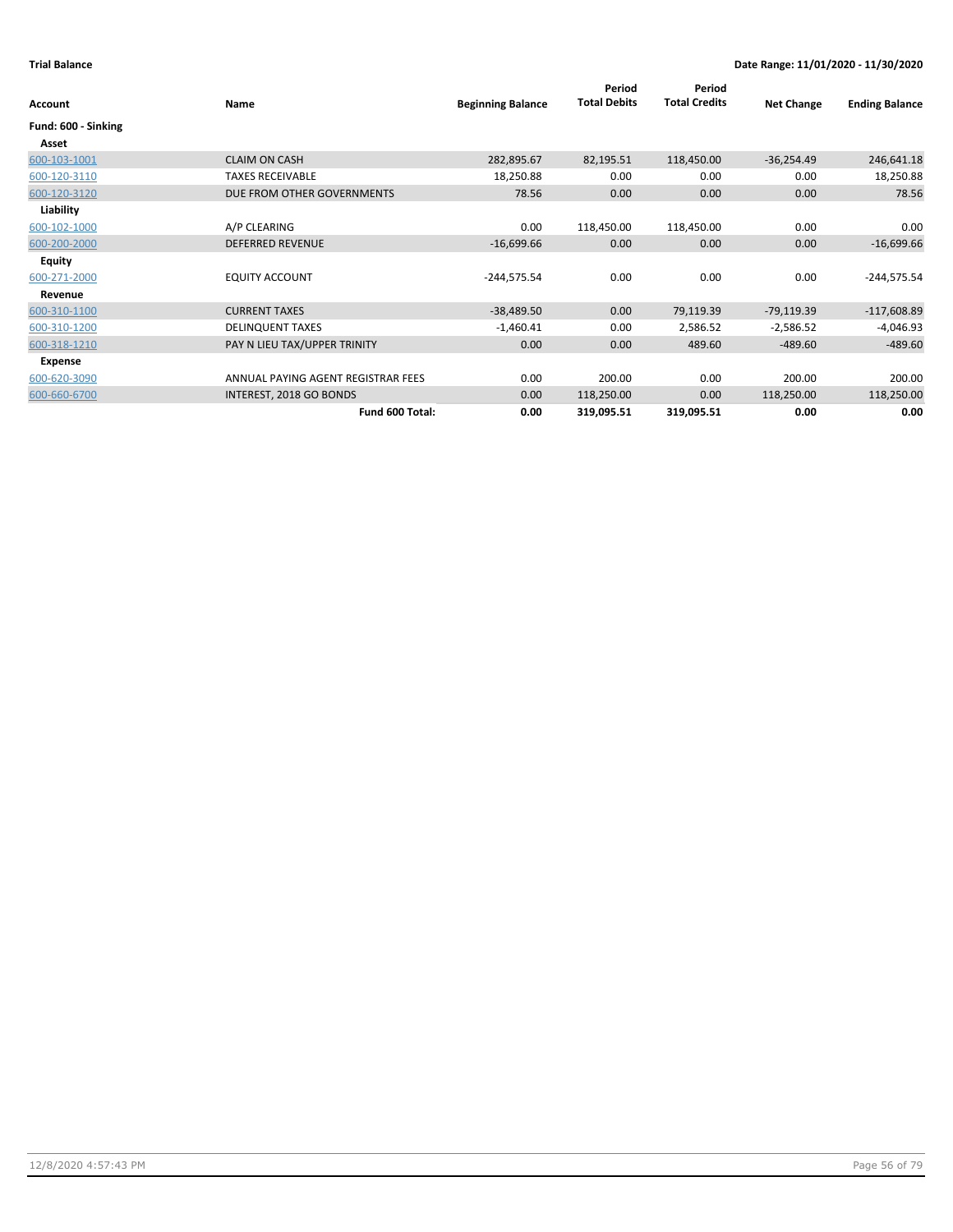**Trial Balance** | **Date Range: 11/01/2020 - 11/30/2020**

| Account | Name | Beginning Balance | Period Total Debits | Period Total Credits | Net Change | Ending Balance |
|---|---|---|---|---|---|---|
| **Fund: 600 - Sinking** | | | | | | |
| **Asset** | | | | | | |
| 600-103-1001 | CLAIM ON CASH | 282,895.67 | 82,195.51 | 118,450.00 | -36,254.49 | 246,641.18 |
| 600-120-3110 | TAXES RECEIVABLE | 18,250.88 | 0.00 | 0.00 | 0.00 | 18,250.88 |
| 600-120-3120 | DUE FROM OTHER GOVERNMENTS | 78.56 | 0.00 | 0.00 | 0.00 | 78.56 |
| **Liability** | | | | | | |
| 600-102-1000 | A/P CLEARING | 0.00 | 118,450.00 | 118,450.00 | 0.00 | 0.00 |
| 600-200-2000 | DEFERRED REVENUE | -16,699.66 | 0.00 | 0.00 | 0.00 | -16,699.66 |
| **Equity** | | | | | | |
| 600-271-2000 | EQUITY ACCOUNT | -244,575.54 | 0.00 | 0.00 | 0.00 | -244,575.54 |
| **Revenue** | | | | | | |
| 600-310-1100 | CURRENT TAXES | -38,489.50 | 0.00 | 79,119.39 | -79,119.39 | -117,608.89 |
| 600-310-1200 | DELINQUENT TAXES | -1,460.41 | 0.00 | 2,586.52 | -2,586.52 | -4,046.93 |
| 600-318-1210 | PAY N LIEU TAX/UPPER TRINITY | 0.00 | 0.00 | 489.60 | -489.60 | -489.60 |
| **Expense** | | | | | | |
| 600-620-3090 | ANNUAL PAYING AGENT REGISTRAR FEES | 0.00 | 200.00 | 0.00 | 200.00 | 200.00 |
| 600-660-6700 | INTEREST, 2018 GO BONDS | 0.00 | 118,250.00 | 0.00 | 118,250.00 | 118,250.00 |
| | **Fund 600 Total:** | **0.00** | **319,095.51** | **319,095.51** | **0.00** | **0.00** |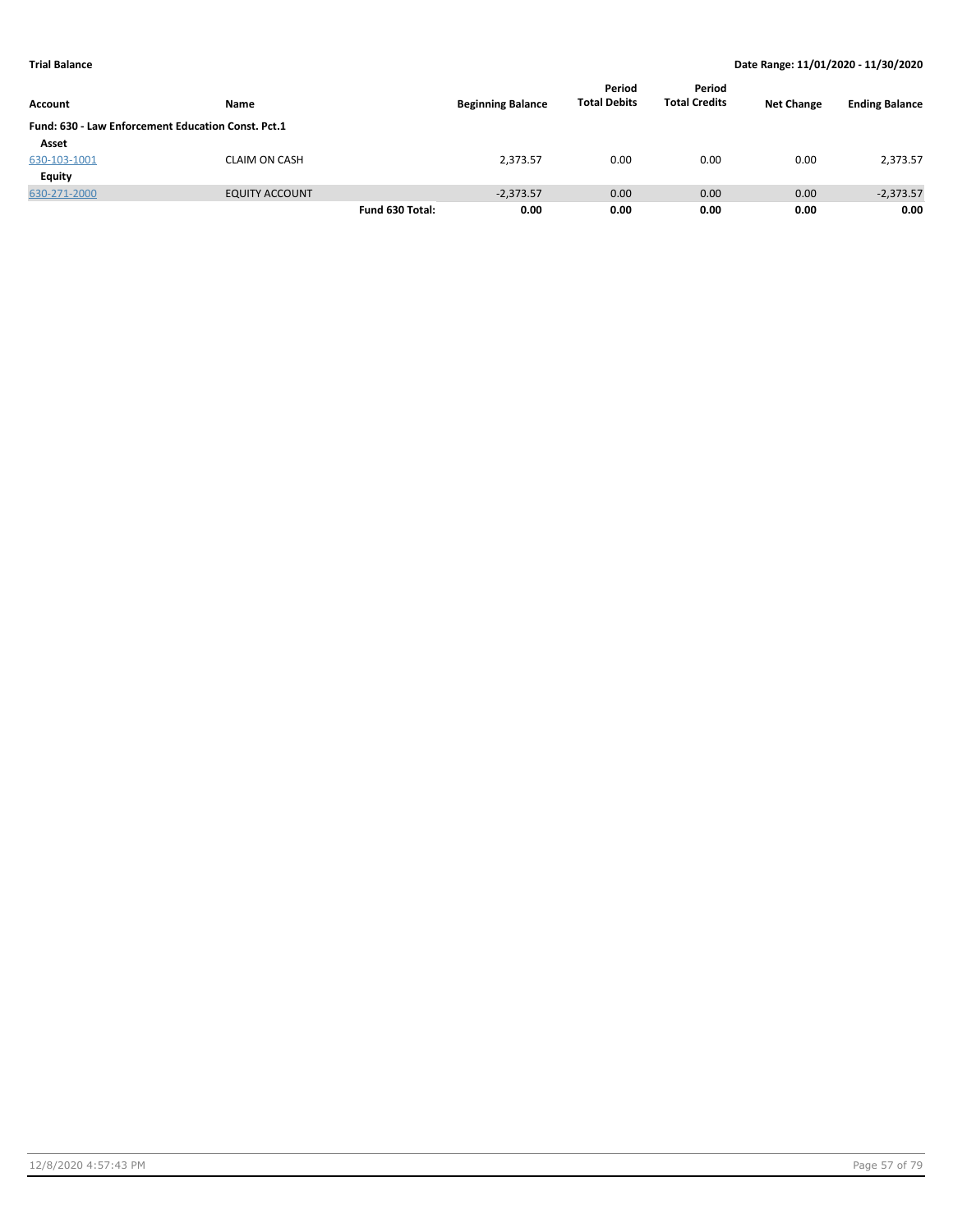| Account | Name | | Beginning Balance | Period Total Debits | Period Total Credits | Net Change | Ending Balance |
|---|---|---|---|---|---|---|---|
| **Fund: 630 - Law Enforcement Education Const. Pct.1** | | | | | | | |
| **Asset** | | | | | | | |
| 630-103-1001 | CLAIM ON CASH | | 2,373.57 | 0.00 | 0.00 | 0.00 | 2,373.57 |
| **Equity** | | | | | | | |
| 630-271-2000 | EQUITY ACCOUNT | | -2,373.57 | 0.00 | 0.00 | 0.00 | -2,373.57 |
| | | **Fund 630 Total:** | **0.00** | **0.00** | **0.00** | **0.00** | **0.00** |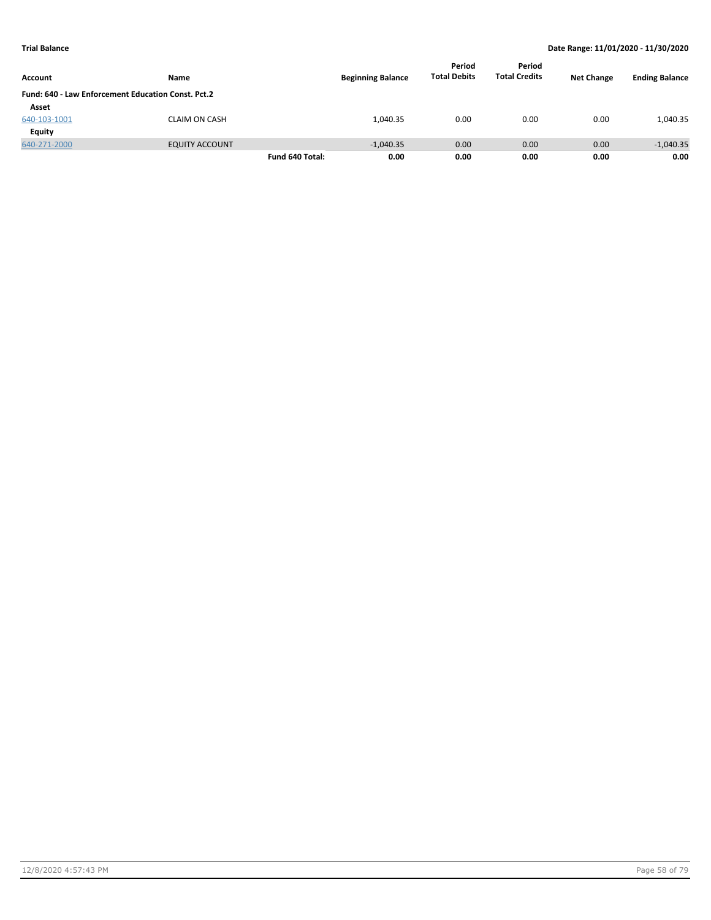**Trial Balance** | **Date Range: 11/01/2020 - 11/30/2020**

| Account | Name | | Beginning Balance | Period Total Debits | Period Total Credits | Net Change | Ending Balance |
|---|---|---|---|---|---|---|---|
| **Fund: 640 - Law Enforcement Education Const. Pct.2** | | | | | | | |
| **Asset** | | | | | | | |
| 640-103-1001 | CLAIM ON CASH | | 1,040.35 | 0.00 | 0.00 | 0.00 | 1,040.35 |
| **Equity** | | | | | | | |
| 640-271-2000 | EQUITY ACCOUNT | | -1,040.35 | 0.00 | 0.00 | 0.00 | -1,040.35 |
| | | **Fund 640 Total:** | **0.00** | **0.00** | **0.00** | **0.00** | **0.00** |

12/8/2020 4:57:43 PM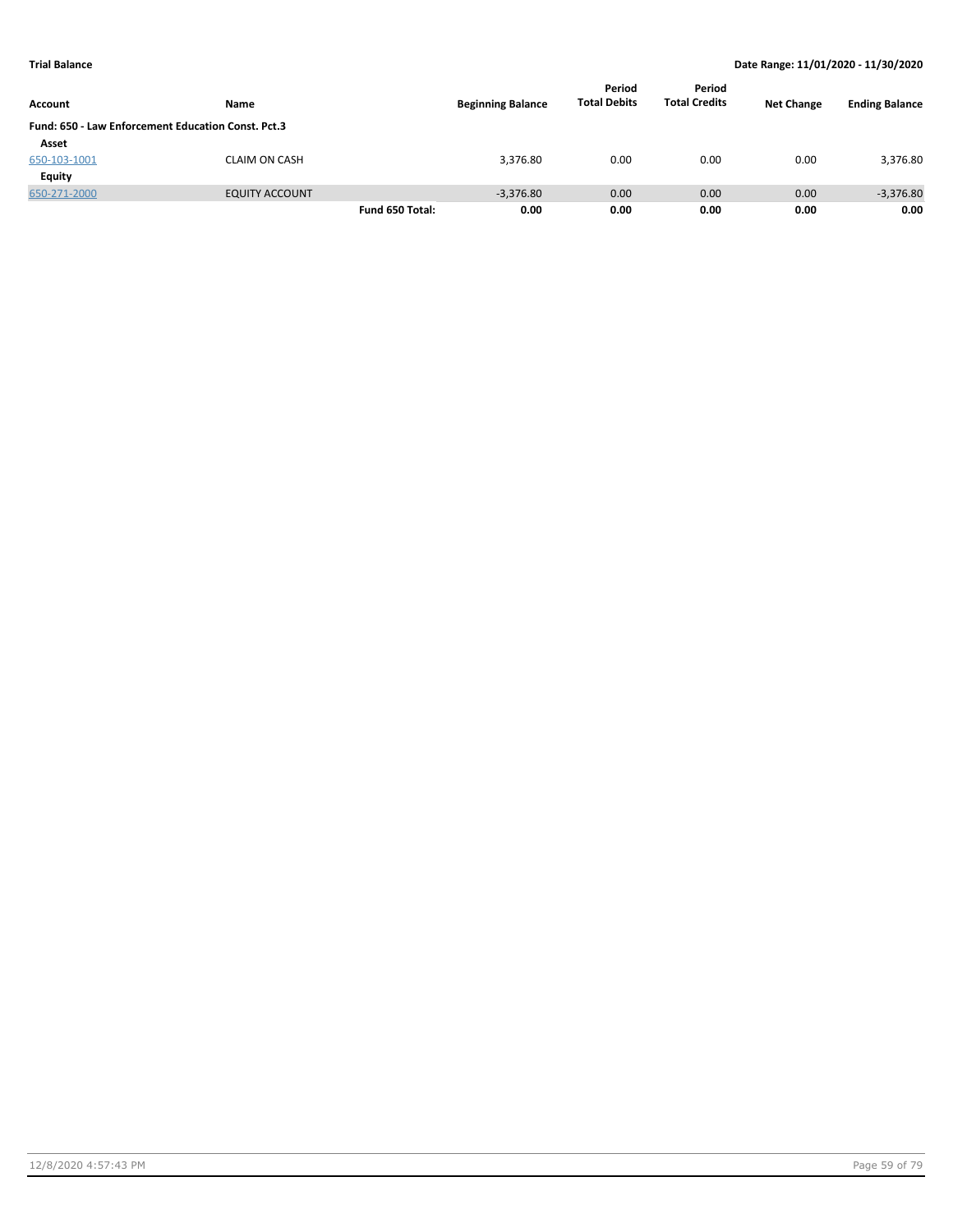**Trial Balance** **Date Range: 11/01/2020 - 11/30/2020**

| Account | Name | | Beginning Balance | Period Total Debits | Period Total Credits | Net Change | Ending Balance |
|---|---|---|---|---|---|---|---|
| **Fund: 650 - Law Enforcement Education Const. Pct.3** | | | | | | | |
| **Asset** | | | | | | | |
| 650-103-1001 | CLAIM ON CASH | | 3,376.80 | 0.00 | 0.00 | 0.00 | 3,376.80 |
| **Equity** | | | | | | | |
| 650-271-2000 | EQUITY ACCOUNT | | -3,376.80 | 0.00 | 0.00 | 0.00 | -3,376.80 |
| | | **Fund 650 Total:** | **0.00** | **0.00** | **0.00** | **0.00** | **0.00** |

12/8/2020 4:57:43 PM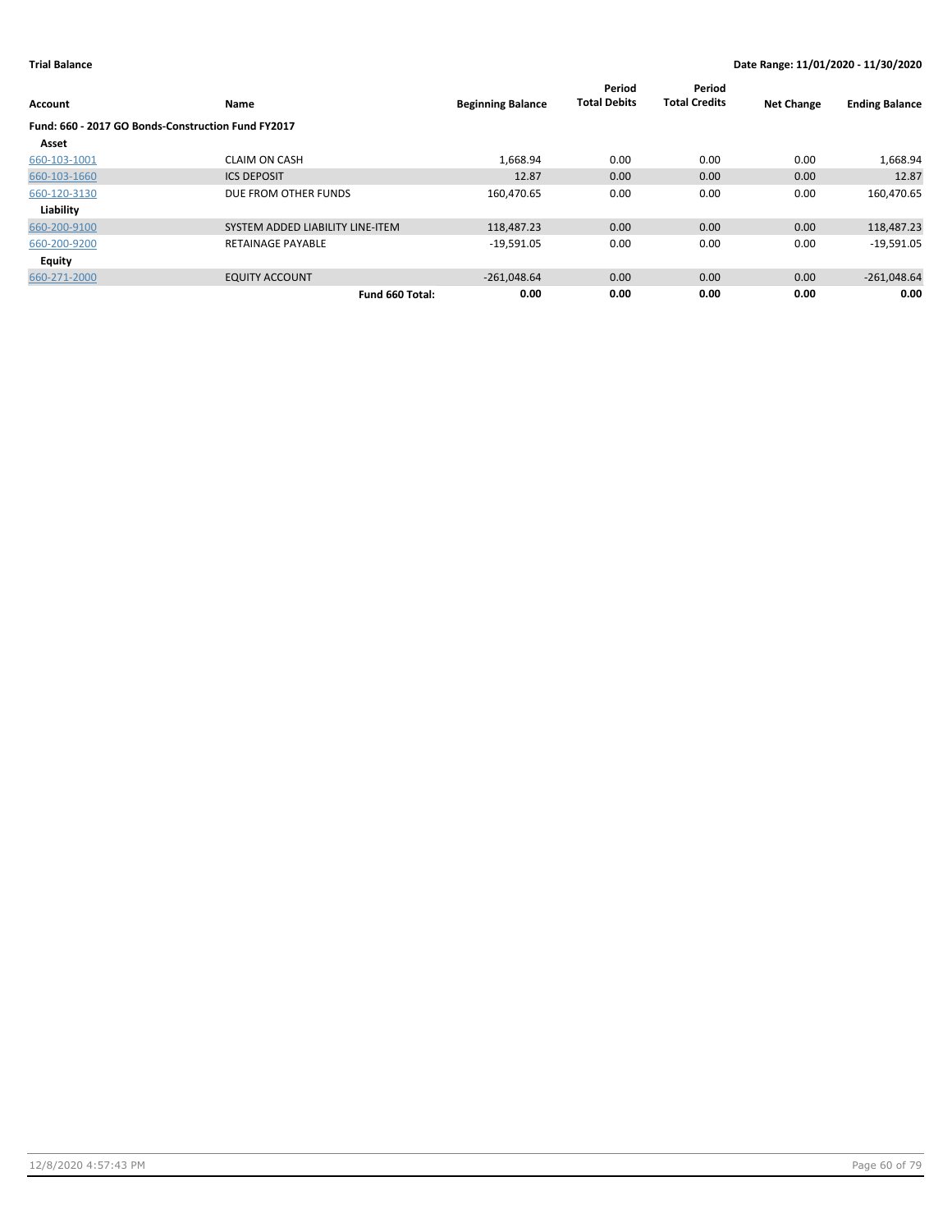**Trial Balance** | **Date Range: 11/01/2020 - 11/30/2020**

| Account | Name | Beginning Balance | Period Total Debits | Period Total Credits | Net Change | Ending Balance |
|---|---|---|---|---|---|---|
| **Fund: 660 - 2017 GO Bonds-Construction Fund FY2017** | | | | | | |
| **Asset** | | | | | | |
| 660-103-1001 | CLAIM ON CASH | 1,668.94 | 0.00 | 0.00 | 0.00 | 1,668.94 |
| 660-103-1660 | ICS DEPOSIT | 12.87 | 0.00 | 0.00 | 0.00 | 12.87 |
| 660-120-3130 | DUE FROM OTHER FUNDS | 160,470.65 | 0.00 | 0.00 | 0.00 | 160,470.65 |
| **Liability** | | | | | | |
| 660-200-9100 | SYSTEM ADDED LIABILITY LINE-ITEM | 118,487.23 | 0.00 | 0.00 | 0.00 | 118,487.23 |
| 660-200-9200 | RETAINAGE PAYABLE | -19,591.05 | 0.00 | 0.00 | 0.00 | -19,591.05 |
| **Equity** | | | | | | |
| 660-271-2000 | EQUITY ACCOUNT | -261,048.64 | 0.00 | 0.00 | 0.00 | -261,048.64 |
| | **Fund 660 Total:** | **0.00** | **0.00** | **0.00** | **0.00** | **0.00** |

12/8/2020 4:57:43 PM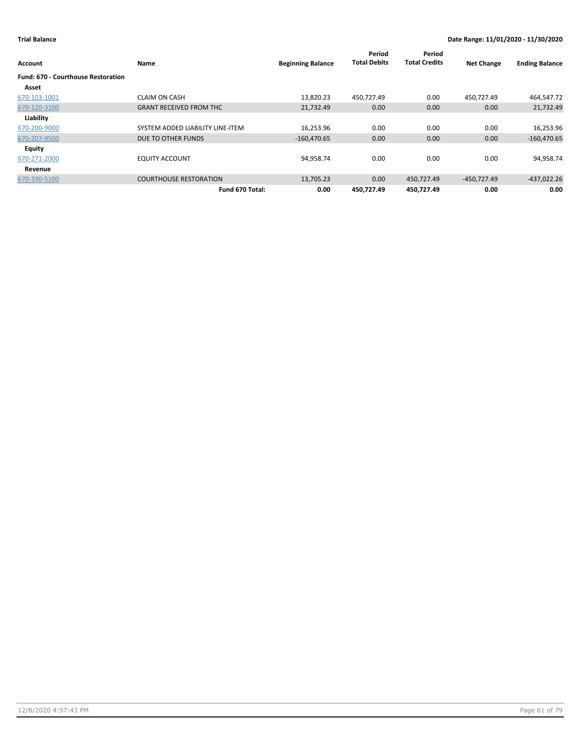**Trial Balance** **Date Range: 11/01/2020 - 11/30/2020**

| Account | Name | Beginning Balance | Period Total Debits | Period Total Credits | Net Change | Ending Balance |
|---|---|---|---|---|---|---|
| **Fund: 670 - Courthouse Restoration** | | | | | | |
| **Asset** | | | | | | |
| 670-103-1001 | CLAIM ON CASH | 13,820.23 | 450,727.49 | 0.00 | 450,727.49 | 464,547.72 |
| 670-120-3100 | GRANT RECEIVED FROM THC | 21,732.49 | 0.00 | 0.00 | 0.00 | 21,732.49 |
| **Liability** | | | | | | |
| 670-200-9000 | SYSTEM ADDED LIABILITY LINE-ITEM | 16,253.96 | 0.00 | 0.00 | 0.00 | 16,253.96 |
| 670-207-9500 | DUE TO OTHER FUNDS | -160,470.65 | 0.00 | 0.00 | 0.00 | -160,470.65 |
| **Equity** | | | | | | |
| 670-271-2000 | EQUITY ACCOUNT | 94,958.74 | 0.00 | 0.00 | 0.00 | 94,958.74 |
| **Revenue** | | | | | | |
| 670-330-5100 | COURTHOUSE RESTORATION | 13,705.23 | 0.00 | 450,727.49 | -450,727.49 | -437,022.26 |
| | **Fund 670 Total:** | **0.00** | **450,727.49** | **450,727.49** | **0.00** | **0.00** |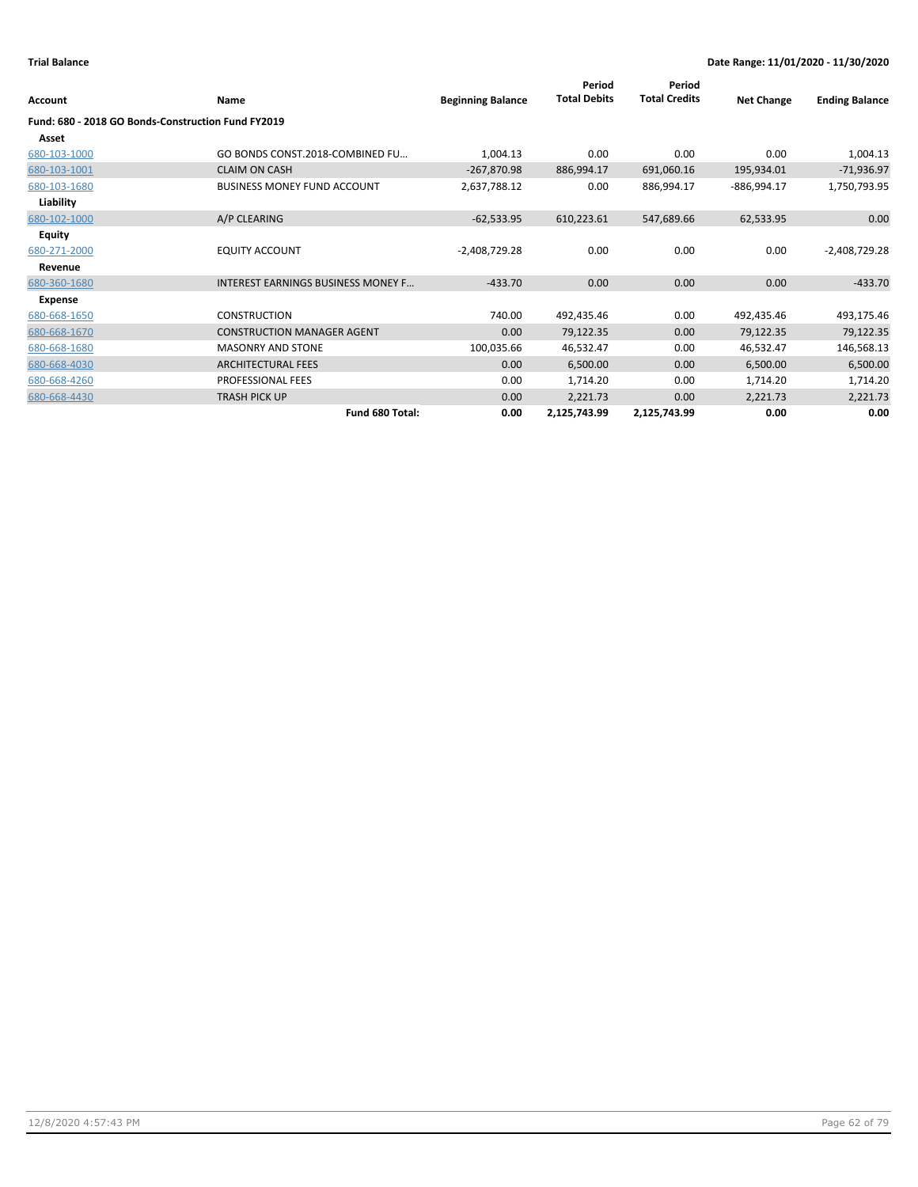**Trial Balance** | **Date Range: 11/01/2020 - 11/30/2020**

| Account | Name | Beginning Balance | Period Total Debits | Period Total Credits | Net Change | Ending Balance |
|---|---|---|---|---|---|---|
| **Fund: 680 - 2018 GO Bonds-Construction Fund FY2019** | | | | | | |
| **Asset** | | | | | | |
| 680-103-1000 | GO BONDS CONST.2018-COMBINED FU… | 1,004.13 | 0.00 | 0.00 | 0.00 | 1,004.13 |
| 680-103-1001 | CLAIM ON CASH | -267,870.98 | 886,994.17 | 691,060.16 | 195,934.01 | -71,936.97 |
| 680-103-1680 | BUSINESS MONEY FUND ACCOUNT | 2,637,788.12 | 0.00 | 886,994.17 | -886,994.17 | 1,750,793.95 |
| **Liability** | | | | | | |
| 680-102-1000 | A/P CLEARING | -62,533.95 | 610,223.61 | 547,689.66 | 62,533.95 | 0.00 |
| **Equity** | | | | | | |
| 680-271-2000 | EQUITY ACCOUNT | -2,408,729.28 | 0.00 | 0.00 | 0.00 | -2,408,729.28 |
| **Revenue** | | | | | | |
| 680-360-1680 | INTEREST EARNINGS BUSINESS MONEY F… | -433.70 | 0.00 | 0.00 | 0.00 | -433.70 |
| **Expense** | | | | | | |
| 680-668-1650 | CONSTRUCTION | 740.00 | 492,435.46 | 0.00 | 492,435.46 | 493,175.46 |
| 680-668-1670 | CONSTRUCTION MANAGER AGENT | 0.00 | 79,122.35 | 0.00 | 79,122.35 | 79,122.35 |
| 680-668-1680 | MASONRY AND STONE | 100,035.66 | 46,532.47 | 0.00 | 46,532.47 | 146,568.13 |
| 680-668-4030 | ARCHITECTURAL FEES | 0.00 | 6,500.00 | 0.00 | 6,500.00 | 6,500.00 |
| 680-668-4260 | PROFESSIONAL FEES | 0.00 | 1,714.20 | 0.00 | 1,714.20 | 1,714.20 |
| 680-668-4430 | TRASH PICK UP | 0.00 | 2,221.73 | 0.00 | 2,221.73 | 2,221.73 |
| | **Fund 680 Total:** | **0.00** | **2,125,743.99** | **2,125,743.99** | **0.00** | **0.00** |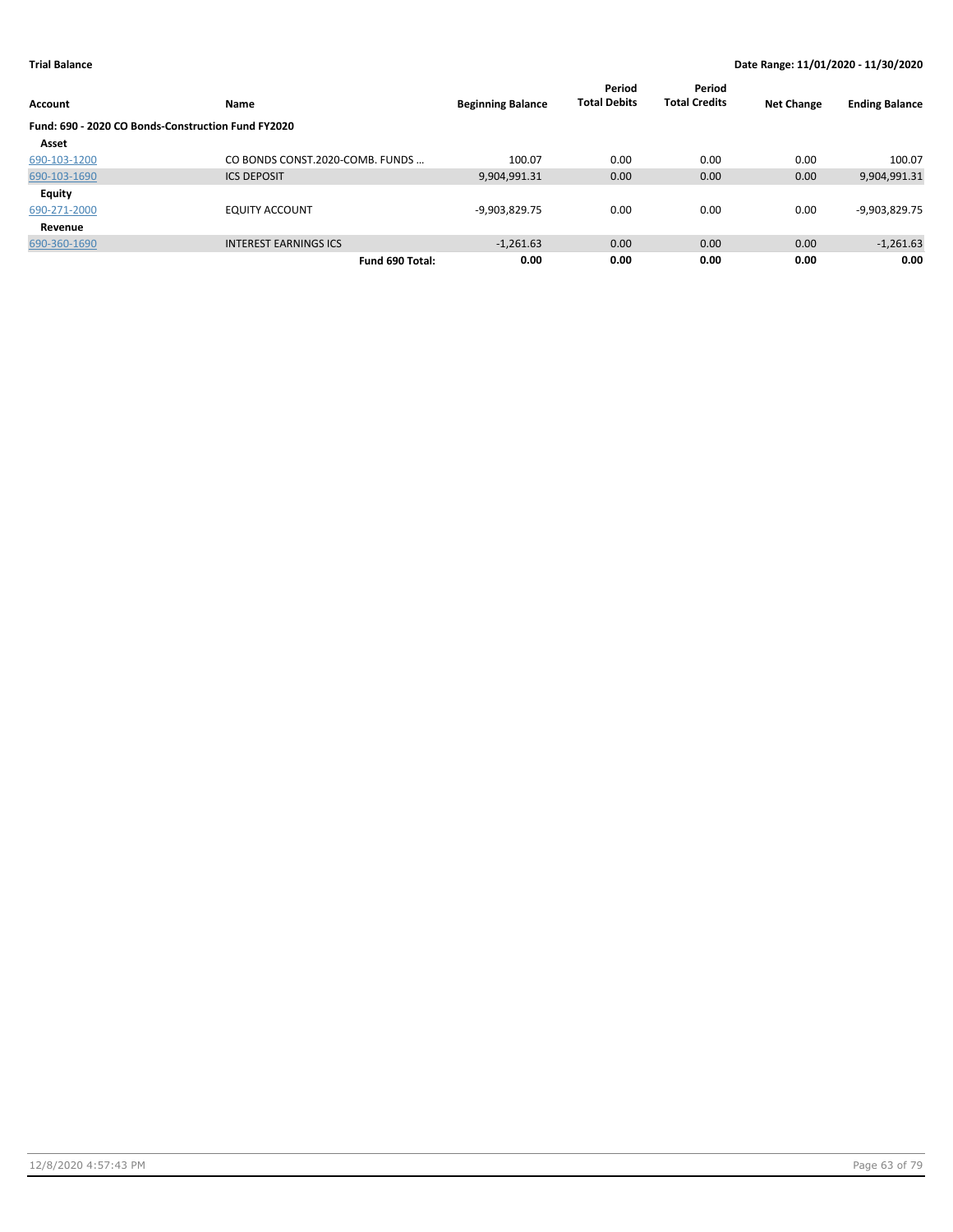**Trial Balance** **Date Range: 11/01/2020 - 11/30/2020**

| Account | Name | Beginning Balance | Period Total Debits | Period Total Credits | Net Change | Ending Balance |
|---|---|---|---|---|---|---|
| **Fund: 690 - 2020 CO Bonds-Construction Fund FY2020** | | | | | | |
| **Asset** | | | | | | |
| 690-103-1200 | CO BONDS CONST.2020-COMB. FUNDS ... | 100.07 | 0.00 | 0.00 | 0.00 | 100.07 |
| 690-103-1690 | ICS DEPOSIT | 9,904,991.31 | 0.00 | 0.00 | 0.00 | 9,904,991.31 |
| **Equity** | | | | | | |
| 690-271-2000 | EQUITY ACCOUNT | -9,903,829.75 | 0.00 | 0.00 | 0.00 | -9,903,829.75 |
| **Revenue** | | | | | | |
| 690-360-1690 | INTEREST EARNINGS ICS | -1,261.63 | 0.00 | 0.00 | 0.00 | -1,261.63 |
| | **Fund 690 Total:** | **0.00** | **0.00** | **0.00** | **0.00** | **0.00** |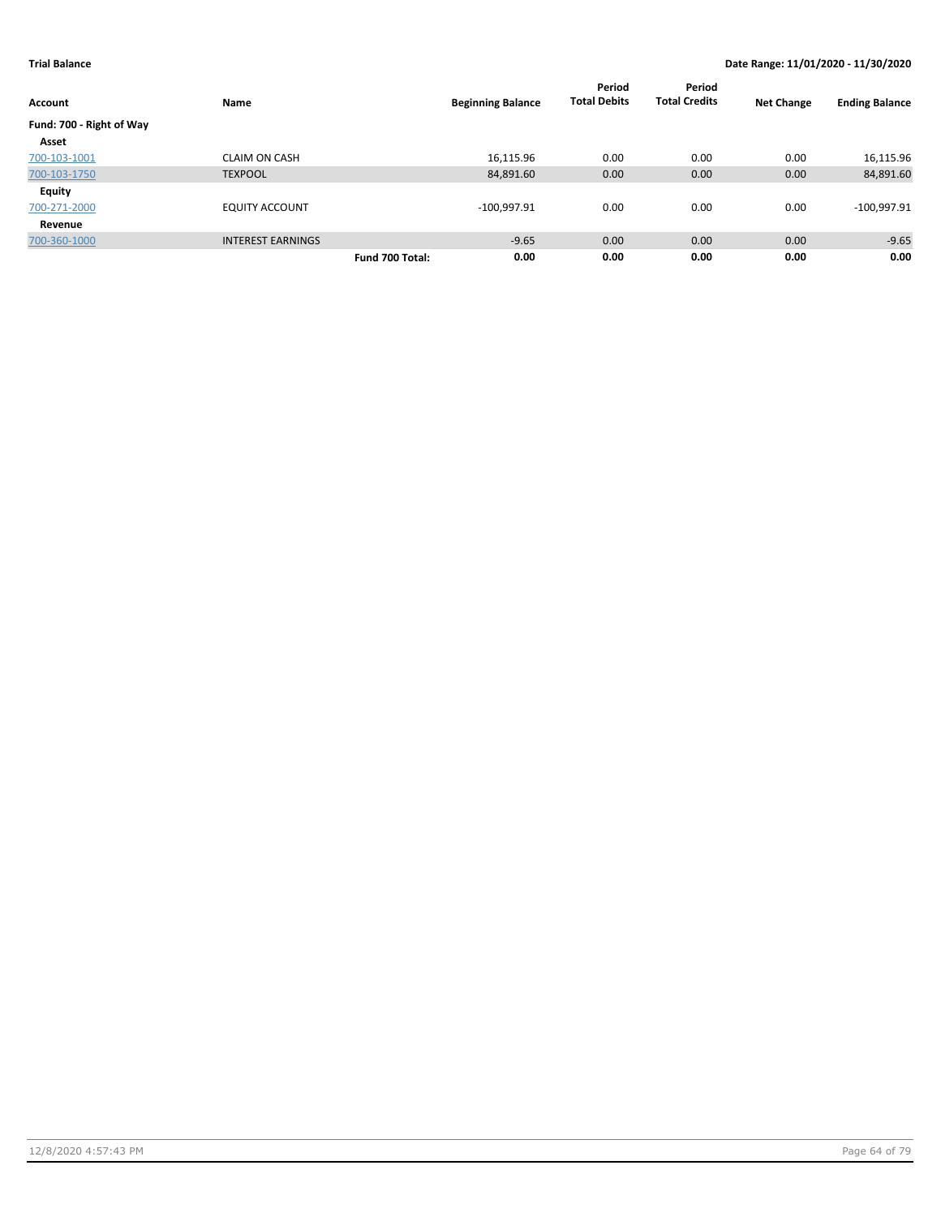**Trial Balance** | **Date Range: 11/01/2020 - 11/30/2020**

| Account | Name | | Beginning Balance | Period Total Debits | Period Total Credits | Net Change | Ending Balance |
|---|---|---|---|---|---|---|---|
| **Fund: 700 - Right of Way** | | | | | | | |
| **Asset** | | | | | | | |
| 700-103-1001 | CLAIM ON CASH | | 16,115.96 | 0.00 | 0.00 | 0.00 | 16,115.96 |
| 700-103-1750 | TEXPOOL | | 84,891.60 | 0.00 | 0.00 | 0.00 | 84,891.60 |
| **Equity** | | | | | | | |
| 700-271-2000 | EQUITY ACCOUNT | | -100,997.91 | 0.00 | 0.00 | 0.00 | -100,997.91 |
| **Revenue** | | | | | | | |
| 700-360-1000 | INTEREST EARNINGS | | -9.65 | 0.00 | 0.00 | 0.00 | -9.65 |
| | | **Fund 700 Total:** | **0.00** | **0.00** | **0.00** | **0.00** | **0.00** |

12/8/2020 4:57:43 PM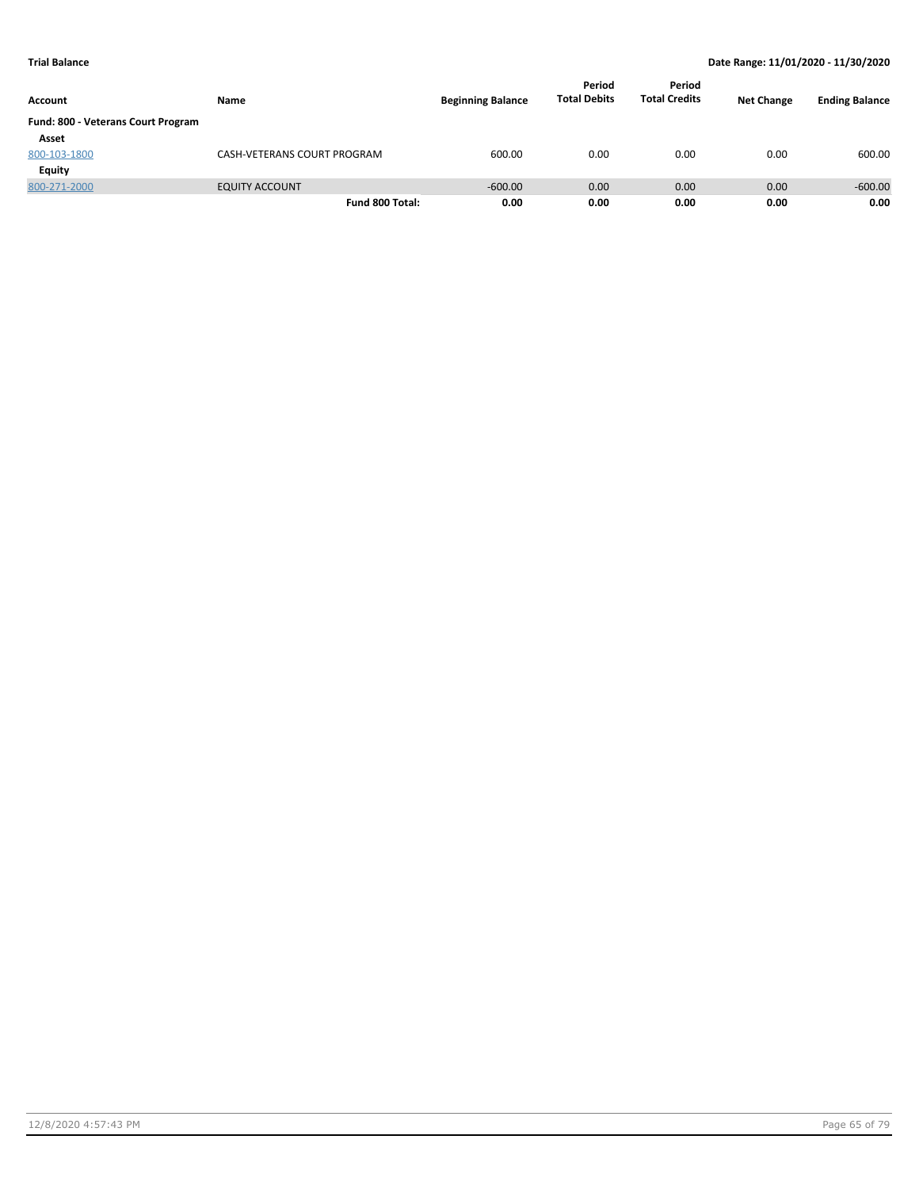**Trial Balance** | **Date Range: 11/01/2020 - 11/30/2020**

| Account | Name | Beginning Balance | Period Total Debits | Period Total Credits | Net Change | Ending Balance |
|---|---|---|---|---|---|---|
| **Fund: 800 - Veterans Court Program** | | | | | | |
| **Asset** | | | | | | |
| 800-103-1800 | CASH-VETERANS COURT PROGRAM | 600.00 | 0.00 | 0.00 | 0.00 | 600.00 |
| **Equity** | | | | | | |
| 800-271-2000 | EQUITY ACCOUNT | -600.00 | 0.00 | 0.00 | 0.00 | -600.00 |
| | **Fund 800 Total:** | **0.00** | **0.00** | **0.00** | **0.00** | **0.00** |

12/8/2020 4:57:43 PM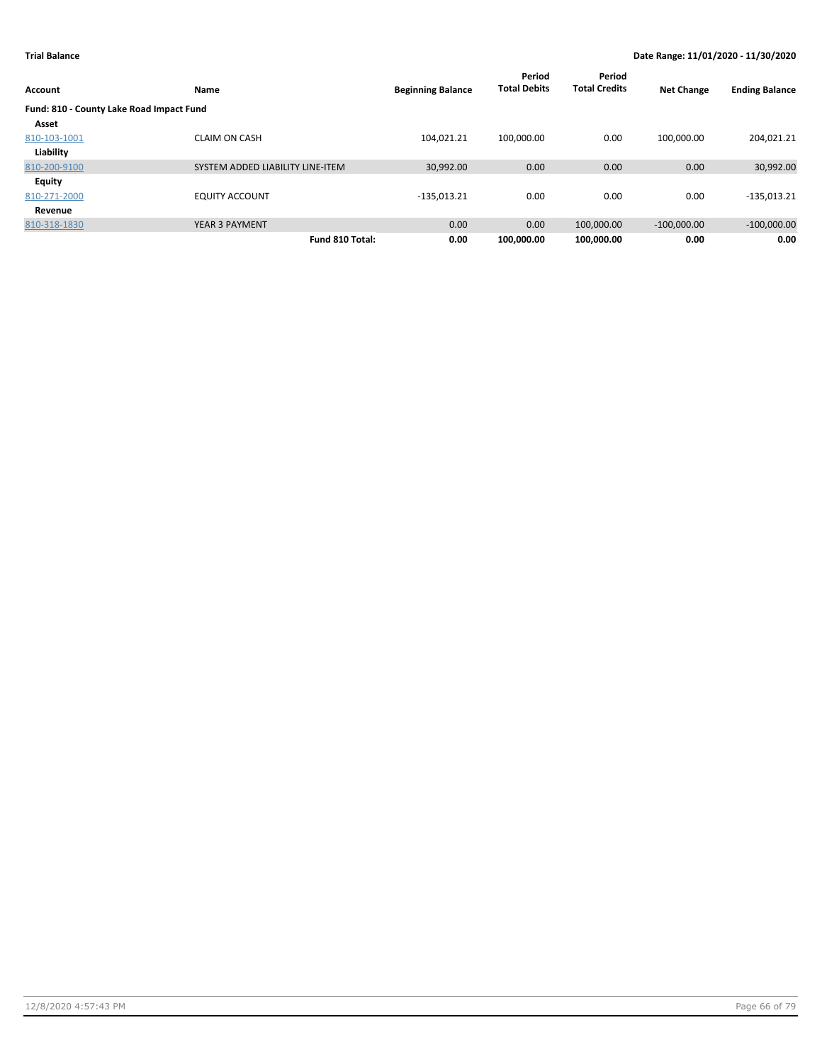**Trial Balance** | **Date Range: 11/01/2020 - 11/30/2020**

| Account | Name | Beginning Balance | Period Total Debits | Period Total Credits | Net Change | Ending Balance |
|---|---|---|---|---|---|---|
| **Fund: 810 - County Lake Road Impact Fund** | | | | | | |
| **Asset** | | | | | | |
| 810-103-1001 | CLAIM ON CASH | 104,021.21 | 100,000.00 | 0.00 | 100,000.00 | 204,021.21 |
| **Liability** | | | | | | |
| 810-200-9100 | SYSTEM ADDED LIABILITY LINE-ITEM | 30,992.00 | 0.00 | 0.00 | 0.00 | 30,992.00 |
| **Equity** | | | | | | |
| 810-271-2000 | EQUITY ACCOUNT | -135,013.21 | 0.00 | 0.00 | 0.00 | -135,013.21 |
| **Revenue** | | | | | | |
| 810-318-1830 | YEAR 3 PAYMENT | 0.00 | 0.00 | 100,000.00 | -100,000.00 | -100,000.00 |
| | **Fund 810 Total:** | **0.00** | **100,000.00** | **100,000.00** | **0.00** | **0.00** |

12/8/2020 4:57:43 PM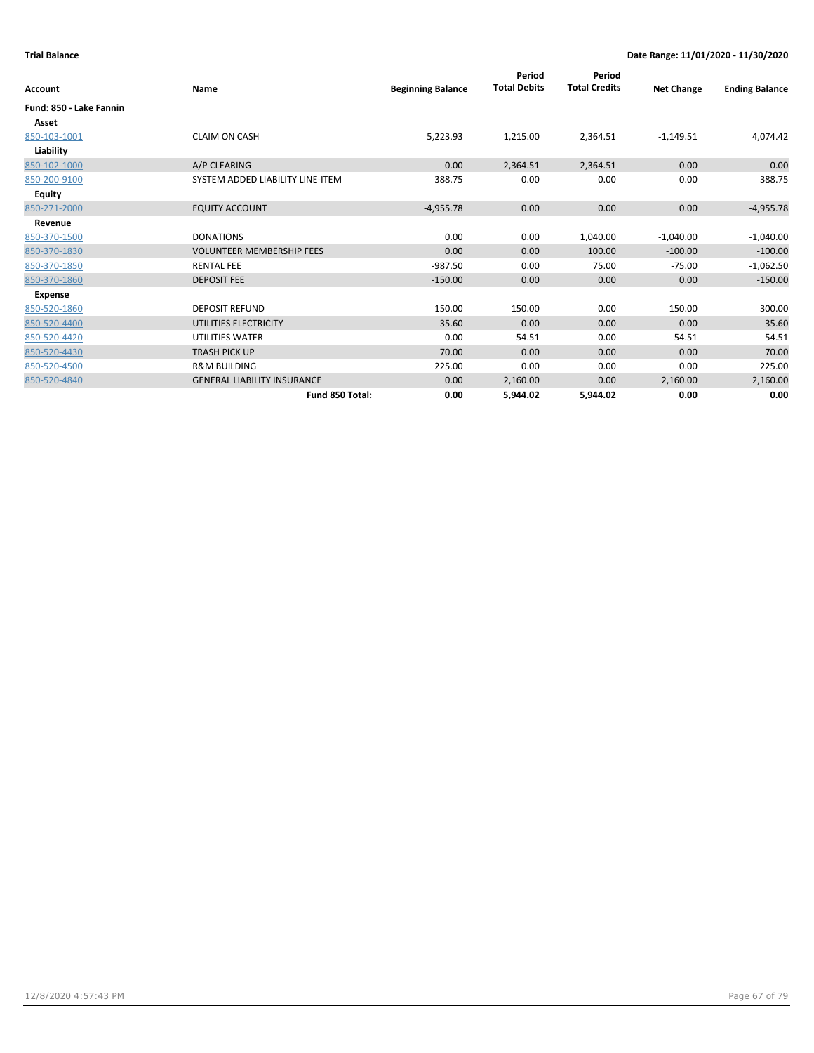**Trial Balance** **Date Range: 11/01/2020 - 11/30/2020**

| Account | Name | Beginning Balance | Period Total Debits | Period Total Credits | Net Change | Ending Balance |
|---|---|---|---|---|---|---|
| **Fund: 850 - Lake Fannin** | | | | | | |
| **Asset** | | | | | | |
| 850-103-1001 | CLAIM ON CASH | 5,223.93 | 1,215.00 | 2,364.51 | -1,149.51 | 4,074.42 |
| **Liability** | | | | | | |
| 850-102-1000 | A/P CLEARING | 0.00 | 2,364.51 | 2,364.51 | 0.00 | 0.00 |
| 850-200-9100 | SYSTEM ADDED LIABILITY LINE-ITEM | 388.75 | 0.00 | 0.00 | 0.00 | 388.75 |
| **Equity** | | | | | | |
| 850-271-2000 | EQUITY ACCOUNT | -4,955.78 | 0.00 | 0.00 | 0.00 | -4,955.78 |
| **Revenue** | | | | | | |
| 850-370-1500 | DONATIONS | 0.00 | 0.00 | 1,040.00 | -1,040.00 | -1,040.00 |
| 850-370-1830 | VOLUNTEER MEMBERSHIP FEES | 0.00 | 0.00 | 100.00 | -100.00 | -100.00 |
| 850-370-1850 | RENTAL FEE | -987.50 | 0.00 | 75.00 | -75.00 | -1,062.50 |
| 850-370-1860 | DEPOSIT FEE | -150.00 | 0.00 | 0.00 | 0.00 | -150.00 |
| **Expense** | | | | | | |
| 850-520-1860 | DEPOSIT REFUND | 150.00 | 150.00 | 0.00 | 150.00 | 300.00 |
| 850-520-4400 | UTILITIES ELECTRICITY | 35.60 | 0.00 | 0.00 | 0.00 | 35.60 |
| 850-520-4420 | UTILITIES WATER | 0.00 | 54.51 | 0.00 | 54.51 | 54.51 |
| 850-520-4430 | TRASH PICK UP | 70.00 | 0.00 | 0.00 | 0.00 | 70.00 |
| 850-520-4500 | R&M BUILDING | 225.00 | 0.00 | 0.00 | 0.00 | 225.00 |
| 850-520-4840 | GENERAL LIABILITY INSURANCE | 0.00 | 2,160.00 | 0.00 | 2,160.00 | 2,160.00 |
| | **Fund 850 Total:** | **0.00** | **5,944.02** | **5,944.02** | **0.00** | **0.00** |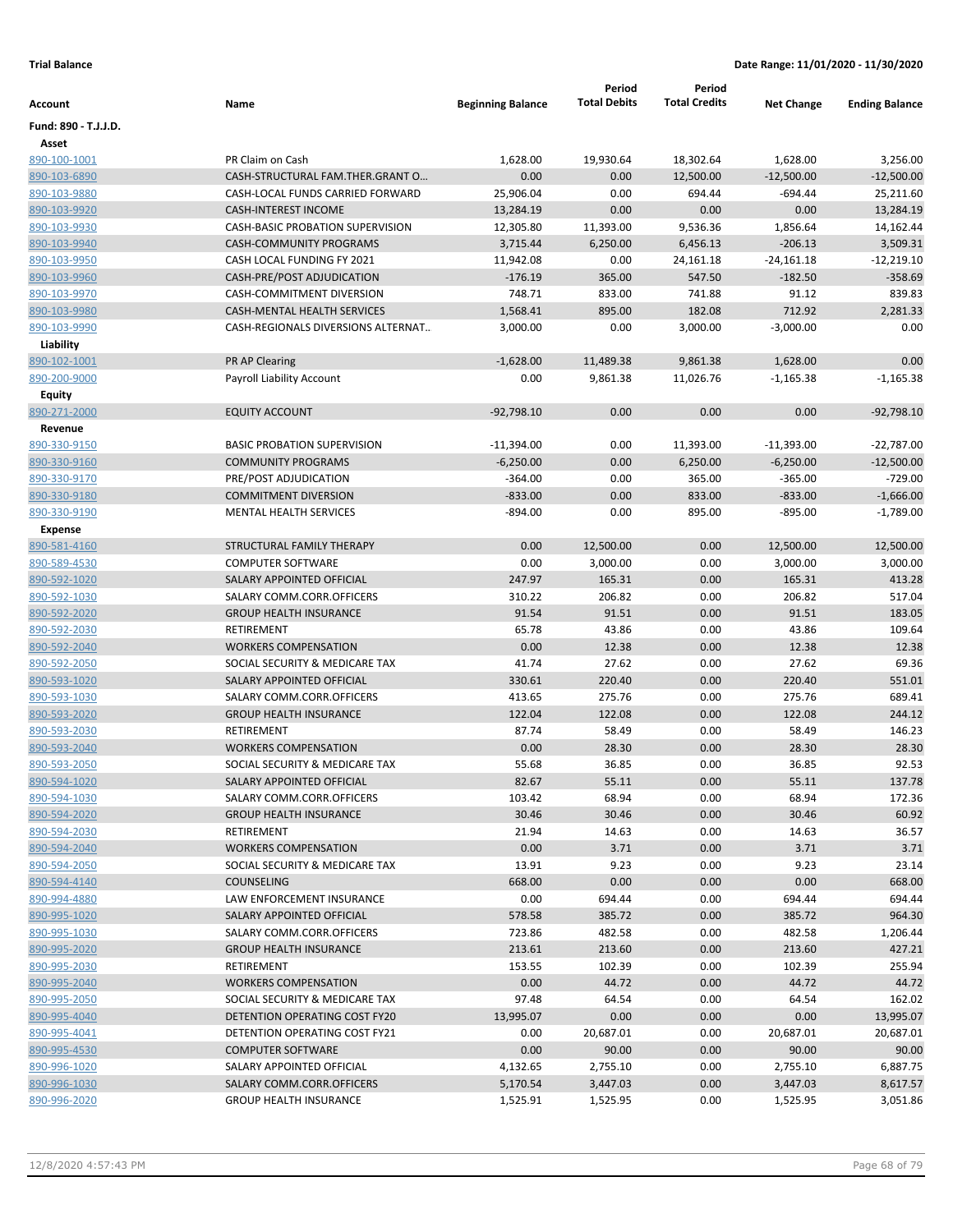**Trial Balance** **Date Range: 11/01/2020 - 11/30/2020**

| Account | Name | Beginning Balance | Period Total Debits | Period Total Credits | Net Change | Ending Balance |
|---|---|---|---|---|---|---|
| **Fund: 890 - T.J.J.D.** | | | | | | |
| **Asset** | | | | | | |
| 890-100-1001 | PR Claim on Cash | 1,628.00 | 19,930.64 | 18,302.64 | 1,628.00 | 3,256.00 |
| 890-103-6890 | CASH-STRUCTURAL FAM.THER.GRANT O… | 0.00 | 0.00 | 12,500.00 | -12,500.00 | -12,500.00 |
| 890-103-9880 | CASH-LOCAL FUNDS CARRIED FORWARD | 25,906.04 | 0.00 | 694.44 | -694.44 | 25,211.60 |
| 890-103-9920 | CASH-INTEREST INCOME | 13,284.19 | 0.00 | 0.00 | 0.00 | 13,284.19 |
| 890-103-9930 | CASH-BASIC PROBATION SUPERVISION | 12,305.80 | 11,393.00 | 9,536.36 | 1,856.64 | 14,162.44 |
| 890-103-9940 | CASH-COMMUNITY PROGRAMS | 3,715.44 | 6,250.00 | 6,456.13 | -206.13 | 3,509.31 |
| 890-103-9950 | CASH LOCAL FUNDING FY 2021 | 11,942.08 | 0.00 | 24,161.18 | -24,161.18 | -12,219.10 |
| 890-103-9960 | CASH-PRE/POST ADJUDICATION | -176.19 | 365.00 | 547.50 | -182.50 | -358.69 |
| 890-103-9970 | CASH-COMMITMENT DIVERSION | 748.71 | 833.00 | 741.88 | 91.12 | 839.83 |
| 890-103-9980 | CASH-MENTAL HEALTH SERVICES | 1,568.41 | 895.00 | 182.08 | 712.92 | 2,281.33 |
| 890-103-9990 | CASH-REGIONALS DIVERSIONS ALTERNAT.. | 3,000.00 | 0.00 | 3,000.00 | -3,000.00 | 0.00 |
| **Liability** | | | | | | |
| 890-102-1001 | PR AP Clearing | -1,628.00 | 11,489.38 | 9,861.38 | 1,628.00 | 0.00 |
| 890-200-9000 | Payroll Liability Account | 0.00 | 9,861.38 | 11,026.76 | -1,165.38 | -1,165.38 |
| **Equity** | | | | | | |
| 890-271-2000 | EQUITY ACCOUNT | -92,798.10 | 0.00 | 0.00 | 0.00 | -92,798.10 |
| **Revenue** | | | | | | |
| 890-330-9150 | BASIC PROBATION SUPERVISION | -11,394.00 | 0.00 | 11,393.00 | -11,393.00 | -22,787.00 |
| 890-330-9160 | COMMUNITY PROGRAMS | -6,250.00 | 0.00 | 6,250.00 | -6,250.00 | -12,500.00 |
| 890-330-9170 | PRE/POST ADJUDICATION | -364.00 | 0.00 | 365.00 | -365.00 | -729.00 |
| 890-330-9180 | COMMITMENT DIVERSION | -833.00 | 0.00 | 833.00 | -833.00 | -1,666.00 |
| 890-330-9190 | MENTAL HEALTH SERVICES | -894.00 | 0.00 | 895.00 | -895.00 | -1,789.00 |
| **Expense** | | | | | | |
| 890-581-4160 | STRUCTURAL FAMILY THERAPY | 0.00 | 12,500.00 | 0.00 | 12,500.00 | 12,500.00 |
| 890-589-4530 | COMPUTER SOFTWARE | 0.00 | 3,000.00 | 0.00 | 3,000.00 | 3,000.00 |
| 890-592-1020 | SALARY APPOINTED OFFICIAL | 247.97 | 165.31 | 0.00 | 165.31 | 413.28 |
| 890-592-1030 | SALARY COMM.CORR.OFFICERS | 310.22 | 206.82 | 0.00 | 206.82 | 517.04 |
| 890-592-2020 | GROUP HEALTH INSURANCE | 91.54 | 91.51 | 0.00 | 91.51 | 183.05 |
| 890-592-2030 | RETIREMENT | 65.78 | 43.86 | 0.00 | 43.86 | 109.64 |
| 890-592-2040 | WORKERS COMPENSATION | 0.00 | 12.38 | 0.00 | 12.38 | 12.38 |
| 890-592-2050 | SOCIAL SECURITY & MEDICARE TAX | 41.74 | 27.62 | 0.00 | 27.62 | 69.36 |
| 890-593-1020 | SALARY APPOINTED OFFICIAL | 330.61 | 220.40 | 0.00 | 220.40 | 551.01 |
| 890-593-1030 | SALARY COMM.CORR.OFFICERS | 413.65 | 275.76 | 0.00 | 275.76 | 689.41 |
| 890-593-2020 | GROUP HEALTH INSURANCE | 122.04 | 122.08 | 0.00 | 122.08 | 244.12 |
| 890-593-2030 | RETIREMENT | 87.74 | 58.49 | 0.00 | 58.49 | 146.23 |
| 890-593-2040 | WORKERS COMPENSATION | 0.00 | 28.30 | 0.00 | 28.30 | 28.30 |
| 890-593-2050 | SOCIAL SECURITY & MEDICARE TAX | 55.68 | 36.85 | 0.00 | 36.85 | 92.53 |
| 890-594-1020 | SALARY APPOINTED OFFICIAL | 82.67 | 55.11 | 0.00 | 55.11 | 137.78 |
| 890-594-1030 | SALARY COMM.CORR.OFFICERS | 103.42 | 68.94 | 0.00 | 68.94 | 172.36 |
| 890-594-2020 | GROUP HEALTH INSURANCE | 30.46 | 30.46 | 0.00 | 30.46 | 60.92 |
| 890-594-2030 | RETIREMENT | 21.94 | 14.63 | 0.00 | 14.63 | 36.57 |
| 890-594-2040 | WORKERS COMPENSATION | 0.00 | 3.71 | 0.00 | 3.71 | 3.71 |
| 890-594-2050 | SOCIAL SECURITY & MEDICARE TAX | 13.91 | 9.23 | 0.00 | 9.23 | 23.14 |
| 890-594-4140 | COUNSELING | 668.00 | 0.00 | 0.00 | 0.00 | 668.00 |
| 890-994-4880 | LAW ENFORCEMENT INSURANCE | 0.00 | 694.44 | 0.00 | 694.44 | 694.44 |
| 890-995-1020 | SALARY APPOINTED OFFICIAL | 578.58 | 385.72 | 0.00 | 385.72 | 964.30 |
| 890-995-1030 | SALARY COMM.CORR.OFFICERS | 723.86 | 482.58 | 0.00 | 482.58 | 1,206.44 |
| 890-995-2020 | GROUP HEALTH INSURANCE | 213.61 | 213.60 | 0.00 | 213.60 | 427.21 |
| 890-995-2030 | RETIREMENT | 153.55 | 102.39 | 0.00 | 102.39 | 255.94 |
| 890-995-2040 | WORKERS COMPENSATION | 0.00 | 44.72 | 0.00 | 44.72 | 44.72 |
| 890-995-2050 | SOCIAL SECURITY & MEDICARE TAX | 97.48 | 64.54 | 0.00 | 64.54 | 162.02 |
| 890-995-4040 | DETENTION OPERATING COST FY20 | 13,995.07 | 0.00 | 0.00 | 0.00 | 13,995.07 |
| 890-995-4041 | DETENTION OPERATING COST FY21 | 0.00 | 20,687.01 | 0.00 | 20,687.01 | 20,687.01 |
| 890-995-4530 | COMPUTER SOFTWARE | 0.00 | 90.00 | 0.00 | 90.00 | 90.00 |
| 890-996-1020 | SALARY APPOINTED OFFICIAL | 4,132.65 | 2,755.10 | 0.00 | 2,755.10 | 6,887.75 |
| 890-996-1030 | SALARY COMM.CORR.OFFICERS | 5,170.54 | 3,447.03 | 0.00 | 3,447.03 | 8,617.57 |
| 890-996-2020 | GROUP HEALTH INSURANCE | 1,525.91 | 1,525.95 | 0.00 | 1,525.95 | 3,051.86 |

12/8/2020 4:57:43 PM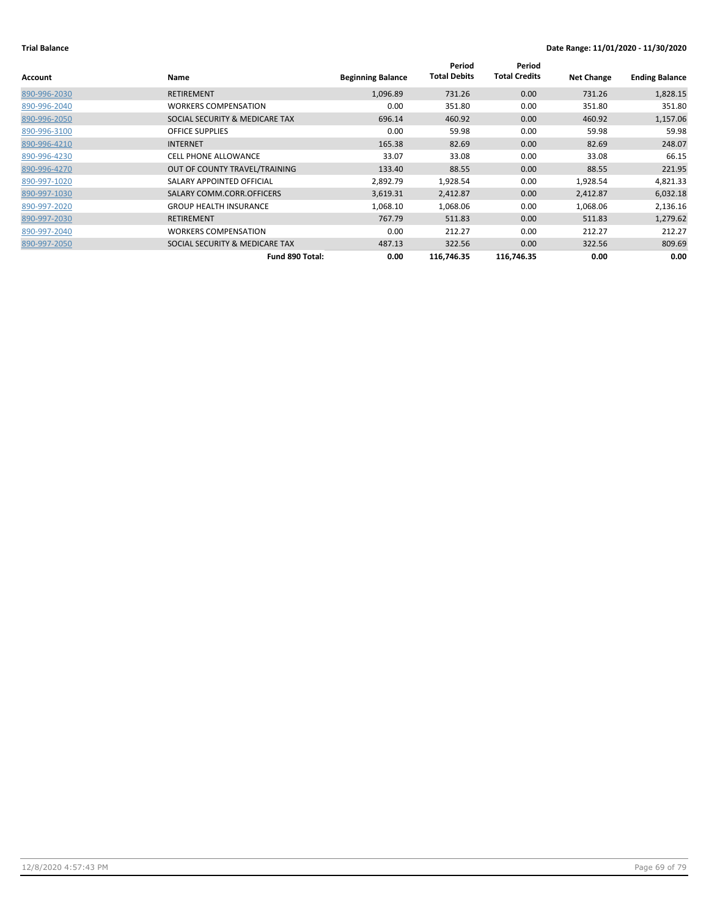**Trial Balance** **Date Range: 11/01/2020 - 11/30/2020**

| Account | Name | Beginning Balance | Period Total Debits | Period Total Credits | Net Change | Ending Balance |
|---|---|---|---|---|---|---|
| 890-996-2030 | RETIREMENT | 1,096.89 | 731.26 | 0.00 | 731.26 | 1,828.15 |
| 890-996-2040 | WORKERS COMPENSATION | 0.00 | 351.80 | 0.00 | 351.80 | 351.80 |
| 890-996-2050 | SOCIAL SECURITY & MEDICARE TAX | 696.14 | 460.92 | 0.00 | 460.92 | 1,157.06 |
| 890-996-3100 | OFFICE SUPPLIES | 0.00 | 59.98 | 0.00 | 59.98 | 59.98 |
| 890-996-4210 | INTERNET | 165.38 | 82.69 | 0.00 | 82.69 | 248.07 |
| 890-996-4230 | CELL PHONE ALLOWANCE | 33.07 | 33.08 | 0.00 | 33.08 | 66.15 |
| 890-996-4270 | OUT OF COUNTY TRAVEL/TRAINING | 133.40 | 88.55 | 0.00 | 88.55 | 221.95 |
| 890-997-1020 | SALARY APPOINTED OFFICIAL | 2,892.79 | 1,928.54 | 0.00 | 1,928.54 | 4,821.33 |
| 890-997-1030 | SALARY COMM.CORR.OFFICERS | 3,619.31 | 2,412.87 | 0.00 | 2,412.87 | 6,032.18 |
| 890-997-2020 | GROUP HEALTH INSURANCE | 1,068.10 | 1,068.06 | 0.00 | 1,068.06 | 2,136.16 |
| 890-997-2030 | RETIREMENT | 767.79 | 511.83 | 0.00 | 511.83 | 1,279.62 |
| 890-997-2040 | WORKERS COMPENSATION | 0.00 | 212.27 | 0.00 | 212.27 | 212.27 |
| 890-997-2050 | SOCIAL SECURITY & MEDICARE TAX | 487.13 | 322.56 | 0.00 | 322.56 | 809.69 |
| | **Fund 890 Total:** | **0.00** | **116,746.35** | **116,746.35** | **0.00** | **0.00** |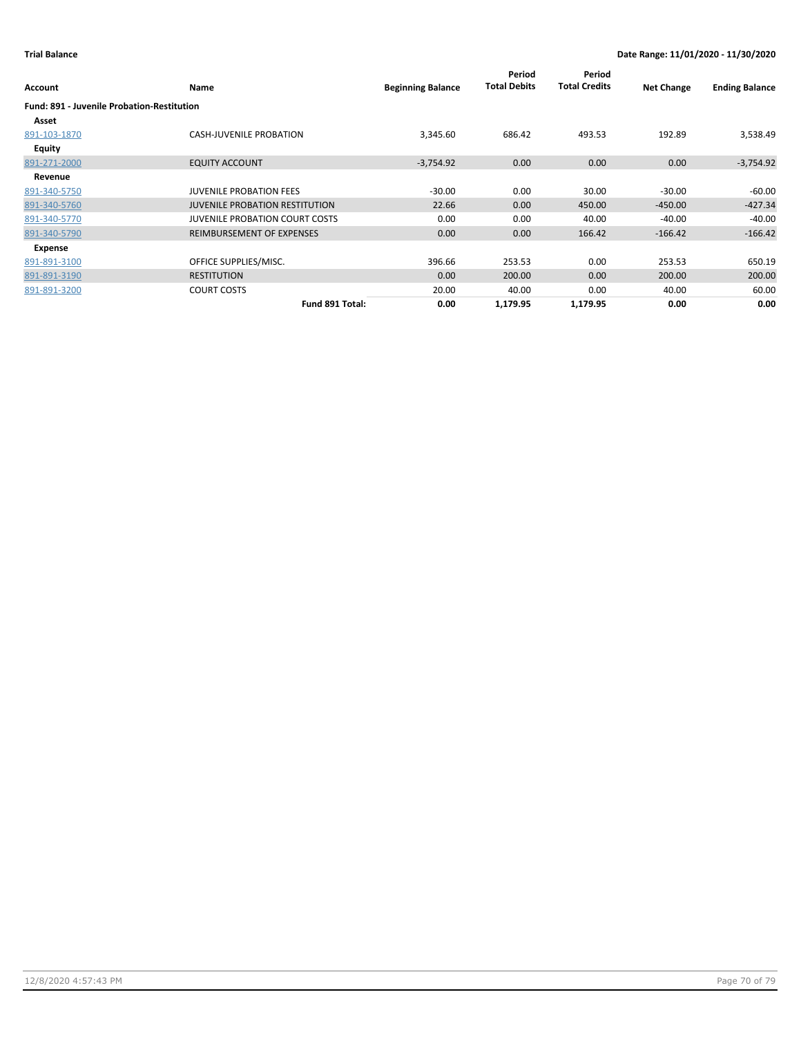**Trial Balance** **Date Range: 11/01/2020 - 11/30/2020**

| Account | Name | Beginning Balance | Period Total Debits | Period Total Credits | Net Change | Ending Balance |
|---|---|---|---|---|---|---|
| **Fund: 891 - Juvenile Probation-Restitution** | | | | | | |
| **Asset** | | | | | | |
| 891-103-1870 | CASH-JUVENILE PROBATION | 3,345.60 | 686.42 | 493.53 | 192.89 | 3,538.49 |
| **Equity** | | | | | | |
| 891-271-2000 | EQUITY ACCOUNT | -3,754.92 | 0.00 | 0.00 | 0.00 | -3,754.92 |
| **Revenue** | | | | | | |
| 891-340-5750 | JUVENILE PROBATION FEES | -30.00 | 0.00 | 30.00 | -30.00 | -60.00 |
| 891-340-5760 | JUVENILE PROBATION RESTITUTION | 22.66 | 0.00 | 450.00 | -450.00 | -427.34 |
| 891-340-5770 | JUVENILE PROBATION COURT COSTS | 0.00 | 0.00 | 40.00 | -40.00 | -40.00 |
| 891-340-5790 | REIMBURSEMENT OF EXPENSES | 0.00 | 0.00 | 166.42 | -166.42 | -166.42 |
| **Expense** | | | | | | |
| 891-891-3100 | OFFICE SUPPLIES/MISC. | 396.66 | 253.53 | 0.00 | 253.53 | 650.19 |
| 891-891-3190 | RESTITUTION | 0.00 | 200.00 | 0.00 | 200.00 | 200.00 |
| 891-891-3200 | COURT COSTS | 20.00 | 40.00 | 0.00 | 40.00 | 60.00 |
| | **Fund 891 Total:** | **0.00** | **1,179.95** | **1,179.95** | **0.00** | **0.00** |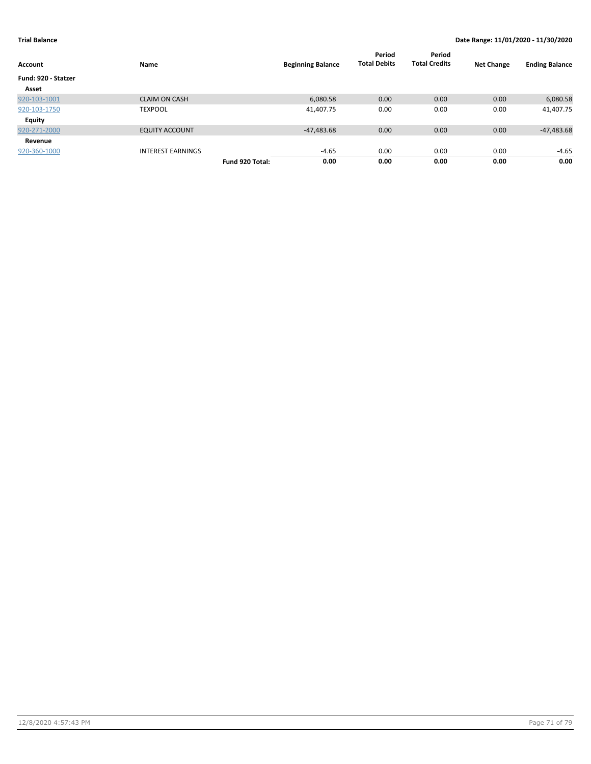**Trial Balance** **Date Range: 11/01/2020 - 11/30/2020**

| Account | Name | | Beginning Balance | Period Total Debits | Period Total Credits | Net Change | Ending Balance |
|---|---|---|---|---|---|---|---|
| **Fund: 920 - Statzer** | | | | | | | |
| **Asset** | | | | | | | |
| 920-103-1001 | CLAIM ON CASH | | 6,080.58 | 0.00 | 0.00 | 0.00 | 6,080.58 |
| 920-103-1750 | TEXPOOL | | 41,407.75 | 0.00 | 0.00 | 0.00 | 41,407.75 |
| **Equity** | | | | | | | |
| 920-271-2000 | EQUITY ACCOUNT | | -47,483.68 | 0.00 | 0.00 | 0.00 | -47,483.68 |
| **Revenue** | | | | | | | |
| 920-360-1000 | INTEREST EARNINGS | | -4.65 | 0.00 | 0.00 | 0.00 | -4.65 |
| | | **Fund 920 Total:** | **0.00** | **0.00** | **0.00** | **0.00** | **0.00** |

12/8/2020 4:57:43 PM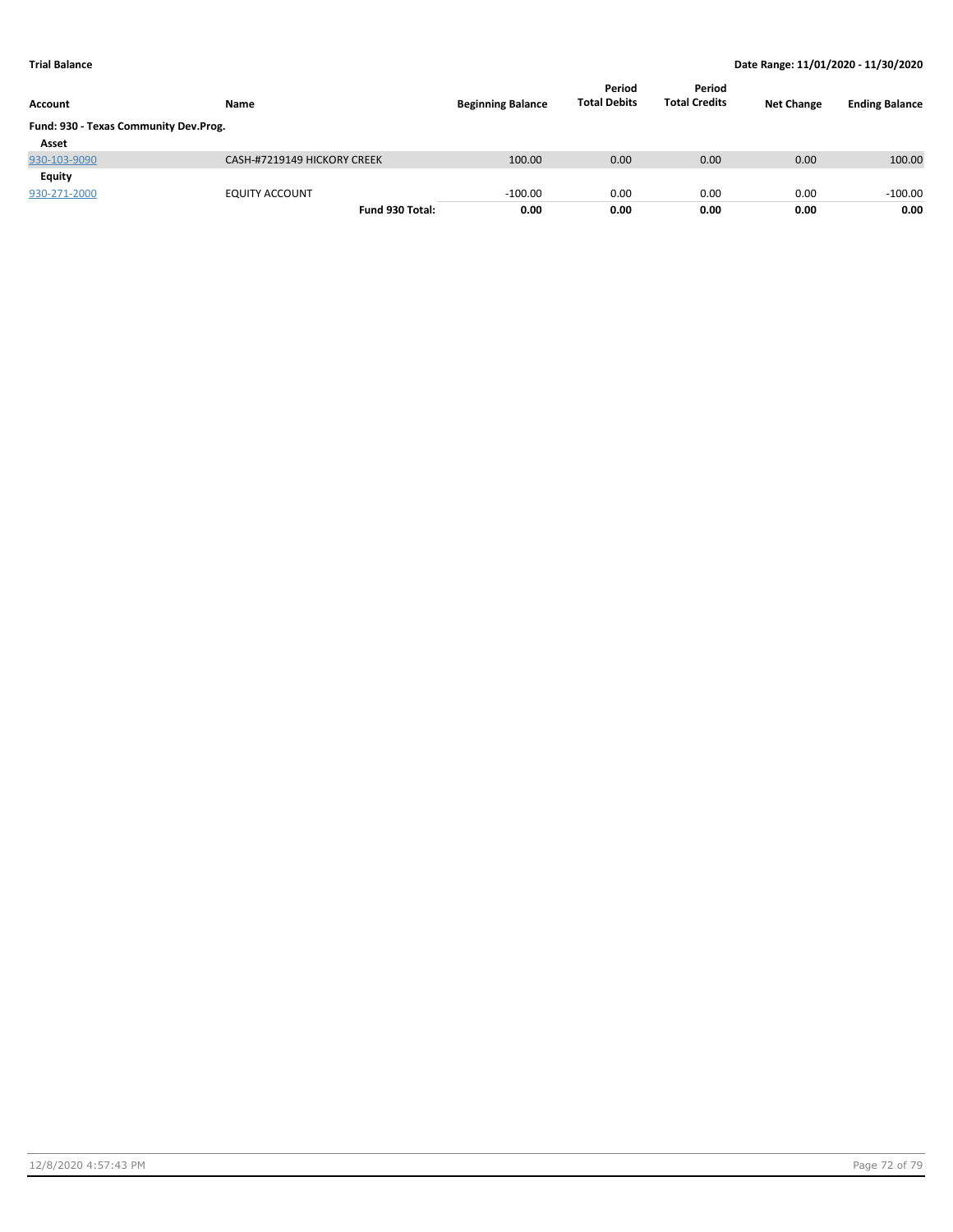**Trial Balance**

**Date Range: 11/01/2020 - 11/30/2020**

| Account | Name | Beginning Balance | Period Total Debits | Period Total Credits | Net Change | Ending Balance |
|---|---|---|---|---|---|---|
| **Fund: 930 - Texas Community Dev.Prog.** | | | | | | |
| **Asset** | | | | | | |
| 930-103-9090 | CASH-#7219149 HICKORY CREEK | 100.00 | 0.00 | 0.00 | 0.00 | 100.00 |
| **Equity** | | | | | | |
| 930-271-2000 | EQUITY ACCOUNT | -100.00 | 0.00 | 0.00 | 0.00 | -100.00 |
| | **Fund 930 Total:** | **0.00** | **0.00** | **0.00** | **0.00** | **0.00** |

12/8/2020 4:57:43 PM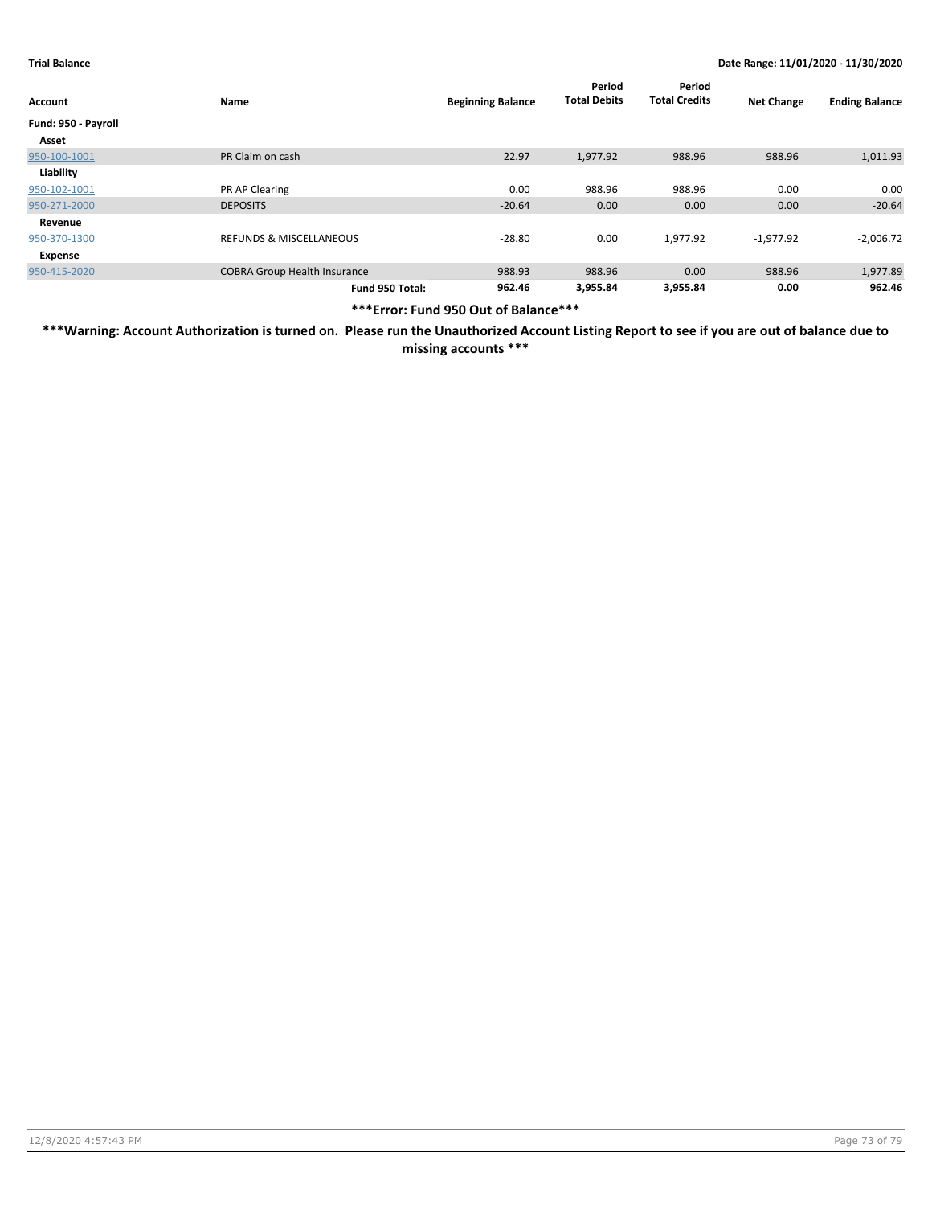**Trial Balance** | **Date Range: 11/01/2020 - 11/30/2020**

| Account | Name | Beginning Balance | Period Total Debits | Period Total Credits | Net Change | Ending Balance |
|---|---|---|---|---|---|---|
| **Fund: 950 - Payroll** | | | | | | |
| **Asset** | | | | | | |
| 950-100-1001 | PR Claim on cash | 22.97 | 1,977.92 | 988.96 | 988.96 | 1,011.93 |
| **Liability** | | | | | | |
| 950-102-1001 | PR AP Clearing | 0.00 | 988.96 | 988.96 | 0.00 | 0.00 |
| 950-271-2000 | DEPOSITS | -20.64 | 0.00 | 0.00 | 0.00 | -20.64 |
| **Revenue** | | | | | | |
| 950-370-1300 | REFUNDS & MISCELLANEOUS | -28.80 | 0.00 | 1,977.92 | -1,977.92 | -2,006.72 |
| **Expense** | | | | | | |
| 950-415-2020 | COBRA Group Health Insurance | 988.93 | 988.96 | 0.00 | 988.96 | 1,977.89 |
| | **Fund 950 Total:** | **962.46** | **3,955.84** | **3,955.84** | **0.00** | **962.46** |

**\*\*\*Error: Fund 950 Out of Balance\*\*\***

**\*\*\*Warning: Account Authorization is turned on. Please run the Unauthorized Account Listing Report to see if you are out of balance due to missing accounts \*\*\***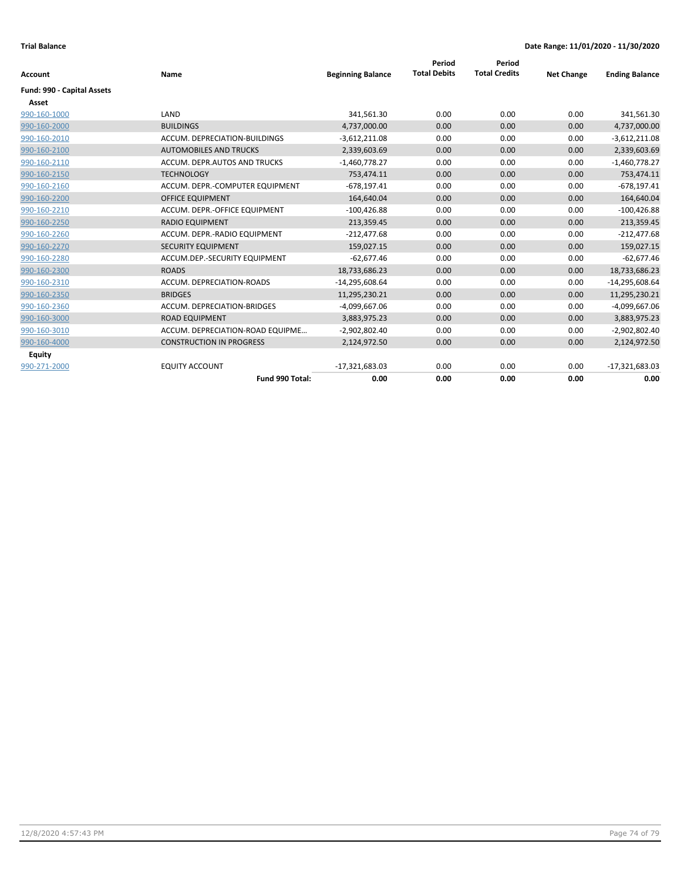**Trial Balance** **Date Range: 11/01/2020 - 11/30/2020**

| Account | Name | Beginning Balance | Period Total Debits | Period Total Credits | Net Change | Ending Balance |
|---|---|---|---|---|---|---|
| **Fund: 990 - Capital Assets** | | | | | | |
| **Asset** | | | | | | |
| 990-160-1000 | LAND | 341,561.30 | 0.00 | 0.00 | 0.00 | 341,561.30 |
| 990-160-2000 | BUILDINGS | 4,737,000.00 | 0.00 | 0.00 | 0.00 | 4,737,000.00 |
| 990-160-2010 | ACCUM. DEPRECIATION-BUILDINGS | -3,612,211.08 | 0.00 | 0.00 | 0.00 | -3,612,211.08 |
| 990-160-2100 | AUTOMOBILES AND TRUCKS | 2,339,603.69 | 0.00 | 0.00 | 0.00 | 2,339,603.69 |
| 990-160-2110 | ACCUM. DEPR.AUTOS AND TRUCKS | -1,460,778.27 | 0.00 | 0.00 | 0.00 | -1,460,778.27 |
| 990-160-2150 | TECHNOLOGY | 753,474.11 | 0.00 | 0.00 | 0.00 | 753,474.11 |
| 990-160-2160 | ACCUM. DEPR.-COMPUTER EQUIPMENT | -678,197.41 | 0.00 | 0.00 | 0.00 | -678,197.41 |
| 990-160-2200 | OFFICE EQUIPMENT | 164,640.04 | 0.00 | 0.00 | 0.00 | 164,640.04 |
| 990-160-2210 | ACCUM. DEPR.-OFFICE EQUIPMENT | -100,426.88 | 0.00 | 0.00 | 0.00 | -100,426.88 |
| 990-160-2250 | RADIO EQUIPMENT | 213,359.45 | 0.00 | 0.00 | 0.00 | 213,359.45 |
| 990-160-2260 | ACCUM. DEPR.-RADIO EQUIPMENT | -212,477.68 | 0.00 | 0.00 | 0.00 | -212,477.68 |
| 990-160-2270 | SECURITY EQUIPMENT | 159,027.15 | 0.00 | 0.00 | 0.00 | 159,027.15 |
| 990-160-2280 | ACCUM.DEP.-SECURITY EQUIPMENT | -62,677.46 | 0.00 | 0.00 | 0.00 | -62,677.46 |
| 990-160-2300 | ROADS | 18,733,686.23 | 0.00 | 0.00 | 0.00 | 18,733,686.23 |
| 990-160-2310 | ACCUM. DEPRECIATION-ROADS | -14,295,608.64 | 0.00 | 0.00 | 0.00 | -14,295,608.64 |
| 990-160-2350 | BRIDGES | 11,295,230.21 | 0.00 | 0.00 | 0.00 | 11,295,230.21 |
| 990-160-2360 | ACCUM. DEPRECIATION-BRIDGES | -4,099,667.06 | 0.00 | 0.00 | 0.00 | -4,099,667.06 |
| 990-160-3000 | ROAD EQUIPMENT | 3,883,975.23 | 0.00 | 0.00 | 0.00 | 3,883,975.23 |
| 990-160-3010 | ACCUM. DEPRECIATION-ROAD EQUIPME... | -2,902,802.40 | 0.00 | 0.00 | 0.00 | -2,902,802.40 |
| 990-160-4000 | CONSTRUCTION IN PROGRESS | 2,124,972.50 | 0.00 | 0.00 | 0.00 | 2,124,972.50 |
| **Equity** | | | | | | |
| 990-271-2000 | EQUITY ACCOUNT | -17,321,683.03 | 0.00 | 0.00 | 0.00 | -17,321,683.03 |
| | **Fund 990 Total:** | **0.00** | **0.00** | **0.00** | **0.00** | **0.00** |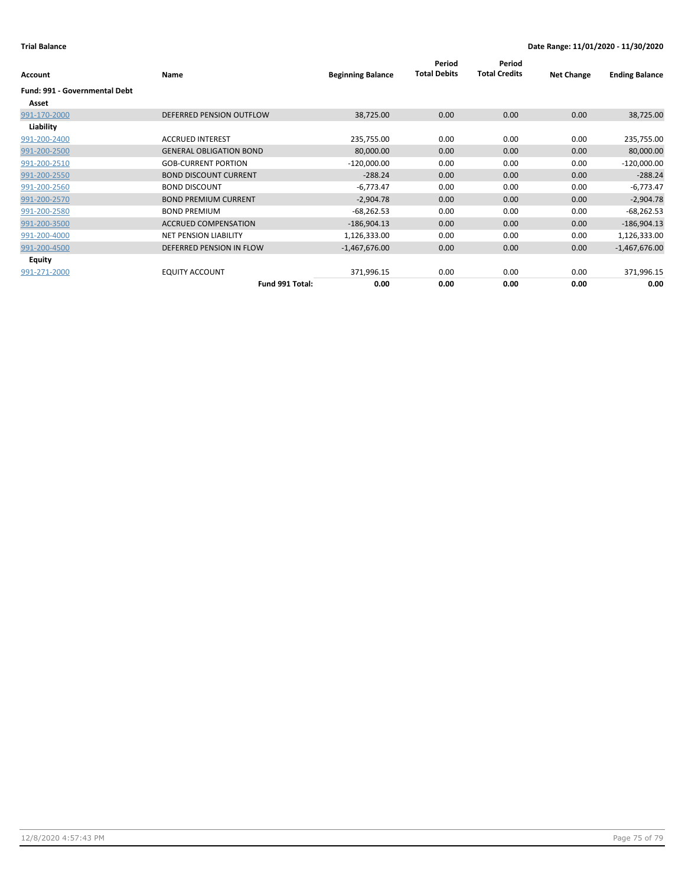**Trial Balance** — **Date Range: 11/01/2020 - 11/30/2020**

| Account | Name | Beginning Balance | Period Total Debits | Period Total Credits | Net Change | Ending Balance |
|---|---|---|---|---|---|---|
| **Fund: 991 - Governmental Debt** | | | | | | |
| **Asset** | | | | | | |
| 991-170-2000 | DEFERRED PENSION OUTFLOW | 38,725.00 | 0.00 | 0.00 | 0.00 | 38,725.00 |
| **Liability** | | | | | | |
| 991-200-2400 | ACCRUED INTEREST | 235,755.00 | 0.00 | 0.00 | 0.00 | 235,755.00 |
| 991-200-2500 | GENERAL OBLIGATION BOND | 80,000.00 | 0.00 | 0.00 | 0.00 | 80,000.00 |
| 991-200-2510 | GOB-CURRENT PORTION | -120,000.00 | 0.00 | 0.00 | 0.00 | -120,000.00 |
| 991-200-2550 | BOND DISCOUNT CURRENT | -288.24 | 0.00 | 0.00 | 0.00 | -288.24 |
| 991-200-2560 | BOND DISCOUNT | -6,773.47 | 0.00 | 0.00 | 0.00 | -6,773.47 |
| 991-200-2570 | BOND PREMIUM CURRENT | -2,904.78 | 0.00 | 0.00 | 0.00 | -2,904.78 |
| 991-200-2580 | BOND PREMIUM | -68,262.53 | 0.00 | 0.00 | 0.00 | -68,262.53 |
| 991-200-3500 | ACCRUED COMPENSATION | -186,904.13 | 0.00 | 0.00 | 0.00 | -186,904.13 |
| 991-200-4000 | NET PENSION LIABILITY | 1,126,333.00 | 0.00 | 0.00 | 0.00 | 1,126,333.00 |
| 991-200-4500 | DEFERRED PENSION IN FLOW | -1,467,676.00 | 0.00 | 0.00 | 0.00 | -1,467,676.00 |
| **Equity** | | | | | | |
| 991-271-2000 | EQUITY ACCOUNT | 371,996.15 | 0.00 | 0.00 | 0.00 | 371,996.15 |
| | **Fund 991 Total:** | **0.00** | **0.00** | **0.00** | **0.00** | **0.00** |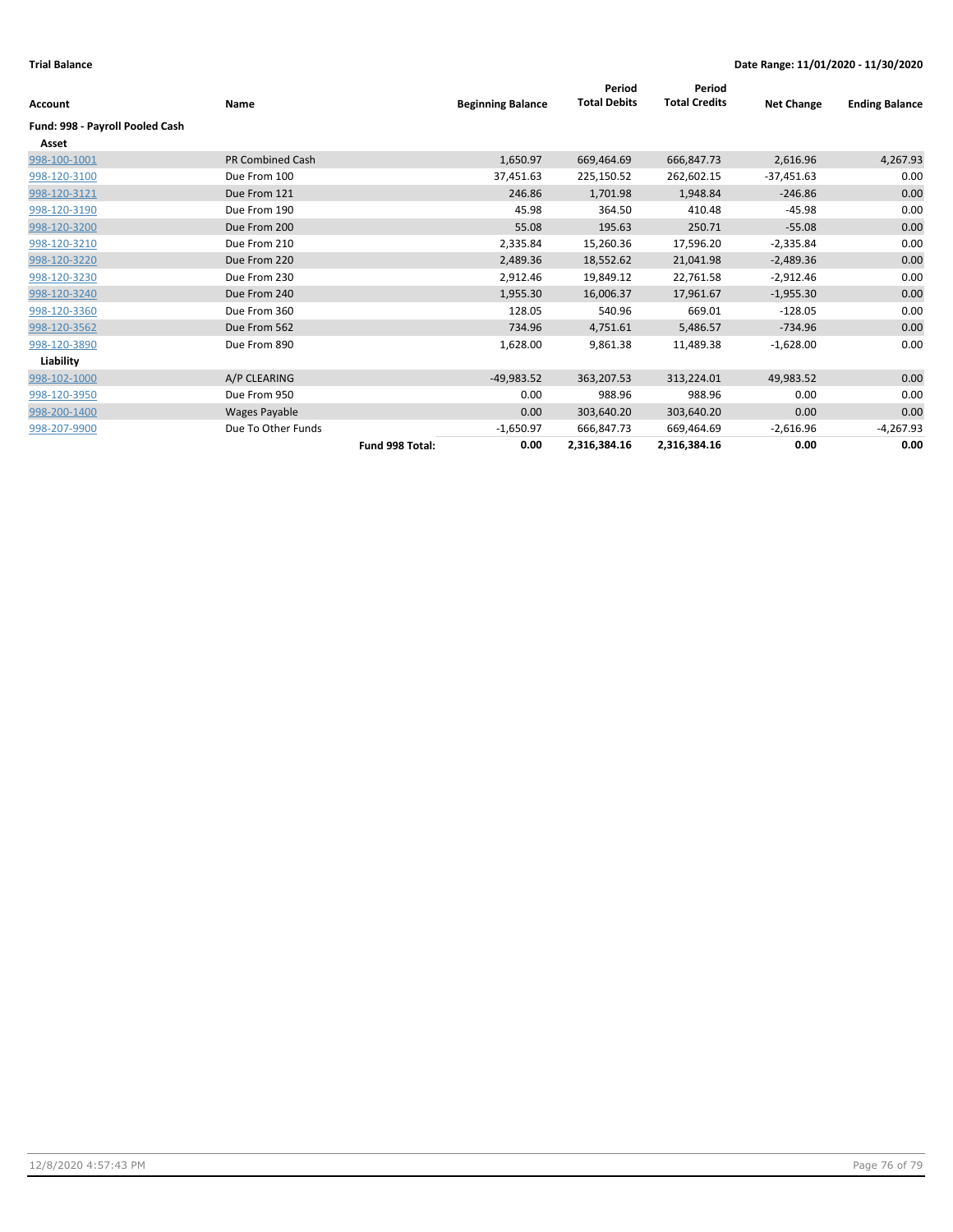**Trial Balance** **Date Range: 11/01/2020 - 11/30/2020**

| Account | Name | | Beginning Balance | Period Total Debits | Period Total Credits | Net Change | Ending Balance |
|---|---|---|---|---|---|---|---|
| **Fund: 998 - Payroll Pooled Cash** | | | | | | | |
| **Asset** | | | | | | | |
| 998-100-1001 | PR Combined Cash | | 1,650.97 | 669,464.69 | 666,847.73 | 2,616.96 | 4,267.93 |
| 998-120-3100 | Due From 100 | | 37,451.63 | 225,150.52 | 262,602.15 | -37,451.63 | 0.00 |
| 998-120-3121 | Due From 121 | | 246.86 | 1,701.98 | 1,948.84 | -246.86 | 0.00 |
| 998-120-3190 | Due From 190 | | 45.98 | 364.50 | 410.48 | -45.98 | 0.00 |
| 998-120-3200 | Due From 200 | | 55.08 | 195.63 | 250.71 | -55.08 | 0.00 |
| 998-120-3210 | Due From 210 | | 2,335.84 | 15,260.36 | 17,596.20 | -2,335.84 | 0.00 |
| 998-120-3220 | Due From 220 | | 2,489.36 | 18,552.62 | 21,041.98 | -2,489.36 | 0.00 |
| 998-120-3230 | Due From 230 | | 2,912.46 | 19,849.12 | 22,761.58 | -2,912.46 | 0.00 |
| 998-120-3240 | Due From 240 | | 1,955.30 | 16,006.37 | 17,961.67 | -1,955.30 | 0.00 |
| 998-120-3360 | Due From 360 | | 128.05 | 540.96 | 669.01 | -128.05 | 0.00 |
| 998-120-3562 | Due From 562 | | 734.96 | 4,751.61 | 5,486.57 | -734.96 | 0.00 |
| 998-120-3890 | Due From 890 | | 1,628.00 | 9,861.38 | 11,489.38 | -1,628.00 | 0.00 |
| **Liability** | | | | | | | |
| 998-102-1000 | A/P CLEARING | | -49,983.52 | 363,207.53 | 313,224.01 | 49,983.52 | 0.00 |
| 998-120-3950 | Due From 950 | | 0.00 | 988.96 | 988.96 | 0.00 | 0.00 |
| 998-200-1400 | Wages Payable | | 0.00 | 303,640.20 | 303,640.20 | 0.00 | 0.00 |
| 998-207-9900 | Due To Other Funds | | -1,650.97 | 666,847.73 | 669,464.69 | -2,616.96 | -4,267.93 |
| | | **Fund 998 Total:** | **0.00** | **2,316,384.16** | **2,316,384.16** | **0.00** | **0.00** |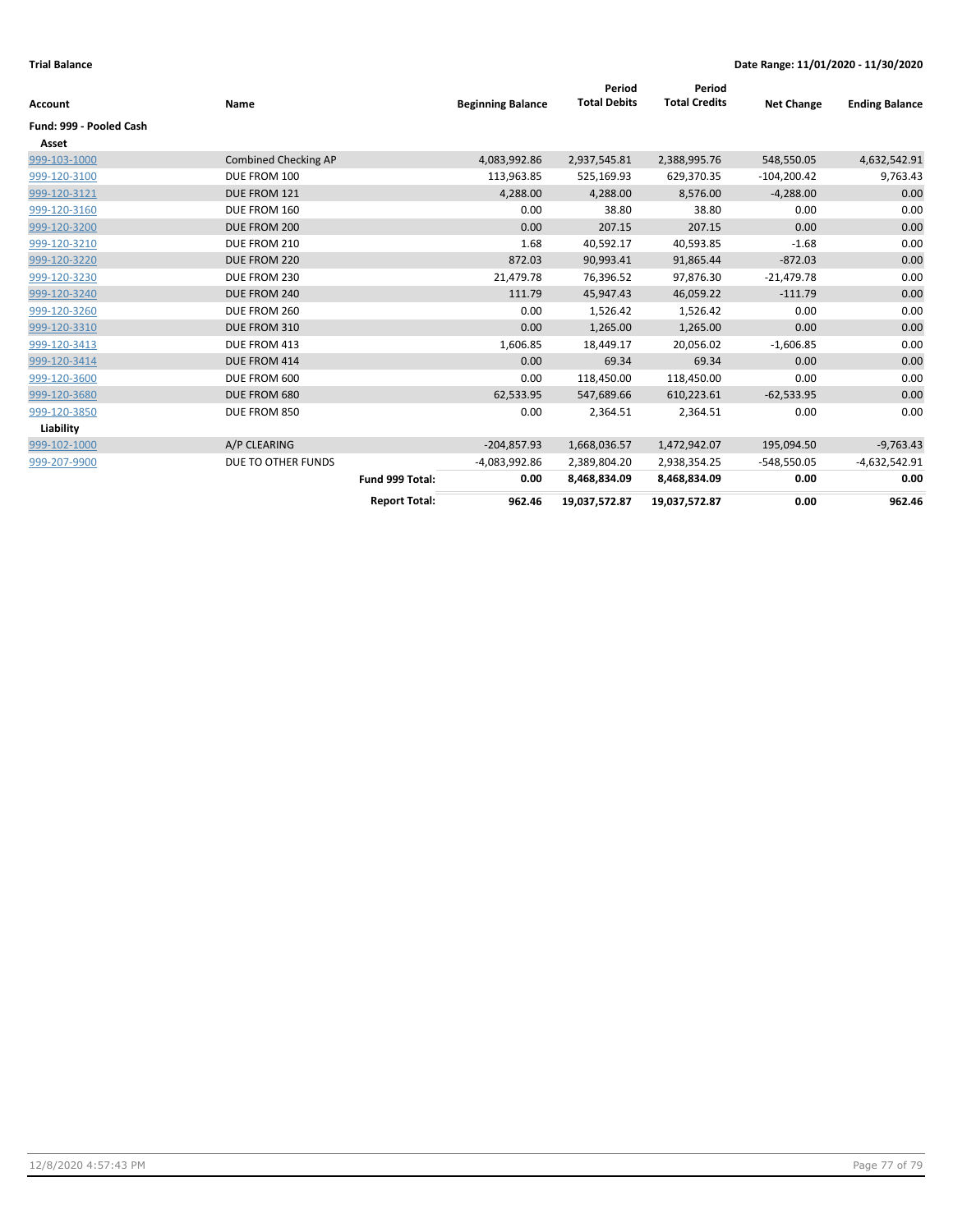**Trial Balance** | **Date Range: 11/01/2020 - 11/30/2020**

| Account | Name | | Beginning Balance | Period Total Debits | Period Total Credits | Net Change | Ending Balance |
|---|---|---|---|---|---|---|---|
| **Fund: 999 - Pooled Cash** | | | | | | | |
| **Asset** | | | | | | | |
| 999-103-1000 | Combined Checking AP | | 4,083,992.86 | 2,937,545.81 | 2,388,995.76 | 548,550.05 | 4,632,542.91 |
| 999-120-3100 | DUE FROM 100 | | 113,963.85 | 525,169.93 | 629,370.35 | -104,200.42 | 9,763.43 |
| 999-120-3121 | DUE FROM 121 | | 4,288.00 | 4,288.00 | 8,576.00 | -4,288.00 | 0.00 |
| 999-120-3160 | DUE FROM 160 | | 0.00 | 38.80 | 38.80 | 0.00 | 0.00 |
| 999-120-3200 | DUE FROM 200 | | 0.00 | 207.15 | 207.15 | 0.00 | 0.00 |
| 999-120-3210 | DUE FROM 210 | | 1.68 | 40,592.17 | 40,593.85 | -1.68 | 0.00 |
| 999-120-3220 | DUE FROM 220 | | 872.03 | 90,993.41 | 91,865.44 | -872.03 | 0.00 |
| 999-120-3230 | DUE FROM 230 | | 21,479.78 | 76,396.52 | 97,876.30 | -21,479.78 | 0.00 |
| 999-120-3240 | DUE FROM 240 | | 111.79 | 45,947.43 | 46,059.22 | -111.79 | 0.00 |
| 999-120-3260 | DUE FROM 260 | | 0.00 | 1,526.42 | 1,526.42 | 0.00 | 0.00 |
| 999-120-3310 | DUE FROM 310 | | 0.00 | 1,265.00 | 1,265.00 | 0.00 | 0.00 |
| 999-120-3413 | DUE FROM 413 | | 1,606.85 | 18,449.17 | 20,056.02 | -1,606.85 | 0.00 |
| 999-120-3414 | DUE FROM 414 | | 0.00 | 69.34 | 69.34 | 0.00 | 0.00 |
| 999-120-3600 | DUE FROM 600 | | 0.00 | 118,450.00 | 118,450.00 | 0.00 | 0.00 |
| 999-120-3680 | DUE FROM 680 | | 62,533.95 | 547,689.66 | 610,223.61 | -62,533.95 | 0.00 |
| 999-120-3850 | DUE FROM 850 | | 0.00 | 2,364.51 | 2,364.51 | 0.00 | 0.00 |
| **Liability** | | | | | | | |
| 999-102-1000 | A/P CLEARING | | -204,857.93 | 1,668,036.57 | 1,472,942.07 | 195,094.50 | -9,763.43 |
| 999-207-9900 | DUE TO OTHER FUNDS | | -4,083,992.86 | 2,389,804.20 | 2,938,354.25 | -548,550.05 | -4,632,542.91 |
| | | **Fund 999 Total:** | **0.00** | **8,468,834.09** | **8,468,834.09** | **0.00** | **0.00** |
| | | **Report Total:** | **962.46** | **19,037,572.87** | **19,037,572.87** | **0.00** | **962.46** |

12/8/2020 4:57:43 PM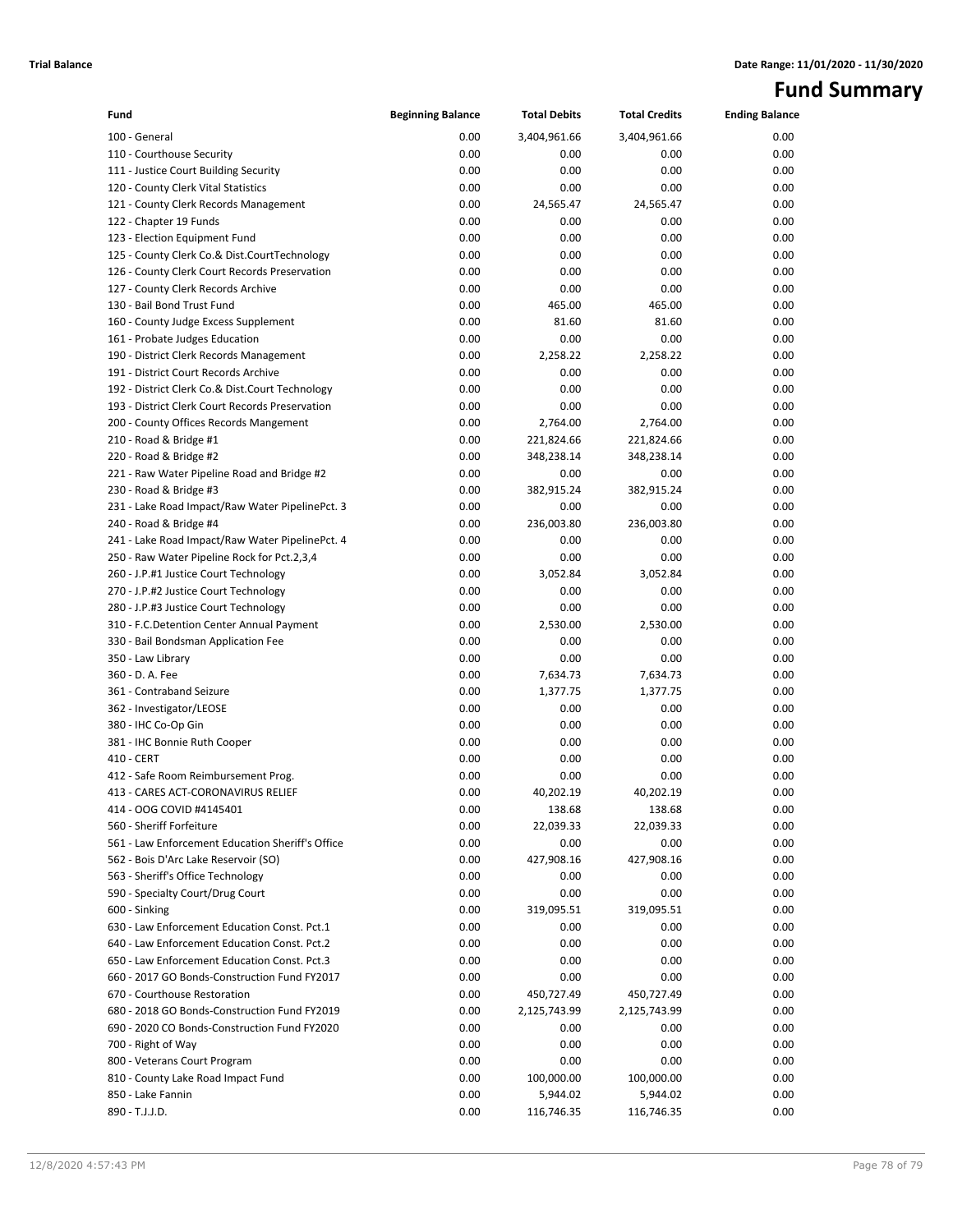**Trial Balance** **Date Range: 11/01/2020 - 11/30/2020**

# Fund Summary

| Fund | Beginning Balance | Total Debits | Total Credits | Ending Balance |
|---|---|---|---|---|
| 100 - General | 0.00 | 3,404,961.66 | 3,404,961.66 | 0.00 |
| 110 - Courthouse Security | 0.00 | 0.00 | 0.00 | 0.00 |
| 111 - Justice Court Building Security | 0.00 | 0.00 | 0.00 | 0.00 |
| 120 - County Clerk Vital Statistics | 0.00 | 0.00 | 0.00 | 0.00 |
| 121 - County Clerk Records Management | 0.00 | 24,565.47 | 24,565.47 | 0.00 |
| 122 - Chapter 19 Funds | 0.00 | 0.00 | 0.00 | 0.00 |
| 123 - Election Equipment Fund | 0.00 | 0.00 | 0.00 | 0.00 |
| 125 - County Clerk Co.& Dist.CourtTechnology | 0.00 | 0.00 | 0.00 | 0.00 |
| 126 - County Clerk Court Records Preservation | 0.00 | 0.00 | 0.00 | 0.00 |
| 127 - County Clerk Records Archive | 0.00 | 0.00 | 0.00 | 0.00 |
| 130 - Bail Bond Trust Fund | 0.00 | 465.00 | 465.00 | 0.00 |
| 160 - County Judge Excess Supplement | 0.00 | 81.60 | 81.60 | 0.00 |
| 161 - Probate Judges Education | 0.00 | 0.00 | 0.00 | 0.00 |
| 190 - District Clerk Records Management | 0.00 | 2,258.22 | 2,258.22 | 0.00 |
| 191 - District Court Records Archive | 0.00 | 0.00 | 0.00 | 0.00 |
| 192 - District Clerk Co.& Dist.Court Technology | 0.00 | 0.00 | 0.00 | 0.00 |
| 193 - District Clerk Court Records Preservation | 0.00 | 0.00 | 0.00 | 0.00 |
| 200 - County Offices Records Mangement | 0.00 | 2,764.00 | 2,764.00 | 0.00 |
| 210 - Road & Bridge #1 | 0.00 | 221,824.66 | 221,824.66 | 0.00 |
| 220 - Road & Bridge #2 | 0.00 | 348,238.14 | 348,238.14 | 0.00 |
| 221 - Raw Water Pipeline Road and Bridge #2 | 0.00 | 0.00 | 0.00 | 0.00 |
| 230 - Road & Bridge #3 | 0.00 | 382,915.24 | 382,915.24 | 0.00 |
| 231 - Lake Road Impact/Raw Water PipelinePct. 3 | 0.00 | 0.00 | 0.00 | 0.00 |
| 240 - Road & Bridge #4 | 0.00 | 236,003.80 | 236,003.80 | 0.00 |
| 241 - Lake Road Impact/Raw Water PipelinePct. 4 | 0.00 | 0.00 | 0.00 | 0.00 |
| 250 - Raw Water Pipeline Rock for Pct.2,3,4 | 0.00 | 0.00 | 0.00 | 0.00 |
| 260 - J.P.#1 Justice Court Technology | 0.00 | 3,052.84 | 3,052.84 | 0.00 |
| 270 - J.P.#2 Justice Court Technology | 0.00 | 0.00 | 0.00 | 0.00 |
| 280 - J.P.#3 Justice Court Technology | 0.00 | 0.00 | 0.00 | 0.00 |
| 310 - F.C.Detention Center Annual Payment | 0.00 | 2,530.00 | 2,530.00 | 0.00 |
| 330 - Bail Bondsman Application Fee | 0.00 | 0.00 | 0.00 | 0.00 |
| 350 - Law Library | 0.00 | 0.00 | 0.00 | 0.00 |
| 360 - D. A. Fee | 0.00 | 7,634.73 | 7,634.73 | 0.00 |
| 361 - Contraband Seizure | 0.00 | 1,377.75 | 1,377.75 | 0.00 |
| 362 - Investigator/LEOSE | 0.00 | 0.00 | 0.00 | 0.00 |
| 380 - IHC Co-Op Gin | 0.00 | 0.00 | 0.00 | 0.00 |
| 381 - IHC Bonnie Ruth Cooper | 0.00 | 0.00 | 0.00 | 0.00 |
| 410 - CERT | 0.00 | 0.00 | 0.00 | 0.00 |
| 412 - Safe Room Reimbursement Prog. | 0.00 | 0.00 | 0.00 | 0.00 |
| 413 - CARES ACT-CORONAVIRUS RELIEF | 0.00 | 40,202.19 | 40,202.19 | 0.00 |
| 414 - OOG COVID #4145401 | 0.00 | 138.68 | 138.68 | 0.00 |
| 560 - Sheriff Forfeiture | 0.00 | 22,039.33 | 22,039.33 | 0.00 |
| 561 - Law Enforcement Education Sheriff's Office | 0.00 | 0.00 | 0.00 | 0.00 |
| 562 - Bois D'Arc Lake Reservoir (SO) | 0.00 | 427,908.16 | 427,908.16 | 0.00 |
| 563 - Sheriff's Office Technology | 0.00 | 0.00 | 0.00 | 0.00 |
| 590 - Specialty Court/Drug Court | 0.00 | 0.00 | 0.00 | 0.00 |
| 600 - Sinking | 0.00 | 319,095.51 | 319,095.51 | 0.00 |
| 630 - Law Enforcement Education Const. Pct.1 | 0.00 | 0.00 | 0.00 | 0.00 |
| 640 - Law Enforcement Education Const. Pct.2 | 0.00 | 0.00 | 0.00 | 0.00 |
| 650 - Law Enforcement Education Const. Pct.3 | 0.00 | 0.00 | 0.00 | 0.00 |
| 660 - 2017 GO Bonds-Construction Fund FY2017 | 0.00 | 0.00 | 0.00 | 0.00 |
| 670 - Courthouse Restoration | 0.00 | 450,727.49 | 450,727.49 | 0.00 |
| 680 - 2018 GO Bonds-Construction Fund FY2019 | 0.00 | 2,125,743.99 | 2,125,743.99 | 0.00 |
| 690 - 2020 CO Bonds-Construction Fund FY2020 | 0.00 | 0.00 | 0.00 | 0.00 |
| 700 - Right of Way | 0.00 | 0.00 | 0.00 | 0.00 |
| 800 - Veterans Court Program | 0.00 | 0.00 | 0.00 | 0.00 |
| 810 - County Lake Road Impact Fund | 0.00 | 100,000.00 | 100,000.00 | 0.00 |
| 850 - Lake Fannin | 0.00 | 5,944.02 | 5,944.02 | 0.00 |
| 890 - T.J.J.D. | 0.00 | 116,746.35 | 116,746.35 | 0.00 |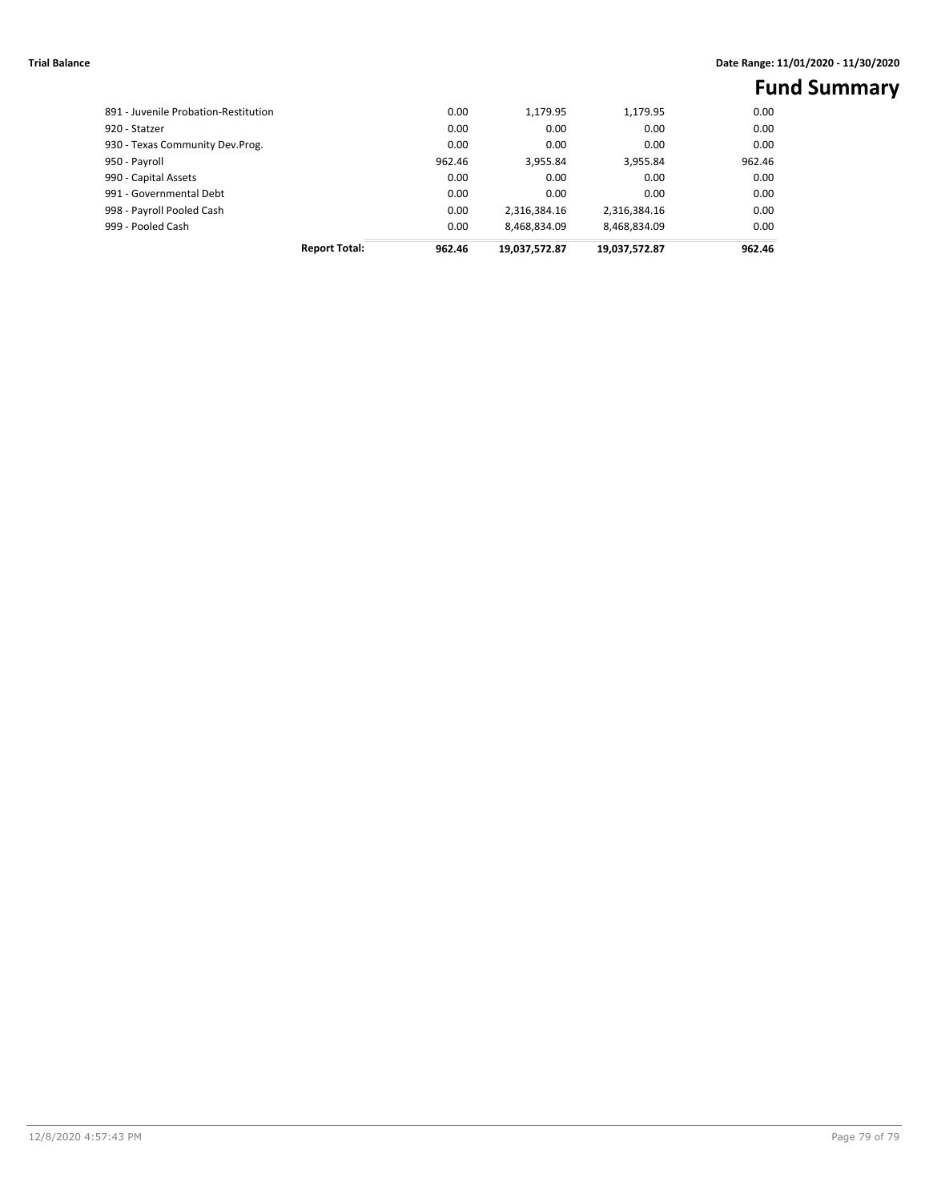# Fund Summary

| | | | | |
|---|---|---|---|---|
| 891 - Juvenile Probation-Restitution | 0.00 | 1,179.95 | 1,179.95 | 0.00 |
| 920 - Statzer | 0.00 | 0.00 | 0.00 | 0.00 |
| 930 - Texas Community Dev.Prog. | 0.00 | 0.00 | 0.00 | 0.00 |
| 950 - Payroll | 962.46 | 3,955.84 | 3,955.84 | 962.46 |
| 990 - Capital Assets | 0.00 | 0.00 | 0.00 | 0.00 |
| 991 - Governmental Debt | 0.00 | 0.00 | 0.00 | 0.00 |
| 998 - Payroll Pooled Cash | 0.00 | 2,316,384.16 | 2,316,384.16 | 0.00 |
| 999 - Pooled Cash | 0.00 | 8,468,834.09 | 8,468,834.09 | 0.00 |
| **Report Total:** | **962.46** | **19,037,572.87** | **19,037,572.87** | **962.46** |